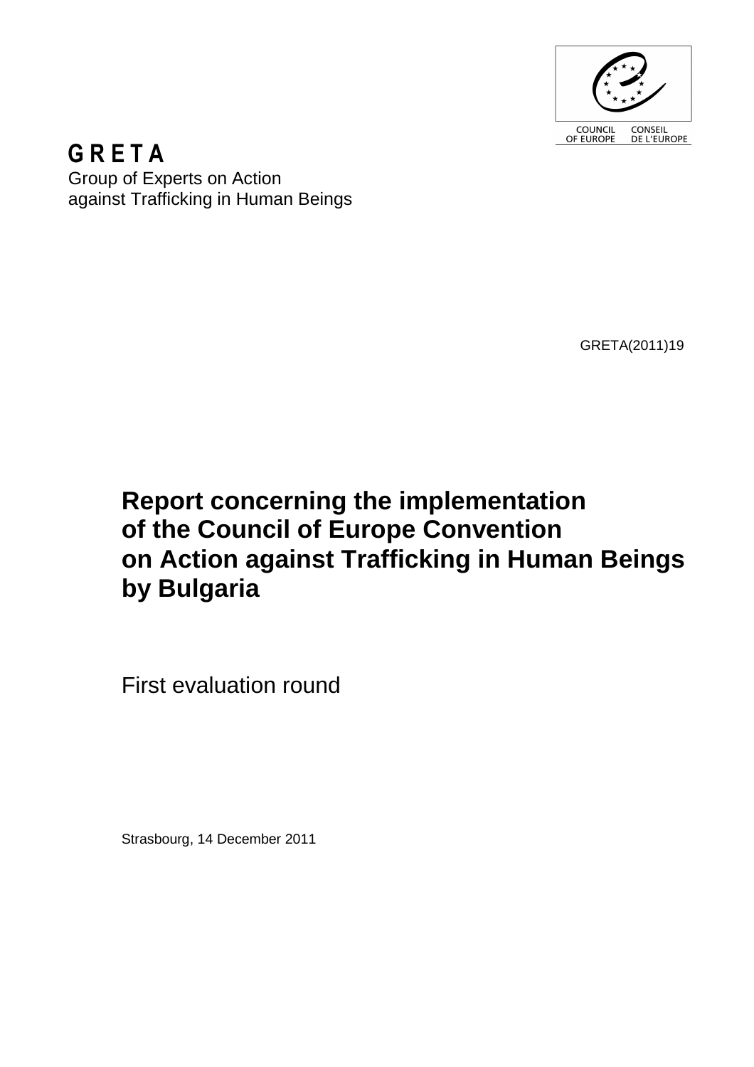COUNCIL OF EUROPE CONSEIL DE L'EUROPE

**G R E T A**

Group of Experts on Action against Trafficking in Human Beings

GRETA(2011)19

# Report concerning the implementation of the Council of Europe Convention on Action against Trafficking in Human Beings by Bulgaria

First evaluation round

Strasbourg, 14 December 2011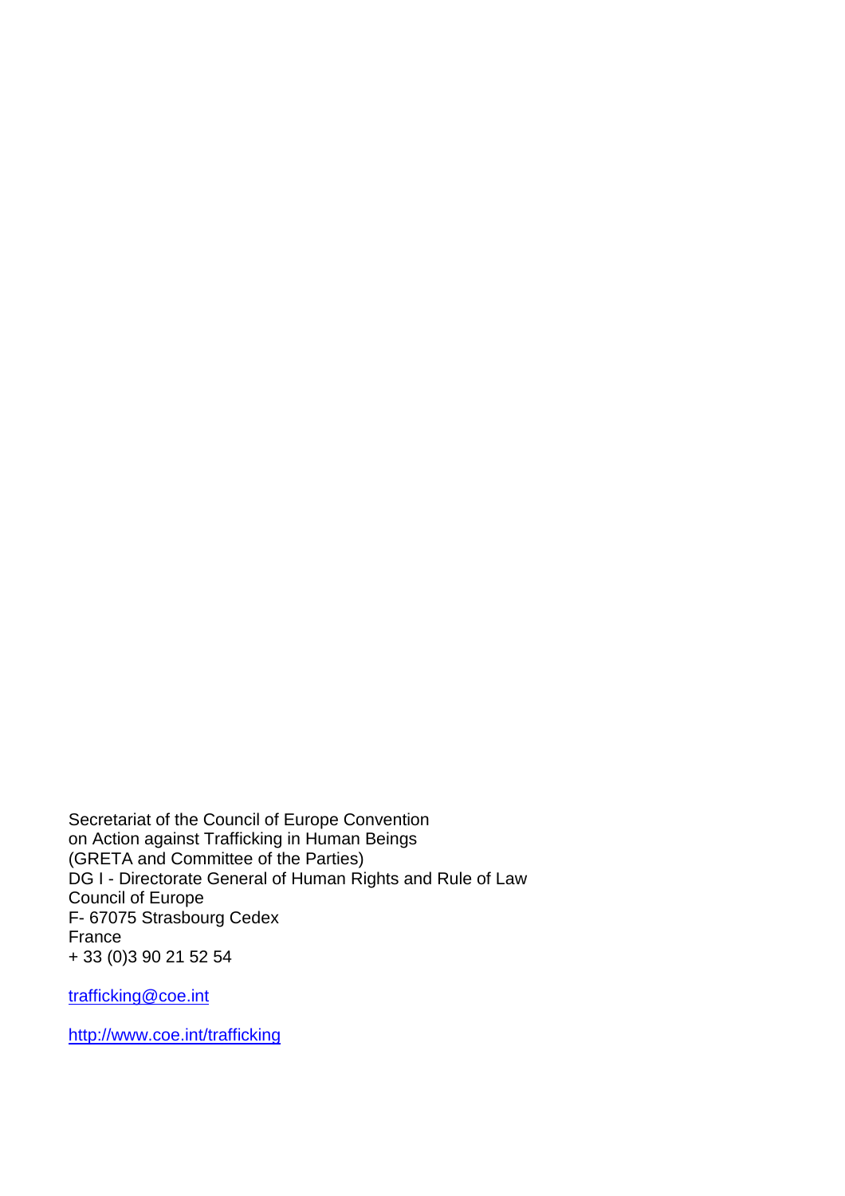Secretariat of the Council of Europe Convention
on Action against Trafficking in Human Beings
(GRETA and Committee of the Parties)
DG I - Directorate General of Human Rights and Rule of Law
Council of Europe
F- 67075 Strasbourg Cedex
France
+ 33 (0)3 90 21 52 54

trafficking@coe.int

http://www.coe.int/trafficking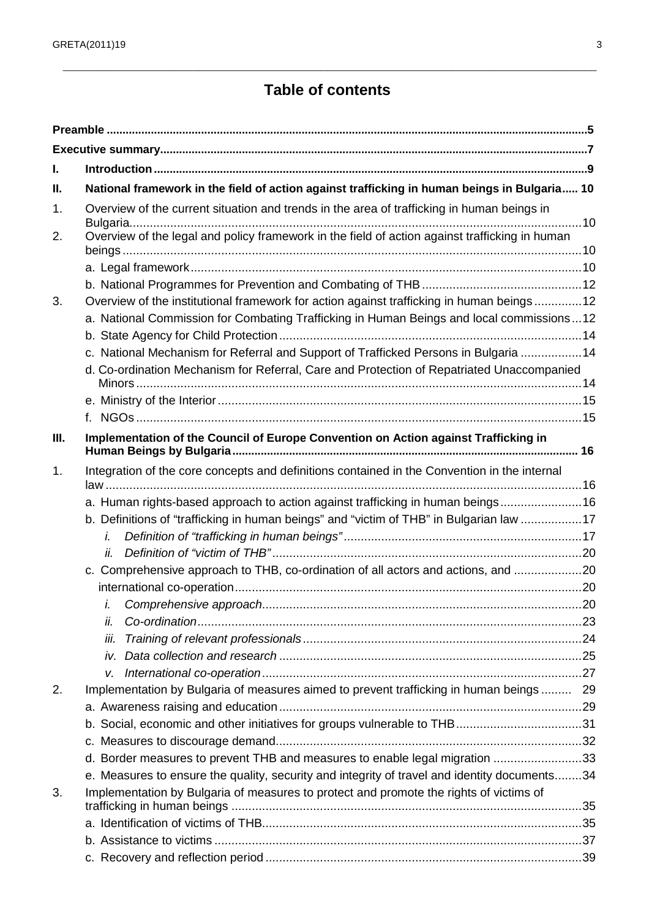# Table of contents

**Preamble** .....5

**Executive summary**.....7

**I. Introduction**.....9

**II. National framework in the field of action against trafficking in human beings in Bulgaria**..... 10

1. Overview of the current situation and trends in the area of trafficking in human beings in Bulgaria.....10
2. Overview of the legal and policy framework in the field of action against trafficking in human beings.....10
   - a. Legal framework.....10
   - b. National Programmes for Prevention and Combating of THB.....12
3. Overview of the institutional framework for action against trafficking in human beings.....12
   - a. National Commission for Combating Trafficking in Human Beings and local commissions...12
   - b. State Agency for Child Protection.....14
   - c. National Mechanism for Referral and Support of Trafficked Persons in Bulgaria.....14
   - d. Co-ordination Mechanism for Referral, Care and Protection of Repatriated Unaccompanied Minors.....14
   - e. Ministry of the Interior.....15
   - f. NGOs.....15

**III. Implementation of the Council of Europe Convention on Action against Trafficking in Human Beings by Bulgaria**..... 16

1. Integration of the core concepts and definitions contained in the Convention in the internal law.....16
   - a. Human rights-based approach to action against trafficking in human beings.....16
   - b. Definitions of “trafficking in human beings” and “victim of THB” in Bulgarian law.....17
     - *i. Definition of “trafficking in human beings”*.....17
     - *ii. Definition of “victim of THB”*.....20
   - c. Comprehensive approach to THB, co-ordination of all actors and actions, and .....20
     international co-operation.....20
     - *i. Comprehensive approach*.....20
     - *ii. Co-ordination*.....23
     - *iii. Training of relevant professionals*.....24
     - *iv. Data collection and research*.....25
     - *v. International co-operation*.....27
2. Implementation by Bulgaria of measures aimed to prevent trafficking in human beings ..... 29
   - a. Awareness raising and education.....29
   - b. Social, economic and other initiatives for groups vulnerable to THB.....31
   - c. Measures to discourage demand.....32
   - d. Border measures to prevent THB and measures to enable legal migration.....33
   - e. Measures to ensure the quality, security and integrity of travel and identity documents.....34
3. Implementation by Bulgaria of measures to protect and promote the rights of victims of trafficking in human beings.....35
   - a. Identification of victims of THB.....35
   - b. Assistance to victims.....37
   - c. Recovery and reflection period.....39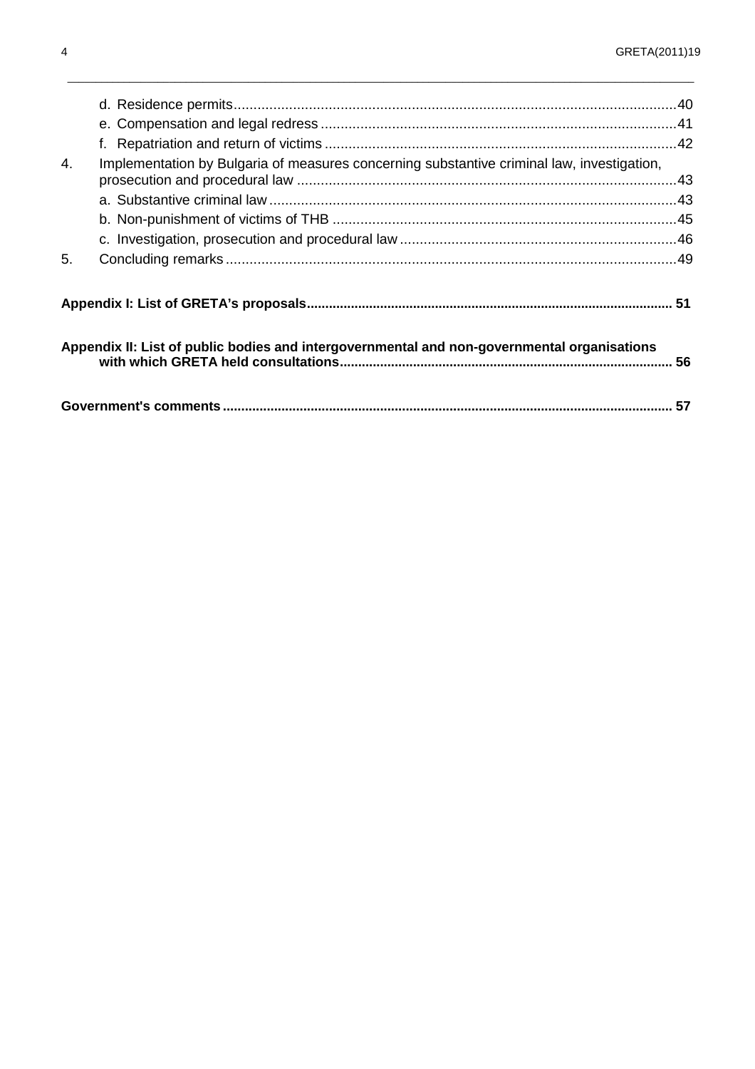d. Residence permits ... 40
e. Compensation and legal redress ... 41
f. Repatriation and return of victims ... 42

4. Implementation by Bulgaria of measures concerning substantive criminal law, investigation, prosecution and procedural law ... 43
   a. Substantive criminal law ... 43
   b. Non-punishment of victims of THB ... 45
   c. Investigation, prosecution and procedural law ... 46
5. Concluding remarks ... 49

**Appendix I: List of GRETA's proposals ... 51**

**Appendix II: List of public bodies and intergovernmental and non-governmental organisations with which GRETA held consultations ... 56**

**Government's comments ... 57**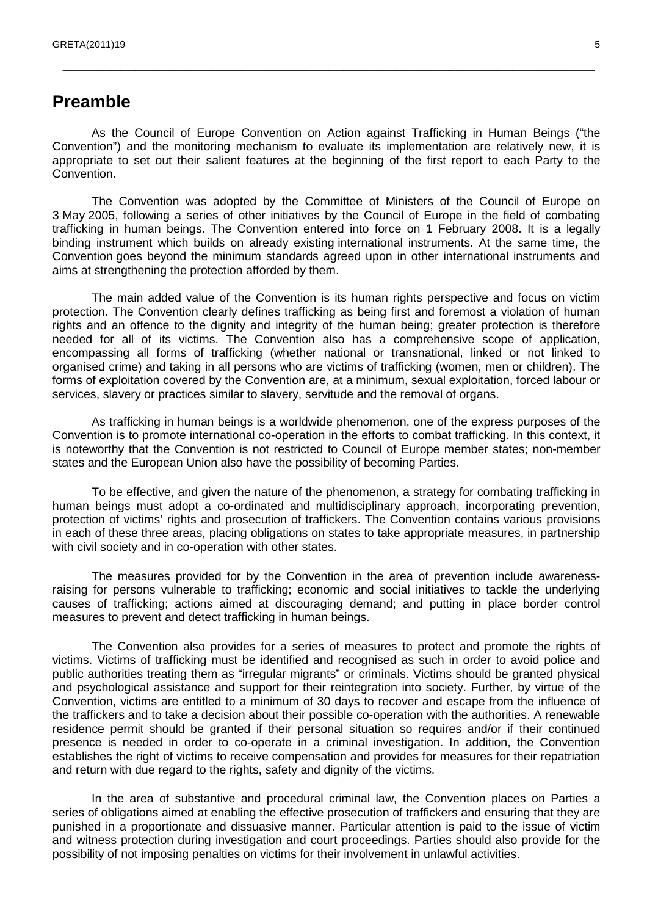# Preamble

As the Council of Europe Convention on Action against Trafficking in Human Beings ("the Convention") and the monitoring mechanism to evaluate its implementation are relatively new, it is appropriate to set out their salient features at the beginning of the first report to each Party to the Convention.

The Convention was adopted by the Committee of Ministers of the Council of Europe on 3 May 2005, following a series of other initiatives by the Council of Europe in the field of combating trafficking in human beings. The Convention entered into force on 1 February 2008. It is a legally binding instrument which builds on already existing international instruments. At the same time, the Convention goes beyond the minimum standards agreed upon in other international instruments and aims at strengthening the protection afforded by them.

The main added value of the Convention is its human rights perspective and focus on victim protection. The Convention clearly defines trafficking as being first and foremost a violation of human rights and an offence to the dignity and integrity of the human being; greater protection is therefore needed for all of its victims. The Convention also has a comprehensive scope of application, encompassing all forms of trafficking (whether national or transnational, linked or not linked to organised crime) and taking in all persons who are victims of trafficking (women, men or children). The forms of exploitation covered by the Convention are, at a minimum, sexual exploitation, forced labour or services, slavery or practices similar to slavery, servitude and the removal of organs.

As trafficking in human beings is a worldwide phenomenon, one of the express purposes of the Convention is to promote international co-operation in the efforts to combat trafficking. In this context, it is noteworthy that the Convention is not restricted to Council of Europe member states; non-member states and the European Union also have the possibility of becoming Parties.

To be effective, and given the nature of the phenomenon, a strategy for combating trafficking in human beings must adopt a co-ordinated and multidisciplinary approach, incorporating prevention, protection of victims' rights and prosecution of traffickers. The Convention contains various provisions in each of these three areas, placing obligations on states to take appropriate measures, in partnership with civil society and in co-operation with other states.

The measures provided for by the Convention in the area of prevention include awareness-raising for persons vulnerable to trafficking; economic and social initiatives to tackle the underlying causes of trafficking; actions aimed at discouraging demand; and putting in place border control measures to prevent and detect trafficking in human beings.

The Convention also provides for a series of measures to protect and promote the rights of victims. Victims of trafficking must be identified and recognised as such in order to avoid police and public authorities treating them as "irregular migrants" or criminals. Victims should be granted physical and psychological assistance and support for their reintegration into society. Further, by virtue of the Convention, victims are entitled to a minimum of 30 days to recover and escape from the influence of the traffickers and to take a decision about their possible co-operation with the authorities. A renewable residence permit should be granted if their personal situation so requires and/or if their continued presence is needed in order to co-operate in a criminal investigation. In addition, the Convention establishes the right of victims to receive compensation and provides for measures for their repatriation and return with due regard to the rights, safety and dignity of the victims.

In the area of substantive and procedural criminal law, the Convention places on Parties a series of obligations aimed at enabling the effective prosecution of traffickers and ensuring that they are punished in a proportionate and dissuasive manner. Particular attention is paid to the issue of victim and witness protection during investigation and court proceedings. Parties should also provide for the possibility of not imposing penalties on victims for their involvement in unlawful activities.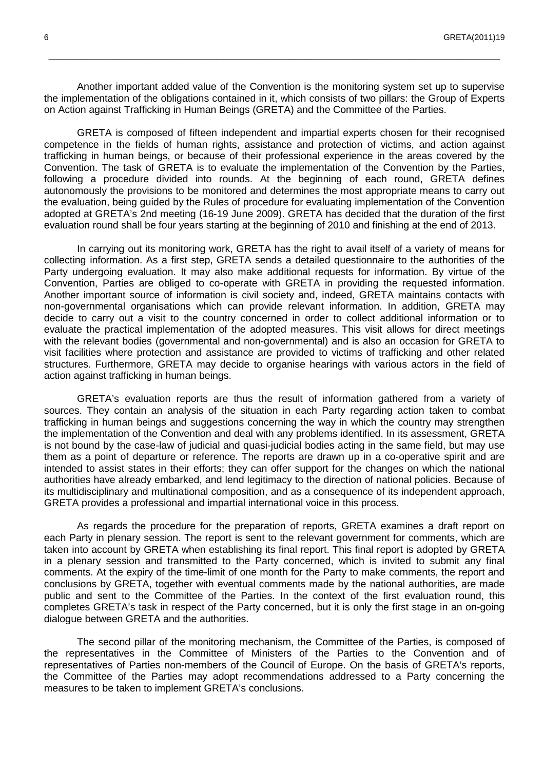Another important added value of the Convention is the monitoring system set up to supervise the implementation of the obligations contained in it, which consists of two pillars: the Group of Experts on Action against Trafficking in Human Beings (GRETA) and the Committee of the Parties.

GRETA is composed of fifteen independent and impartial experts chosen for their recognised competence in the fields of human rights, assistance and protection of victims, and action against trafficking in human beings, or because of their professional experience in the areas covered by the Convention. The task of GRETA is to evaluate the implementation of the Convention by the Parties, following a procedure divided into rounds. At the beginning of each round, GRETA defines autonomously the provisions to be monitored and determines the most appropriate means to carry out the evaluation, being guided by the Rules of procedure for evaluating implementation of the Convention adopted at GRETA's 2nd meeting (16-19 June 2009). GRETA has decided that the duration of the first evaluation round shall be four years starting at the beginning of 2010 and finishing at the end of 2013.

In carrying out its monitoring work, GRETA has the right to avail itself of a variety of means for collecting information. As a first step, GRETA sends a detailed questionnaire to the authorities of the Party undergoing evaluation. It may also make additional requests for information. By virtue of the Convention, Parties are obliged to co-operate with GRETA in providing the requested information. Another important source of information is civil society and, indeed, GRETA maintains contacts with non-governmental organisations which can provide relevant information. In addition, GRETA may decide to carry out a visit to the country concerned in order to collect additional information or to evaluate the practical implementation of the adopted measures. This visit allows for direct meetings with the relevant bodies (governmental and non-governmental) and is also an occasion for GRETA to visit facilities where protection and assistance are provided to victims of trafficking and other related structures. Furthermore, GRETA may decide to organise hearings with various actors in the field of action against trafficking in human beings.

GRETA's evaluation reports are thus the result of information gathered from a variety of sources. They contain an analysis of the situation in each Party regarding action taken to combat trafficking in human beings and suggestions concerning the way in which the country may strengthen the implementation of the Convention and deal with any problems identified. In its assessment, GRETA is not bound by the case-law of judicial and quasi-judicial bodies acting in the same field, but may use them as a point of departure or reference. The reports are drawn up in a co-operative spirit and are intended to assist states in their efforts; they can offer support for the changes on which the national authorities have already embarked, and lend legitimacy to the direction of national policies. Because of its multidisciplinary and multinational composition, and as a consequence of its independent approach, GRETA provides a professional and impartial international voice in this process.

As regards the procedure for the preparation of reports, GRETA examines a draft report on each Party in plenary session. The report is sent to the relevant government for comments, which are taken into account by GRETA when establishing its final report. This final report is adopted by GRETA in a plenary session and transmitted to the Party concerned, which is invited to submit any final comments. At the expiry of the time-limit of one month for the Party to make comments, the report and conclusions by GRETA, together with eventual comments made by the national authorities, are made public and sent to the Committee of the Parties. In the context of the first evaluation round, this completes GRETA's task in respect of the Party concerned, but it is only the first stage in an on-going dialogue between GRETA and the authorities.

The second pillar of the monitoring mechanism, the Committee of the Parties, is composed of the representatives in the Committee of Ministers of the Parties to the Convention and of representatives of Parties non-members of the Council of Europe. On the basis of GRETA's reports, the Committee of the Parties may adopt recommendations addressed to a Party concerning the measures to be taken to implement GRETA's conclusions.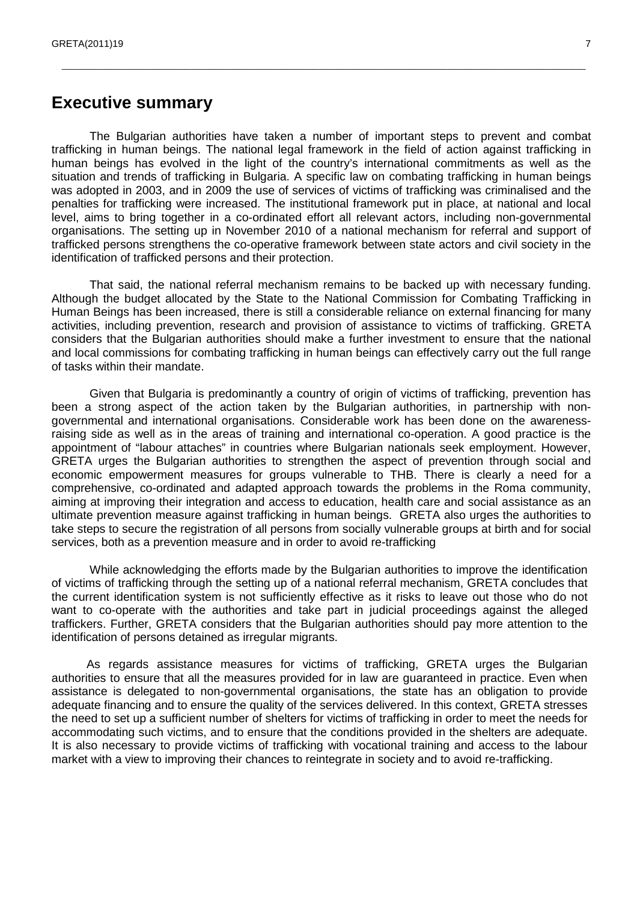# Executive summary

The Bulgarian authorities have taken a number of important steps to prevent and combat trafficking in human beings. The national legal framework in the field of action against trafficking in human beings has evolved in the light of the country's international commitments as well as the situation and trends of trafficking in Bulgaria. A specific law on combating trafficking in human beings was adopted in 2003, and in 2009 the use of services of victims of trafficking was criminalised and the penalties for trafficking were increased. The institutional framework put in place, at national and local level, aims to bring together in a co-ordinated effort all relevant actors, including non-governmental organisations. The setting up in November 2010 of a national mechanism for referral and support of trafficked persons strengthens the co-operative framework between state actors and civil society in the identification of trafficked persons and their protection.

That said, the national referral mechanism remains to be backed up with necessary funding. Although the budget allocated by the State to the National Commission for Combating Trafficking in Human Beings has been increased, there is still a considerable reliance on external financing for many activities, including prevention, research and provision of assistance to victims of trafficking. GRETA considers that the Bulgarian authorities should make a further investment to ensure that the national and local commissions for combating trafficking in human beings can effectively carry out the full range of tasks within their mandate.

Given that Bulgaria is predominantly a country of origin of victims of trafficking, prevention has been a strong aspect of the action taken by the Bulgarian authorities, in partnership with non-governmental and international organisations. Considerable work has been done on the awareness-raising side as well as in the areas of training and international co-operation. A good practice is the appointment of "labour attaches" in countries where Bulgarian nationals seek employment. However, GRETA urges the Bulgarian authorities to strengthen the aspect of prevention through social and economic empowerment measures for groups vulnerable to THB. There is clearly a need for a comprehensive, co-ordinated and adapted approach towards the problems in the Roma community, aiming at improving their integration and access to education, health care and social assistance as an ultimate prevention measure against trafficking in human beings. GRETA also urges the authorities to take steps to secure the registration of all persons from socially vulnerable groups at birth and for social services, both as a prevention measure and in order to avoid re-trafficking

While acknowledging the efforts made by the Bulgarian authorities to improve the identification of victims of trafficking through the setting up of a national referral mechanism, GRETA concludes that the current identification system is not sufficiently effective as it risks to leave out those who do not want to co-operate with the authorities and take part in judicial proceedings against the alleged traffickers. Further, GRETA considers that the Bulgarian authorities should pay more attention to the identification of persons detained as irregular migrants.

As regards assistance measures for victims of trafficking, GRETA urges the Bulgarian authorities to ensure that all the measures provided for in law are guaranteed in practice. Even when assistance is delegated to non-governmental organisations, the state has an obligation to provide adequate financing and to ensure the quality of the services delivered. In this context, GRETA stresses the need to set up a sufficient number of shelters for victims of trafficking in order to meet the needs for accommodating such victims, and to ensure that the conditions provided in the shelters are adequate. It is also necessary to provide victims of trafficking with vocational training and access to the labour market with a view to improving their chances to reintegrate in society and to avoid re-trafficking.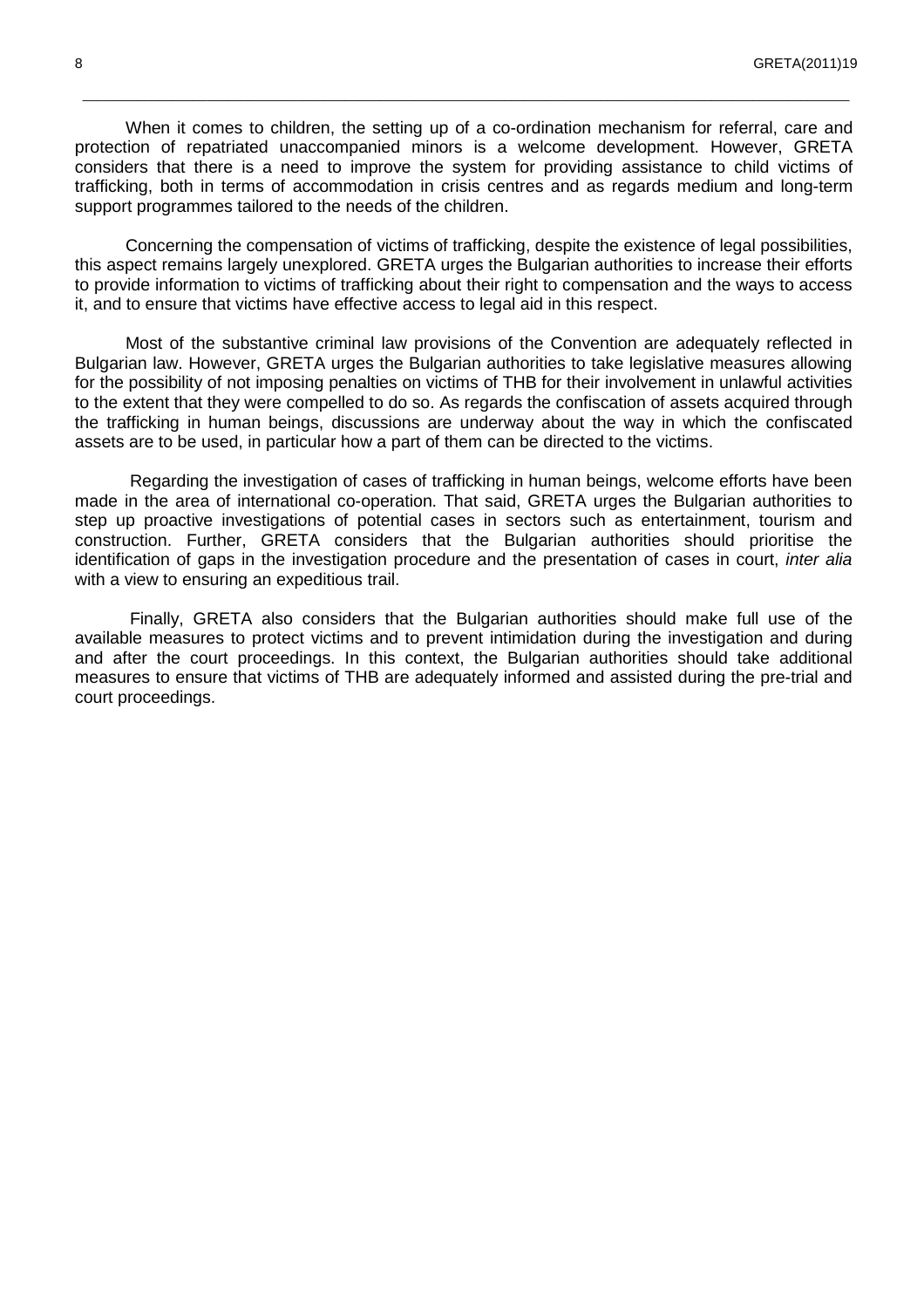When it comes to children, the setting up of a co-ordination mechanism for referral, care and protection of repatriated unaccompanied minors is a welcome development. However, GRETA considers that there is a need to improve the system for providing assistance to child victims of trafficking, both in terms of accommodation in crisis centres and as regards medium and long-term support programmes tailored to the needs of the children.

Concerning the compensation of victims of trafficking, despite the existence of legal possibilities, this aspect remains largely unexplored. GRETA urges the Bulgarian authorities to increase their efforts to provide information to victims of trafficking about their right to compensation and the ways to access it, and to ensure that victims have effective access to legal aid in this respect.

Most of the substantive criminal law provisions of the Convention are adequately reflected in Bulgarian law. However, GRETA urges the Bulgarian authorities to take legislative measures allowing for the possibility of not imposing penalties on victims of THB for their involvement in unlawful activities to the extent that they were compelled to do so. As regards the confiscation of assets acquired through the trafficking in human beings, discussions are underway about the way in which the confiscated assets are to be used, in particular how a part of them can be directed to the victims.

Regarding the investigation of cases of trafficking in human beings, welcome efforts have been made in the area of international co-operation. That said, GRETA urges the Bulgarian authorities to step up proactive investigations of potential cases in sectors such as entertainment, tourism and construction. Further, GRETA considers that the Bulgarian authorities should prioritise the identification of gaps in the investigation procedure and the presentation of cases in court, *inter alia* with a view to ensuring an expeditious trail.

Finally, GRETA also considers that the Bulgarian authorities should make full use of the available measures to protect victims and to prevent intimidation during the investigation and during and after the court proceedings. In this context, the Bulgarian authorities should take additional measures to ensure that victims of THB are adequately informed and assisted during the pre-trial and court proceedings.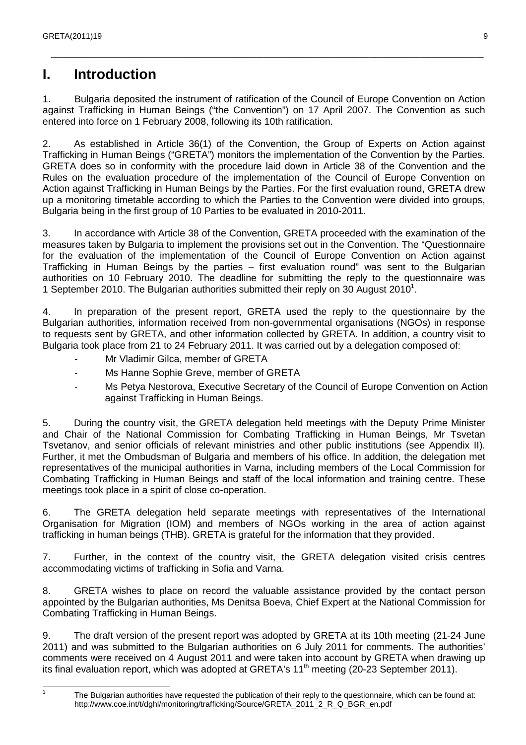# I. Introduction

1. Bulgaria deposited the instrument of ratification of the Council of Europe Convention on Action against Trafficking in Human Beings ("the Convention") on 17 April 2007. The Convention as such entered into force on 1 February 2008, following its 10th ratification.

2. As established in Article 36(1) of the Convention, the Group of Experts on Action against Trafficking in Human Beings ("GRETA") monitors the implementation of the Convention by the Parties. GRETA does so in conformity with the procedure laid down in Article 38 of the Convention and the Rules on the evaluation procedure of the implementation of the Council of Europe Convention on Action against Trafficking in Human Beings by the Parties. For the first evaluation round, GRETA drew up a monitoring timetable according to which the Parties to the Convention were divided into groups, Bulgaria being in the first group of 10 Parties to be evaluated in 2010-2011.

3. In accordance with Article 38 of the Convention, GRETA proceeded with the examination of the measures taken by Bulgaria to implement the provisions set out in the Convention. The "Questionnaire for the evaluation of the implementation of the Council of Europe Convention on Action against Trafficking in Human Beings by the parties – first evaluation round" was sent to the Bulgarian authorities on 10 February 2010. The deadline for submitting the reply to the questionnaire was 1 September 2010. The Bulgarian authorities submitted their reply on 30 August 2010[1].

4. In preparation of the present report, GRETA used the reply to the questionnaire by the Bulgarian authorities, information received from non-governmental organisations (NGOs) in response to requests sent by GRETA, and other information collected by GRETA. In addition, a country visit to Bulgaria took place from 21 to 24 February 2011. It was carried out by a delegation composed of:

- Mr Vladimir Gilca, member of GRETA
- Ms Hanne Sophie Greve, member of GRETA
- Ms Petya Nestorova, Executive Secretary of the Council of Europe Convention on Action against Trafficking in Human Beings.

5. During the country visit, the GRETA delegation held meetings with the Deputy Prime Minister and Chair of the National Commission for Combating Trafficking in Human Beings, Mr Tsvetan Tsvetanov, and senior officials of relevant ministries and other public institutions (see Appendix II). Further, it met the Ombudsman of Bulgaria and members of his office. In addition, the delegation met representatives of the municipal authorities in Varna, including members of the Local Commission for Combating Trafficking in Human Beings and staff of the local information and training centre. These meetings took place in a spirit of close co-operation.

6. The GRETA delegation held separate meetings with representatives of the International Organisation for Migration (IOM) and members of NGOs working in the area of action against trafficking in human beings (THB). GRETA is grateful for the information that they provided.

7. Further, in the context of the country visit, the GRETA delegation visited crisis centres accommodating victims of trafficking in Sofia and Varna.

8. GRETA wishes to place on record the valuable assistance provided by the contact person appointed by the Bulgarian authorities, Ms Denitsa Boeva, Chief Expert at the National Commission for Combating Trafficking in Human Beings.

9. The draft version of the present report was adopted by GRETA at its 10th meeting (21-24 June 2011) and was submitted to the Bulgarian authorities on 6 July 2011 for comments. The authorities' comments were received on 4 August 2011 and were taken into account by GRETA when drawing up its final evaluation report, which was adopted at GRETA's 11th meeting (20-23 September 2011).

---

[1] The Bulgarian authorities have requested the publication of their reply to the questionnaire, which can be found at: http://www.coe.int/t/dghl/monitoring/trafficking/Source/GRETA_2011_2_R_Q_BGR_en.pdf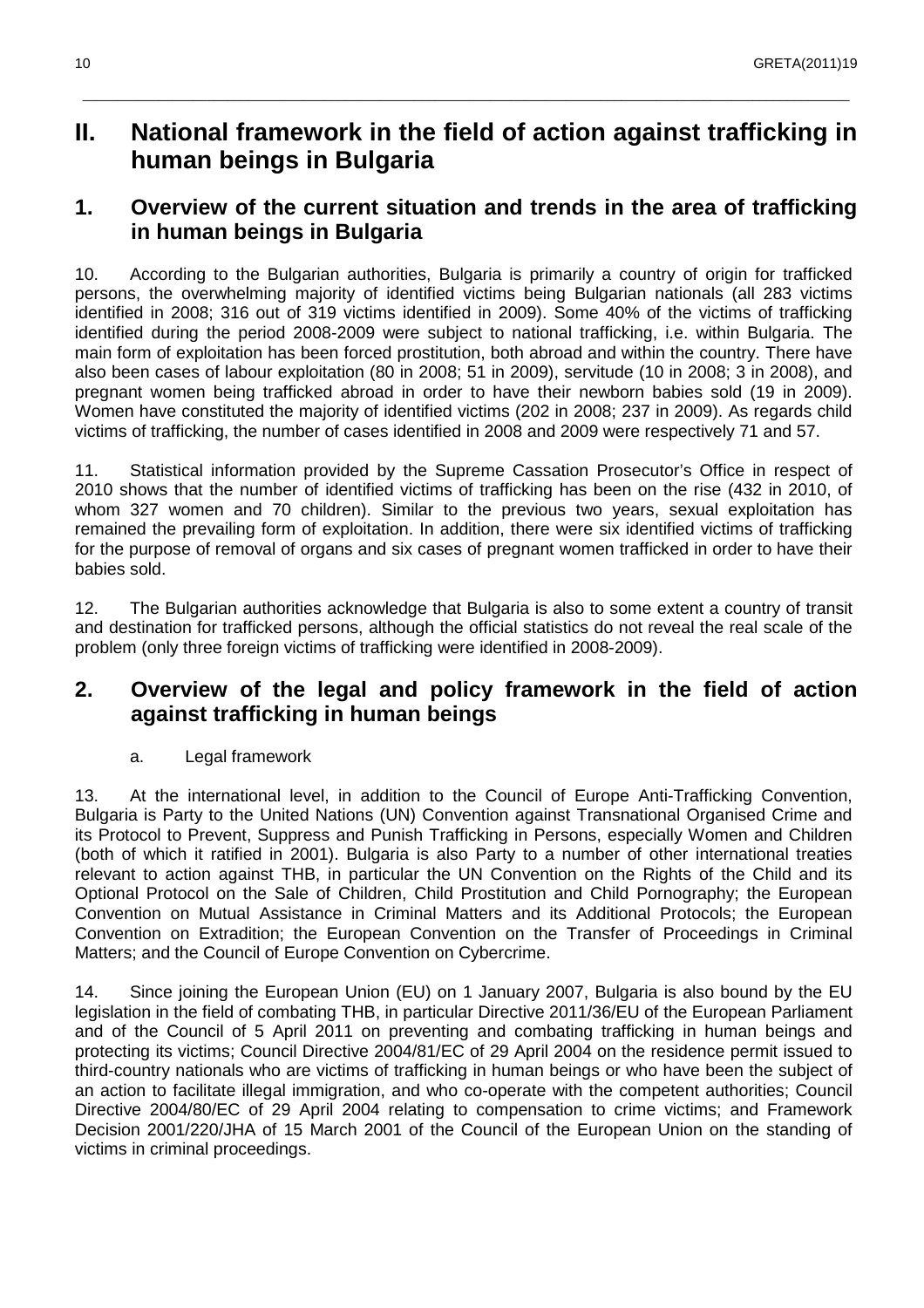# II. National framework in the field of action against trafficking in human beings in Bulgaria

## 1. Overview of the current situation and trends in the area of trafficking in human beings in Bulgaria

10. According to the Bulgarian authorities, Bulgaria is primarily a country of origin for trafficked persons, the overwhelming majority of identified victims being Bulgarian nationals (all 283 victims identified in 2008; 316 out of 319 victims identified in 2009). Some 40% of the victims of trafficking identified during the period 2008-2009 were subject to national trafficking, i.e. within Bulgaria. The main form of exploitation has been forced prostitution, both abroad and within the country. There have also been cases of labour exploitation (80 in 2008; 51 in 2009), servitude (10 in 2008; 3 in 2008), and pregnant women being trafficked abroad in order to have their newborn babies sold (19 in 2009). Women have constituted the majority of identified victims (202 in 2008; 237 in 2009). As regards child victims of trafficking, the number of cases identified in 2008 and 2009 were respectively 71 and 57.

11. Statistical information provided by the Supreme Cassation Prosecutor's Office in respect of 2010 shows that the number of identified victims of trafficking has been on the rise (432 in 2010, of whom 327 women and 70 children). Similar to the previous two years, sexual exploitation has remained the prevailing form of exploitation. In addition, there were six identified victims of trafficking for the purpose of removal of organs and six cases of pregnant women trafficked in order to have their babies sold.

12. The Bulgarian authorities acknowledge that Bulgaria is also to some extent a country of transit and destination for trafficked persons, although the official statistics do not reveal the real scale of the problem (only three foreign victims of trafficking were identified in 2008-2009).

## 2. Overview of the legal and policy framework in the field of action against trafficking in human beings

### a. Legal framework

13. At the international level, in addition to the Council of Europe Anti-Trafficking Convention, Bulgaria is Party to the United Nations (UN) Convention against Transnational Organised Crime and its Protocol to Prevent, Suppress and Punish Trafficking in Persons, especially Women and Children (both of which it ratified in 2001). Bulgaria is also Party to a number of other international treaties relevant to action against THB, in particular the UN Convention on the Rights of the Child and its Optional Protocol on the Sale of Children, Child Prostitution and Child Pornography; the European Convention on Mutual Assistance in Criminal Matters and its Additional Protocols; the European Convention on Extradition; the European Convention on the Transfer of Proceedings in Criminal Matters; and the Council of Europe Convention on Cybercrime.

14. Since joining the European Union (EU) on 1 January 2007, Bulgaria is also bound by the EU legislation in the field of combating THB, in particular Directive 2011/36/EU of the European Parliament and of the Council of 5 April 2011 on preventing and combating trafficking in human beings and protecting its victims; Council Directive 2004/81/EC of 29 April 2004 on the residence permit issued to third-country nationals who are victims of trafficking in human beings or who have been the subject of an action to facilitate illegal immigration, and who co-operate with the competent authorities; Council Directive 2004/80/EC of 29 April 2004 relating to compensation to crime victims; and Framework Decision 2001/220/JHA of 15 March 2001 of the Council of the European Union on the standing of victims in criminal proceedings.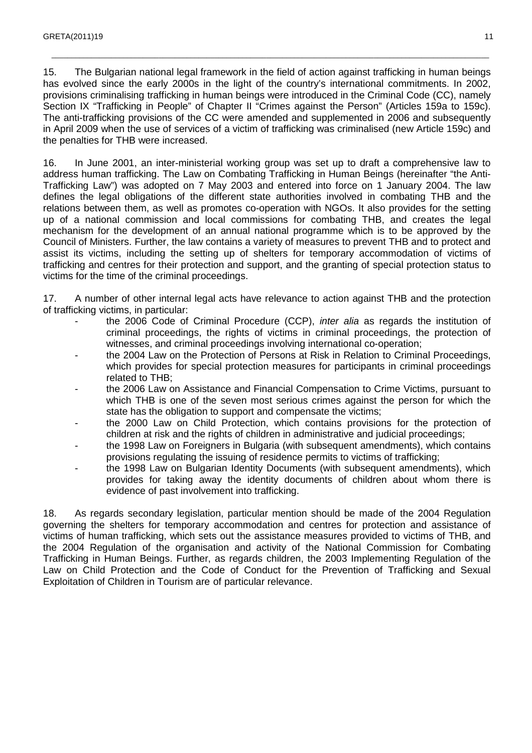15. The Bulgarian national legal framework in the field of action against trafficking in human beings has evolved since the early 2000s in the light of the country's international commitments. In 2002, provisions criminalising trafficking in human beings were introduced in the Criminal Code (CC), namely Section IX "Trafficking in People" of Chapter II "Crimes against the Person" (Articles 159a to 159c). The anti-trafficking provisions of the CC were amended and supplemented in 2006 and subsequently in April 2009 when the use of services of a victim of trafficking was criminalised (new Article 159c) and the penalties for THB were increased.

16. In June 2001, an inter-ministerial working group was set up to draft a comprehensive law to address human trafficking. The Law on Combating Trafficking in Human Beings (hereinafter "the Anti-Trafficking Law") was adopted on 7 May 2003 and entered into force on 1 January 2004. The law defines the legal obligations of the different state authorities involved in combating THB and the relations between them, as well as promotes co-operation with NGOs. It also provides for the setting up of a national commission and local commissions for combating THB, and creates the legal mechanism for the development of an annual national programme which is to be approved by the Council of Ministers. Further, the law contains a variety of measures to prevent THB and to protect and assist its victims, including the setting up of shelters for temporary accommodation of victims of trafficking and centres for their protection and support, and the granting of special protection status to victims for the time of the criminal proceedings.

17. A number of other internal legal acts have relevance to action against THB and the protection of trafficking victims, in particular:

- the 2006 Code of Criminal Procedure (CCP), *inter alia* as regards the institution of criminal proceedings, the rights of victims in criminal proceedings, the protection of witnesses, and criminal proceedings involving international co-operation;
- the 2004 Law on the Protection of Persons at Risk in Relation to Criminal Proceedings, which provides for special protection measures for participants in criminal proceedings related to THB;
- the 2006 Law on Assistance and Financial Compensation to Crime Victims, pursuant to which THB is one of the seven most serious crimes against the person for which the state has the obligation to support and compensate the victims;
- the 2000 Law on Child Protection, which contains provisions for the protection of children at risk and the rights of children in administrative and judicial proceedings;
- the 1998 Law on Foreigners in Bulgaria (with subsequent amendments), which contains provisions regulating the issuing of residence permits to victims of trafficking;
- the 1998 Law on Bulgarian Identity Documents (with subsequent amendments), which provides for taking away the identity documents of children about whom there is evidence of past involvement into trafficking.

18. As regards secondary legislation, particular mention should be made of the 2004 Regulation governing the shelters for temporary accommodation and centres for protection and assistance of victims of human trafficking, which sets out the assistance measures provided to victims of THB, and the 2004 Regulation of the organisation and activity of the National Commission for Combating Trafficking in Human Beings. Further, as regards children, the 2003 Implementing Regulation of the Law on Child Protection and the Code of Conduct for the Prevention of Trafficking and Sexual Exploitation of Children in Tourism are of particular relevance.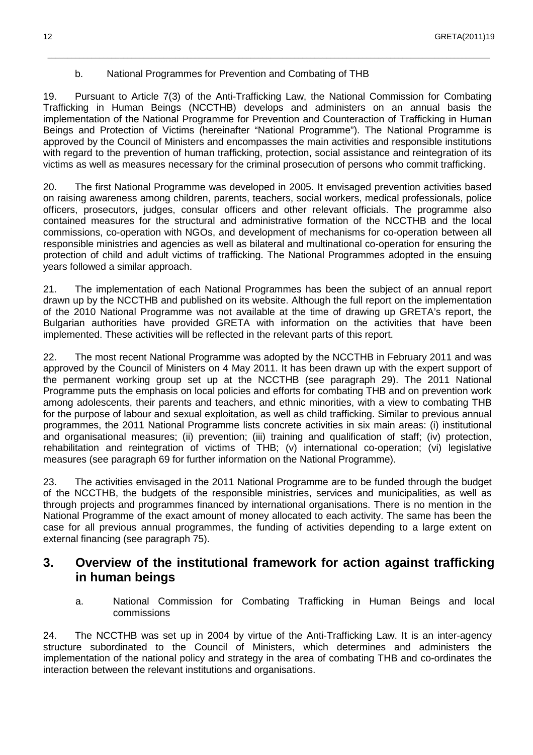### b. National Programmes for Prevention and Combating of THB

19. Pursuant to Article 7(3) of the Anti-Trafficking Law, the National Commission for Combating Trafficking in Human Beings (NCCTHB) develops and administers on an annual basis the implementation of the National Programme for Prevention and Counteraction of Trafficking in Human Beings and Protection of Victims (hereinafter "National Programme"). The National Programme is approved by the Council of Ministers and encompasses the main activities and responsible institutions with regard to the prevention of human trafficking, protection, social assistance and reintegration of its victims as well as measures necessary for the criminal prosecution of persons who commit trafficking.

20. The first National Programme was developed in 2005. It envisaged prevention activities based on raising awareness among children, parents, teachers, social workers, medical professionals, police officers, prosecutors, judges, consular officers and other relevant officials. The programme also contained measures for the structural and administrative formation of the NCCTHB and the local commissions, co-operation with NGOs, and development of mechanisms for co-operation between all responsible ministries and agencies as well as bilateral and multinational co-operation for ensuring the protection of child and adult victims of trafficking. The National Programmes adopted in the ensuing years followed a similar approach.

21. The implementation of each National Programmes has been the subject of an annual report drawn up by the NCCTHB and published on its website. Although the full report on the implementation of the 2010 National Programme was not available at the time of drawing up GRETA's report, the Bulgarian authorities have provided GRETA with information on the activities that have been implemented. These activities will be reflected in the relevant parts of this report.

22. The most recent National Programme was adopted by the NCCTHB in February 2011 and was approved by the Council of Ministers on 4 May 2011. It has been drawn up with the expert support of the permanent working group set up at the NCCTHB (see paragraph 29). The 2011 National Programme puts the emphasis on local policies and efforts for combating THB and on prevention work among adolescents, their parents and teachers, and ethnic minorities, with a view to combating THB for the purpose of labour and sexual exploitation, as well as child trafficking. Similar to previous annual programmes, the 2011 National Programme lists concrete activities in six main areas: (i) institutional and organisational measures; (ii) prevention; (iii) training and qualification of staff; (iv) protection, rehabilitation and reintegration of victims of THB; (v) international co-operation; (vi) legislative measures (see paragraph 69 for further information on the National Programme).

23. The activities envisaged in the 2011 National Programme are to be funded through the budget of the NCCTHB, the budgets of the responsible ministries, services and municipalities, as well as through projects and programmes financed by international organisations. There is no mention in the National Programme of the exact amount of money allocated to each activity. The same has been the case for all previous annual programmes, the funding of activities depending to a large extent on external financing (see paragraph 75).

## 3. Overview of the institutional framework for action against trafficking in human beings

### a. National Commission for Combating Trafficking in Human Beings and local commissions

24. The NCCTHB was set up in 2004 by virtue of the Anti-Trafficking Law. It is an inter-agency structure subordinated to the Council of Ministers, which determines and administers the implementation of the national policy and strategy in the area of combating THB and co-ordinates the interaction between the relevant institutions and organisations.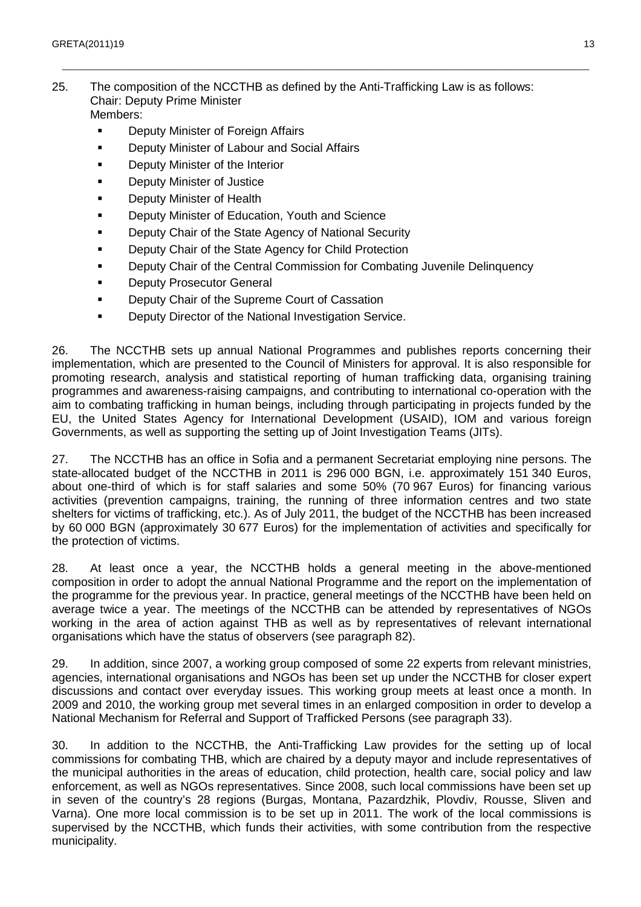25. The composition of the NCCTHB as defined by the Anti-Trafficking Law is as follows:
Chair: Deputy Prime Minister
Members:

- Deputy Minister of Foreign Affairs
- Deputy Minister of Labour and Social Affairs
- Deputy Minister of the Interior
- Deputy Minister of Justice
- Deputy Minister of Health
- Deputy Minister of Education, Youth and Science
- Deputy Chair of the State Agency of National Security
- Deputy Chair of the State Agency for Child Protection
- Deputy Chair of the Central Commission for Combating Juvenile Delinquency
- Deputy Prosecutor General
- Deputy Chair of the Supreme Court of Cassation
- Deputy Director of the National Investigation Service.

26. The NCCTHB sets up annual National Programmes and publishes reports concerning their implementation, which are presented to the Council of Ministers for approval. It is also responsible for promoting research, analysis and statistical reporting of human trafficking data, organising training programmes and awareness-raising campaigns, and contributing to international co-operation with the aim to combating trafficking in human beings, including through participating in projects funded by the EU, the United States Agency for International Development (USAID), IOM and various foreign Governments, as well as supporting the setting up of Joint Investigation Teams (JITs).

27. The NCCTHB has an office in Sofia and a permanent Secretariat employing nine persons. The state-allocated budget of the NCCTHB in 2011 is 296 000 BGN, i.e. approximately 151 340 Euros, about one-third of which is for staff salaries and some 50% (70 967 Euros) for financing various activities (prevention campaigns, training, the running of three information centres and two state shelters for victims of trafficking, etc.). As of July 2011, the budget of the NCCTHB has been increased by 60 000 BGN (approximately 30 677 Euros) for the implementation of activities and specifically for the protection of victims.

28. At least once a year, the NCCTHB holds a general meeting in the above-mentioned composition in order to adopt the annual National Programme and the report on the implementation of the programme for the previous year. In practice, general meetings of the NCCTHB have been held on average twice a year. The meetings of the NCCTHB can be attended by representatives of NGOs working in the area of action against THB as well as by representatives of relevant international organisations which have the status of observers (see paragraph 82).

29. In addition, since 2007, a working group composed of some 22 experts from relevant ministries, agencies, international organisations and NGOs has been set up under the NCCTHB for closer expert discussions and contact over everyday issues. This working group meets at least once a month. In 2009 and 2010, the working group met several times in an enlarged composition in order to develop a National Mechanism for Referral and Support of Trafficked Persons (see paragraph 33).

30. In addition to the NCCTHB, the Anti-Trafficking Law provides for the setting up of local commissions for combating THB, which are chaired by a deputy mayor and include representatives of the municipal authorities in the areas of education, child protection, health care, social policy and law enforcement, as well as NGOs representatives. Since 2008, such local commissions have been set up in seven of the country's 28 regions (Burgas, Montana, Pazardzhik, Plovdiv, Rousse, Sliven and Varna). One more local commission is to be set up in 2011. The work of the local commissions is supervised by the NCCTHB, which funds their activities, with some contribution from the respective municipality.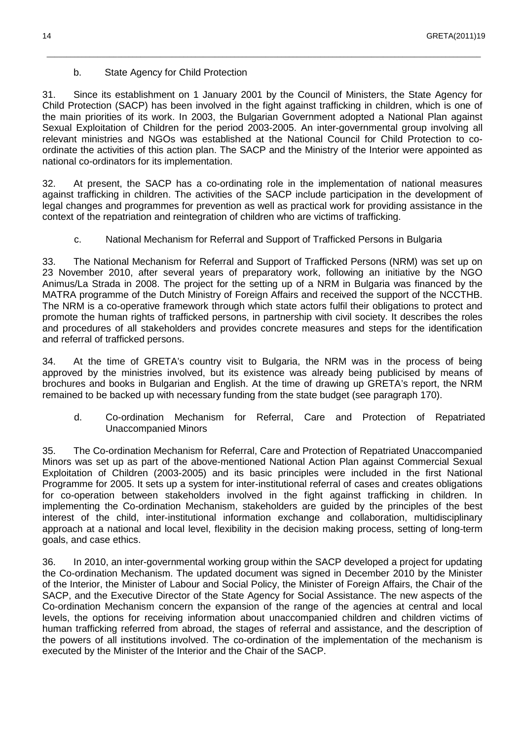### b. State Agency for Child Protection

31. Since its establishment on 1 January 2001 by the Council of Ministers, the State Agency for Child Protection (SACP) has been involved in the fight against trafficking in children, which is one of the main priorities of its work. In 2003, the Bulgarian Government adopted a National Plan against Sexual Exploitation of Children for the period 2003-2005. An inter-governmental group involving all relevant ministries and NGOs was established at the National Council for Child Protection to co-ordinate the activities of this action plan. The SACP and the Ministry of the Interior were appointed as national co-ordinators for its implementation.

32. At present, the SACP has a co-ordinating role in the implementation of national measures against trafficking in children. The activities of the SACP include participation in the development of legal changes and programmes for prevention as well as practical work for providing assistance in the context of the repatriation and reintegration of children who are victims of trafficking.

### c. National Mechanism for Referral and Support of Trafficked Persons in Bulgaria

33. The National Mechanism for Referral and Support of Trafficked Persons (NRM) was set up on 23 November 2010, after several years of preparatory work, following an initiative by the NGO Animus/La Strada in 2008. The project for the setting up of a NRM in Bulgaria was financed by the MATRA programme of the Dutch Ministry of Foreign Affairs and received the support of the NCCTHB. The NRM is a co-operative framework through which state actors fulfil their obligations to protect and promote the human rights of trafficked persons, in partnership with civil society. It describes the roles and procedures of all stakeholders and provides concrete measures and steps for the identification and referral of trafficked persons.

34. At the time of GRETA's country visit to Bulgaria, the NRM was in the process of being approved by the ministries involved, but its existence was already being publicised by means of brochures and books in Bulgarian and English. At the time of drawing up GRETA's report, the NRM remained to be backed up with necessary funding from the state budget (see paragraph 170).

### d. Co-ordination Mechanism for Referral, Care and Protection of Repatriated Unaccompanied Minors

35. The Co-ordination Mechanism for Referral, Care and Protection of Repatriated Unaccompanied Minors was set up as part of the above-mentioned National Action Plan against Commercial Sexual Exploitation of Children (2003-2005) and its basic principles were included in the first National Programme for 2005. It sets up a system for inter-institutional referral of cases and creates obligations for co-operation between stakeholders involved in the fight against trafficking in children. In implementing the Co-ordination Mechanism, stakeholders are guided by the principles of the best interest of the child, inter-institutional information exchange and collaboration, multidisciplinary approach at a national and local level, flexibility in the decision making process, setting of long-term goals, and case ethics.

36. In 2010, an inter-governmental working group within the SACP developed a project for updating the Co-ordination Mechanism. The updated document was signed in December 2010 by the Minister of the Interior, the Minister of Labour and Social Policy, the Minister of Foreign Affairs, the Chair of the SACP, and the Executive Director of the State Agency for Social Assistance. The new aspects of the Co-ordination Mechanism concern the expansion of the range of the agencies at central and local levels, the options for receiving information about unaccompanied children and children victims of human trafficking referred from abroad, the stages of referral and assistance, and the description of the powers of all institutions involved. The co-ordination of the implementation of the mechanism is executed by the Minister of the Interior and the Chair of the SACP.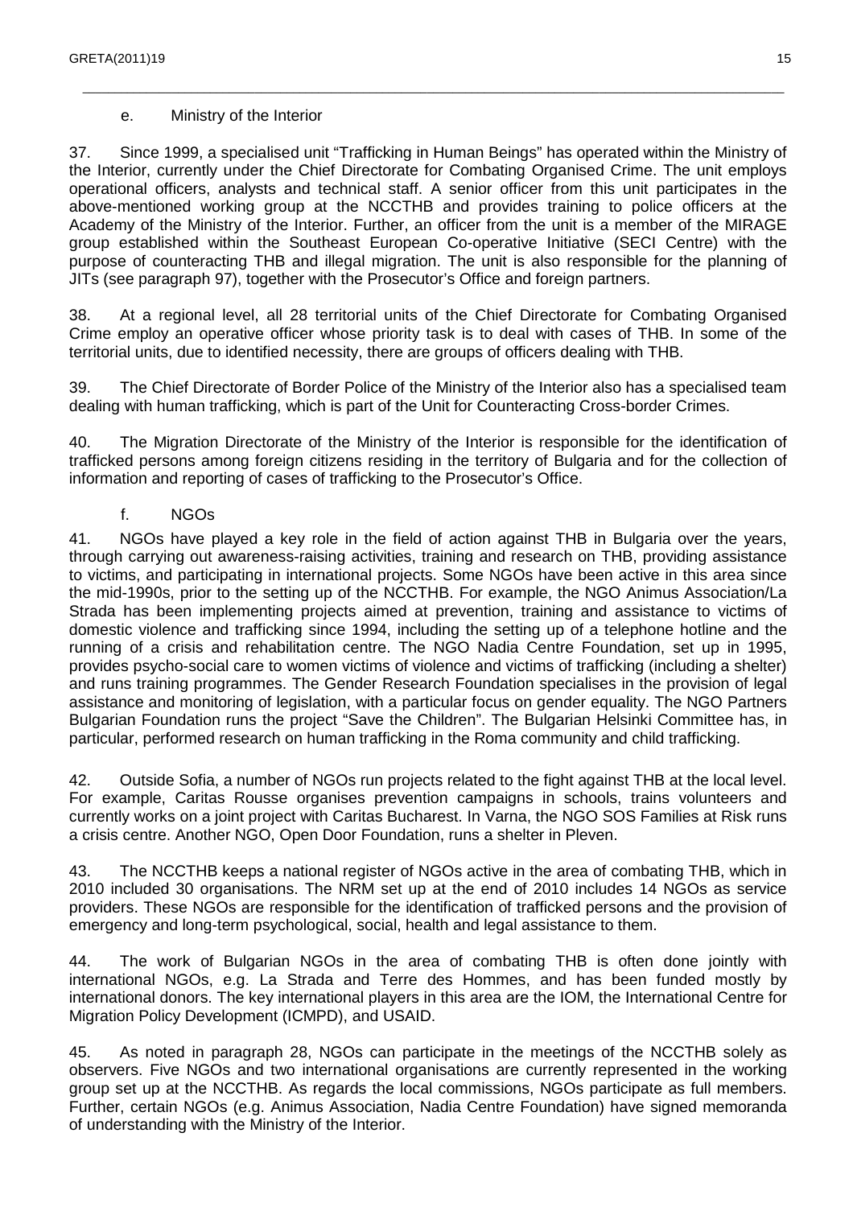### e. Ministry of the Interior

37. Since 1999, a specialised unit "Trafficking in Human Beings" has operated within the Ministry of the Interior, currently under the Chief Directorate for Combating Organised Crime. The unit employs operational officers, analysts and technical staff. A senior officer from this unit participates in the above-mentioned working group at the NCCTHB and provides training to police officers at the Academy of the Ministry of the Interior. Further, an officer from the unit is a member of the MIRAGE group established within the Southeast European Co-operative Initiative (SECI Centre) with the purpose of counteracting THB and illegal migration. The unit is also responsible for the planning of JITs (see paragraph 97), together with the Prosecutor's Office and foreign partners.

38. At a regional level, all 28 territorial units of the Chief Directorate for Combating Organised Crime employ an operative officer whose priority task is to deal with cases of THB. In some of the territorial units, due to identified necessity, there are groups of officers dealing with THB.

39. The Chief Directorate of Border Police of the Ministry of the Interior also has a specialised team dealing with human trafficking, which is part of the Unit for Counteracting Cross-border Crimes.

40. The Migration Directorate of the Ministry of the Interior is responsible for the identification of trafficked persons among foreign citizens residing in the territory of Bulgaria and for the collection of information and reporting of cases of trafficking to the Prosecutor's Office.

### f. NGOs

41. NGOs have played a key role in the field of action against THB in Bulgaria over the years, through carrying out awareness-raising activities, training and research on THB, providing assistance to victims, and participating in international projects. Some NGOs have been active in this area since the mid-1990s, prior to the setting up of the NCCTHB. For example, the NGO Animus Association/La Strada has been implementing projects aimed at prevention, training and assistance to victims of domestic violence and trafficking since 1994, including the setting up of a telephone hotline and the running of a crisis and rehabilitation centre. The NGO Nadia Centre Foundation, set up in 1995, provides psycho-social care to women victims of violence and victims of trafficking (including a shelter) and runs training programmes. The Gender Research Foundation specialises in the provision of legal assistance and monitoring of legislation, with a particular focus on gender equality. The NGO Partners Bulgarian Foundation runs the project "Save the Children". The Bulgarian Helsinki Committee has, in particular, performed research on human trafficking in the Roma community and child trafficking.

42. Outside Sofia, a number of NGOs run projects related to the fight against THB at the local level. For example, Caritas Rousse organises prevention campaigns in schools, trains volunteers and currently works on a joint project with Caritas Bucharest. In Varna, the NGO SOS Families at Risk runs a crisis centre. Another NGO, Open Door Foundation, runs a shelter in Pleven.

43. The NCCTHB keeps a national register of NGOs active in the area of combating THB, which in 2010 included 30 organisations. The NRM set up at the end of 2010 includes 14 NGOs as service providers. These NGOs are responsible for the identification of trafficked persons and the provision of emergency and long-term psychological, social, health and legal assistance to them.

44. The work of Bulgarian NGOs in the area of combating THB is often done jointly with international NGOs, e.g. La Strada and Terre des Hommes, and has been funded mostly by international donors. The key international players in this area are the IOM, the International Centre for Migration Policy Development (ICMPD), and USAID.

45. As noted in paragraph 28, NGOs can participate in the meetings of the NCCTHB solely as observers. Five NGOs and two international organisations are currently represented in the working group set up at the NCCTHB. As regards the local commissions, NGOs participate as full members. Further, certain NGOs (e.g. Animus Association, Nadia Centre Foundation) have signed memoranda of understanding with the Ministry of the Interior.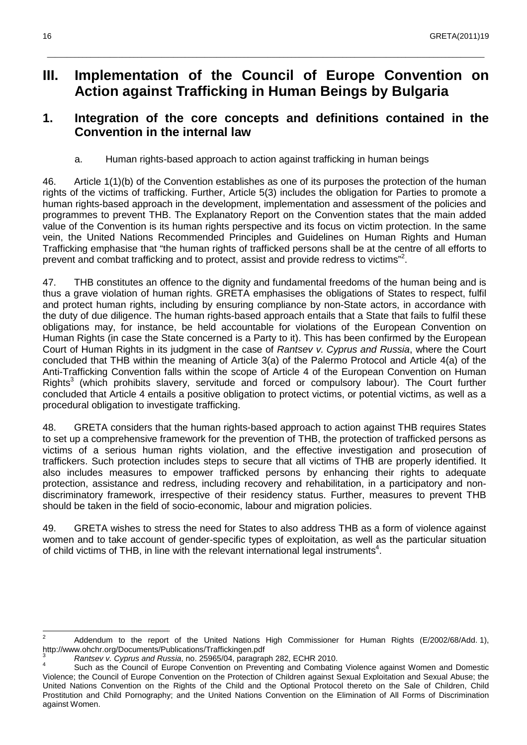# III. Implementation of the Council of Europe Convention on Action against Trafficking in Human Beings by Bulgaria

## 1. Integration of the core concepts and definitions contained in the Convention in the internal law

### a. Human rights-based approach to action against trafficking in human beings

46. Article 1(1)(b) of the Convention establishes as one of its purposes the protection of the human rights of the victims of trafficking. Further, Article 5(3) includes the obligation for Parties to promote a human rights-based approach in the development, implementation and assessment of the policies and programmes to prevent THB. The Explanatory Report on the Convention states that the main added value of the Convention is its human rights perspective and its focus on victim protection. In the same vein, the United Nations Recommended Principles and Guidelines on Human Rights and Human Trafficking emphasise that "the human rights of trafficked persons shall be at the centre of all efforts to prevent and combat trafficking and to protect, assist and provide redress to victims"[2].

47. THB constitutes an offence to the dignity and fundamental freedoms of the human being and is thus a grave violation of human rights. GRETA emphasises the obligations of States to respect, fulfil and protect human rights, including by ensuring compliance by non-State actors, in accordance with the duty of due diligence. The human rights-based approach entails that a State that fails to fulfil these obligations may, for instance, be held accountable for violations of the European Convention on Human Rights (in case the State concerned is a Party to it). This has been confirmed by the European Court of Human Rights in its judgment in the case of *Rantsev v. Cyprus and Russia*, where the Court concluded that THB within the meaning of Article 3(a) of the Palermo Protocol and Article 4(a) of the Anti-Trafficking Convention falls within the scope of Article 4 of the European Convention on Human Rights[3] (which prohibits slavery, servitude and forced or compulsory labour). The Court further concluded that Article 4 entails a positive obligation to protect victims, or potential victims, as well as a procedural obligation to investigate trafficking.

48. GRETA considers that the human rights-based approach to action against THB requires States to set up a comprehensive framework for the prevention of THB, the protection of trafficked persons as victims of a serious human rights violation, and the effective investigation and prosecution of traffickers. Such protection includes steps to secure that all victims of THB are properly identified. It also includes measures to empower trafficked persons by enhancing their rights to adequate protection, assistance and redress, including recovery and rehabilitation, in a participatory and non-discriminatory framework, irrespective of their residency status. Further, measures to prevent THB should be taken in the field of socio-economic, labour and migration policies.

49. GRETA wishes to stress the need for States to also address THB as a form of violence against women and to take account of gender-specific types of exploitation, as well as the particular situation of child victims of THB, in line with the relevant international legal instruments[4].

---

[2] Addendum to the report of the United Nations High Commissioner for Human Rights (E/2002/68/Add. 1), http://www.ohchr.org/Documents/Publications/Traffickingen.pdf

[3] *Rantsev v. Cyprus and Russia*, no. 25965/04, paragraph 282, ECHR 2010.

[4] Such as the Council of Europe Convention on Preventing and Combating Violence against Women and Domestic Violence; the Council of Europe Convention on the Protection of Children against Sexual Exploitation and Sexual Abuse; the United Nations Convention on the Rights of the Child and the Optional Protocol thereto on the Sale of Children, Child Prostitution and Child Pornography; and the United Nations Convention on the Elimination of All Forms of Discrimination against Women.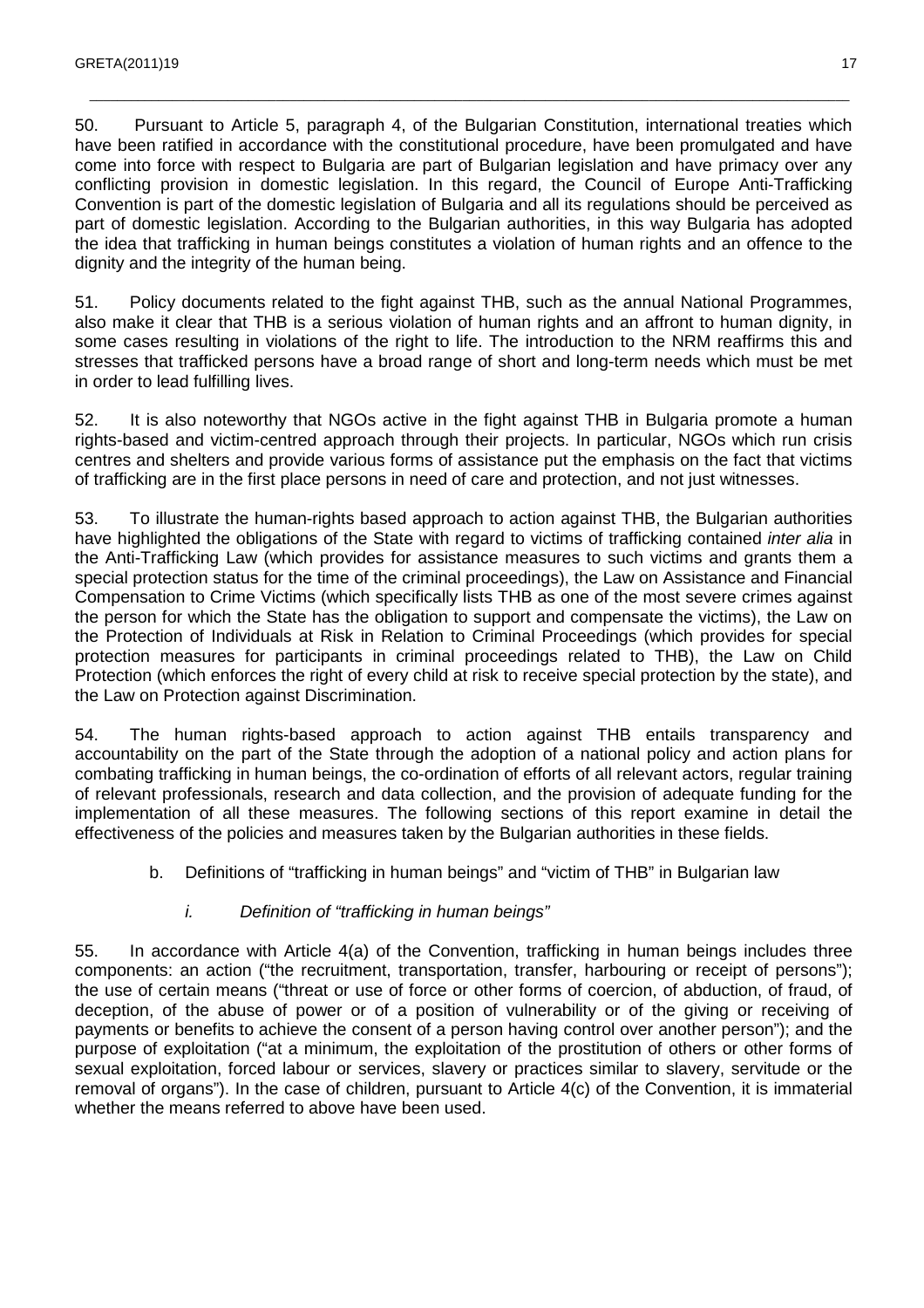50. Pursuant to Article 5, paragraph 4, of the Bulgarian Constitution, international treaties which have been ratified in accordance with the constitutional procedure, have been promulgated and have come into force with respect to Bulgaria are part of Bulgarian legislation and have primacy over any conflicting provision in domestic legislation. In this regard, the Council of Europe Anti-Trafficking Convention is part of the domestic legislation of Bulgaria and all its regulations should be perceived as part of domestic legislation. According to the Bulgarian authorities, in this way Bulgaria has adopted the idea that trafficking in human beings constitutes a violation of human rights and an offence to the dignity and the integrity of the human being.

51. Policy documents related to the fight against THB, such as the annual National Programmes, also make it clear that THB is a serious violation of human rights and an affront to human dignity, in some cases resulting in violations of the right to life. The introduction to the NRM reaffirms this and stresses that trafficked persons have a broad range of short and long-term needs which must be met in order to lead fulfilling lives.

52. It is also noteworthy that NGOs active in the fight against THB in Bulgaria promote a human rights-based and victim-centred approach through their projects. In particular, NGOs which run crisis centres and shelters and provide various forms of assistance put the emphasis on the fact that victims of trafficking are in the first place persons in need of care and protection, and not just witnesses.

53. To illustrate the human-rights based approach to action against THB, the Bulgarian authorities have highlighted the obligations of the State with regard to victims of trafficking contained *inter alia* in the Anti-Trafficking Law (which provides for assistance measures to such victims and grants them a special protection status for the time of the criminal proceedings), the Law on Assistance and Financial Compensation to Crime Victims (which specifically lists THB as one of the most severe crimes against the person for which the State has the obligation to support and compensate the victims), the Law on the Protection of Individuals at Risk in Relation to Criminal Proceedings (which provides for special protection measures for participants in criminal proceedings related to THB), the Law on Child Protection (which enforces the right of every child at risk to receive special protection by the state), and the Law on Protection against Discrimination.

54. The human rights-based approach to action against THB entails transparency and accountability on the part of the State through the adoption of a national policy and action plans for combating trafficking in human beings, the co-ordination of efforts of all relevant actors, regular training of relevant professionals, research and data collection, and the provision of adequate funding for the implementation of all these measures. The following sections of this report examine in detail the effectiveness of the policies and measures taken by the Bulgarian authorities in these fields.

### b. Definitions of "trafficking in human beings" and "victim of THB" in Bulgarian law

#### *i. Definition of "trafficking in human beings"*

55. In accordance with Article 4(a) of the Convention, trafficking in human beings includes three components: an action ("the recruitment, transportation, transfer, harbouring or receipt of persons"); the use of certain means ("threat or use of force or other forms of coercion, of abduction, of fraud, of deception, of the abuse of power or of a position of vulnerability or of the giving or receiving of payments or benefits to achieve the consent of a person having control over another person"); and the purpose of exploitation ("at a minimum, the exploitation of the prostitution of others or other forms of sexual exploitation, forced labour or services, slavery or practices similar to slavery, servitude or the removal of organs"). In the case of children, pursuant to Article 4(c) of the Convention, it is immaterial whether the means referred to above have been used.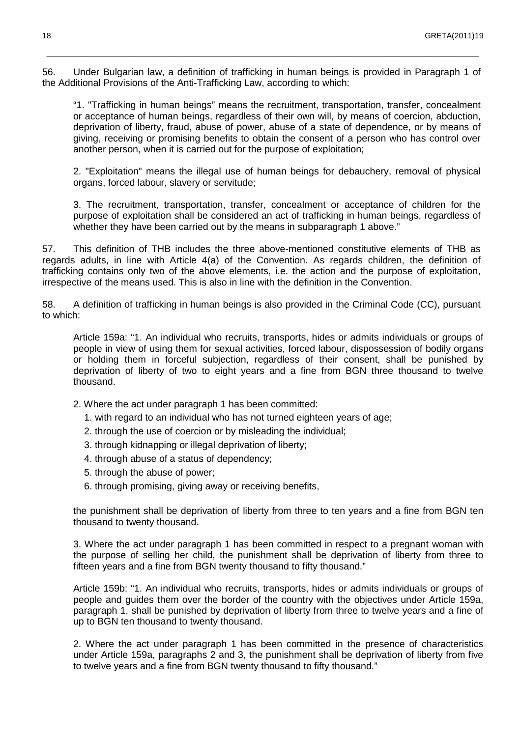56. Under Bulgarian law, a definition of trafficking in human beings is provided in Paragraph 1 of the Additional Provisions of the Anti-Trafficking Law, according to which:

> "1. "Trafficking in human beings" means the recruitment, transportation, transfer, concealment or acceptance of human beings, regardless of their own will, by means of coercion, abduction, deprivation of liberty, fraud, abuse of power, abuse of a state of dependence, or by means of giving, receiving or promising benefits to obtain the consent of a person who has control over another person, when it is carried out for the purpose of exploitation;
>
> 2. "Exploitation" means the illegal use of human beings for debauchery, removal of physical organs, forced labour, slavery or servitude;
>
> 3. The recruitment, transportation, transfer, concealment or acceptance of children for the purpose of exploitation shall be considered an act of trafficking in human beings, regardless of whether they have been carried out by the means in subparagraph 1 above."

57. This definition of THB includes the three above-mentioned constitutive elements of THB as regards adults, in line with Article 4(a) of the Convention. As regards children, the definition of trafficking contains only two of the above elements, i.e. the action and the purpose of exploitation, irrespective of the means used. This is also in line with the definition in the Convention.

58. A definition of trafficking in human beings is also provided in the Criminal Code (CC), pursuant to which:

> Article 159a: "1. An individual who recruits, transports, hides or admits individuals or groups of people in view of using them for sexual activities, forced labour, dispossession of bodily organs or holding them in forceful subjection, regardless of their consent, shall be punished by deprivation of liberty of two to eight years and a fine from BGN three thousand to twelve thousand.
>
> 2. Where the act under paragraph 1 has been committed:
>
> 1. with regard to an individual who has not turned eighteen years of age;
> 2. through the use of coercion or by misleading the individual;
> 3. through kidnapping or illegal deprivation of liberty;
> 4. through abuse of a status of dependency;
> 5. through the abuse of power;
> 6. through promising, giving away or receiving benefits,
>
> the punishment shall be deprivation of liberty from three to ten years and a fine from BGN ten thousand to twenty thousand.
>
> 3. Where the act under paragraph 1 has been committed in respect to a pregnant woman with the purpose of selling her child, the punishment shall be deprivation of liberty from three to fifteen years and a fine from BGN twenty thousand to fifty thousand."
>
> Article 159b: "1. An individual who recruits, transports, hides or admits individuals or groups of people and guides them over the border of the country with the objectives under Article 159a, paragraph 1, shall be punished by deprivation of liberty from three to twelve years and a fine of up to BGN ten thousand to twenty thousand.
>
> 2. Where the act under paragraph 1 has been committed in the presence of characteristics under Article 159a, paragraphs 2 and 3, the punishment shall be deprivation of liberty from five to twelve years and a fine from BGN twenty thousand to fifty thousand."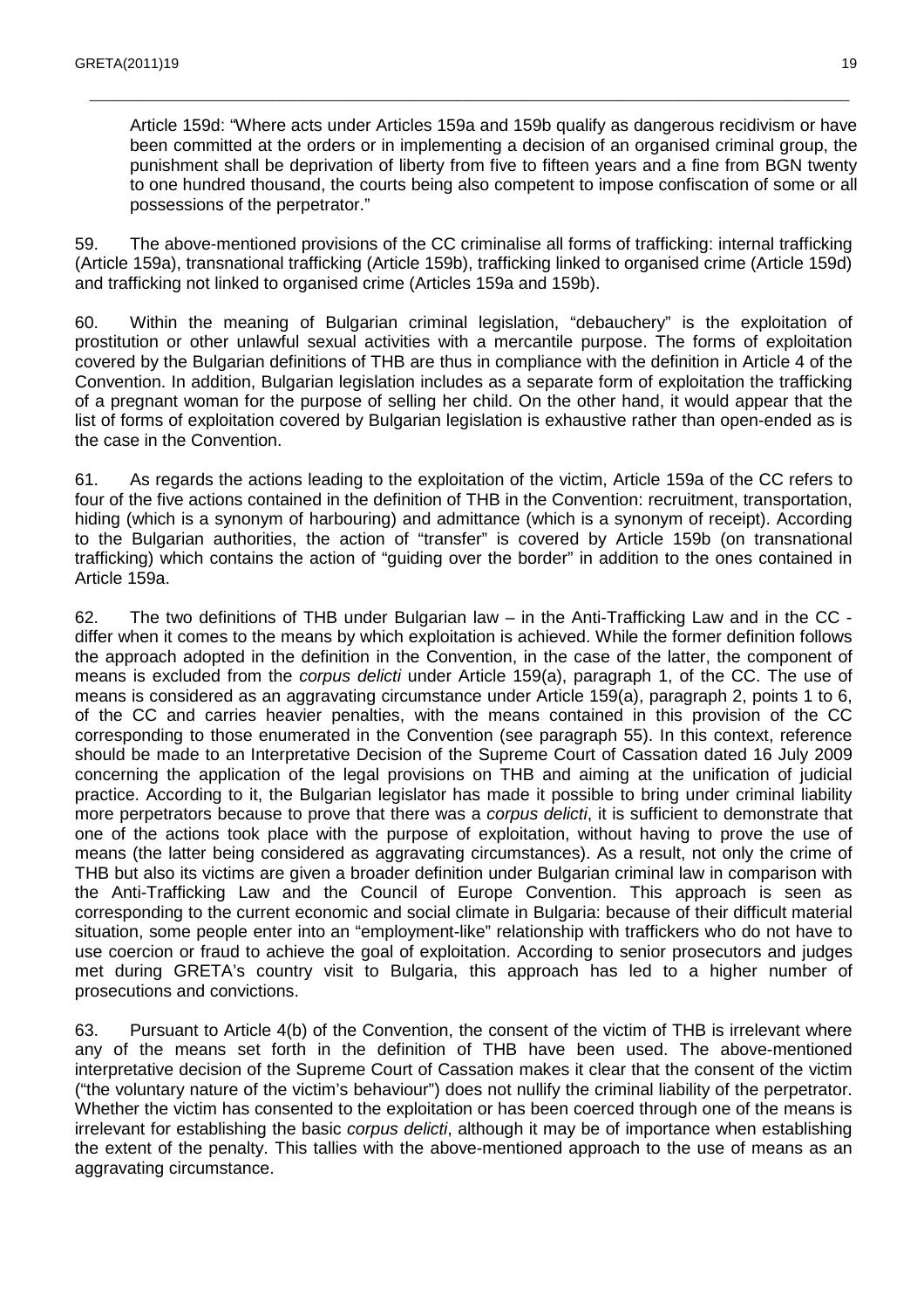Article 159d: "Where acts under Articles 159a and 159b qualify as dangerous recidivism or have been committed at the orders or in implementing a decision of an organised criminal group, the punishment shall be deprivation of liberty from five to fifteen years and a fine from BGN twenty to one hundred thousand, the courts being also competent to impose confiscation of some or all possessions of the perpetrator."

59. The above-mentioned provisions of the CC criminalise all forms of trafficking: internal trafficking (Article 159a), transnational trafficking (Article 159b), trafficking linked to organised crime (Article 159d) and trafficking not linked to organised crime (Articles 159a and 159b).

60. Within the meaning of Bulgarian criminal legislation, "debauchery" is the exploitation of prostitution or other unlawful sexual activities with a mercantile purpose. The forms of exploitation covered by the Bulgarian definitions of THB are thus in compliance with the definition in Article 4 of the Convention. In addition, Bulgarian legislation includes as a separate form of exploitation the trafficking of a pregnant woman for the purpose of selling her child. On the other hand, it would appear that the list of forms of exploitation covered by Bulgarian legislation is exhaustive rather than open-ended as is the case in the Convention.

61. As regards the actions leading to the exploitation of the victim, Article 159a of the CC refers to four of the five actions contained in the definition of THB in the Convention: recruitment, transportation, hiding (which is a synonym of harbouring) and admittance (which is a synonym of receipt). According to the Bulgarian authorities, the action of "transfer" is covered by Article 159b (on transnational trafficking) which contains the action of "guiding over the border" in addition to the ones contained in Article 159a.

62. The two definitions of THB under Bulgarian law – in the Anti-Trafficking Law and in the CC - differ when it comes to the means by which exploitation is achieved. While the former definition follows the approach adopted in the definition in the Convention, in the case of the latter, the component of means is excluded from the *corpus delicti* under Article 159(a), paragraph 1, of the CC. The use of means is considered as an aggravating circumstance under Article 159(a), paragraph 2, points 1 to 6, of the CC and carries heavier penalties, with the means contained in this provision of the CC corresponding to those enumerated in the Convention (see paragraph 55). In this context, reference should be made to an Interpretative Decision of the Supreme Court of Cassation dated 16 July 2009 concerning the application of the legal provisions on THB and aiming at the unification of judicial practice. According to it, the Bulgarian legislator has made it possible to bring under criminal liability more perpetrators because to prove that there was a *corpus delicti*, it is sufficient to demonstrate that one of the actions took place with the purpose of exploitation, without having to prove the use of means (the latter being considered as aggravating circumstances). As a result, not only the crime of THB but also its victims are given a broader definition under Bulgarian criminal law in comparison with the Anti-Trafficking Law and the Council of Europe Convention. This approach is seen as corresponding to the current economic and social climate in Bulgaria: because of their difficult material situation, some people enter into an "employment-like" relationship with traffickers who do not have to use coercion or fraud to achieve the goal of exploitation. According to senior prosecutors and judges met during GRETA's country visit to Bulgaria, this approach has led to a higher number of prosecutions and convictions.

63. Pursuant to Article 4(b) of the Convention, the consent of the victim of THB is irrelevant where any of the means set forth in the definition of THB have been used. The above-mentioned interpretative decision of the Supreme Court of Cassation makes it clear that the consent of the victim ("the voluntary nature of the victim's behaviour") does not nullify the criminal liability of the perpetrator. Whether the victim has consented to the exploitation or has been coerced through one of the means is irrelevant for establishing the basic *corpus delicti*, although it may be of importance when establishing the extent of the penalty. This tallies with the above-mentioned approach to the use of means as an aggravating circumstance.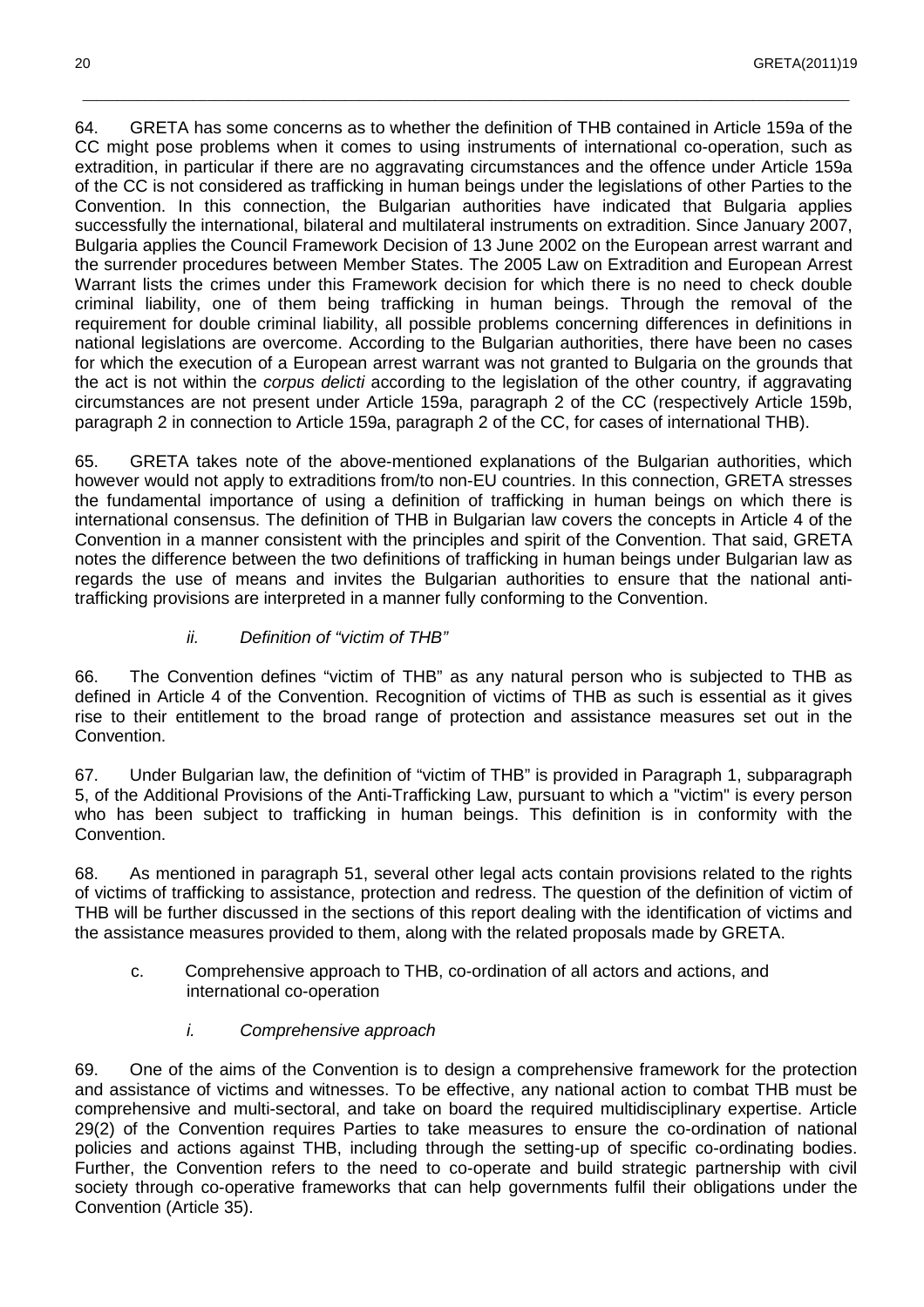64. GRETA has some concerns as to whether the definition of THB contained in Article 159a of the CC might pose problems when it comes to using instruments of international co-operation, such as extradition, in particular if there are no aggravating circumstances and the offence under Article 159a of the CC is not considered as trafficking in human beings under the legislations of other Parties to the Convention. In this connection, the Bulgarian authorities have indicated that Bulgaria applies successfully the international, bilateral and multilateral instruments on extradition. Since January 2007, Bulgaria applies the Council Framework Decision of 13 June 2002 on the European arrest warrant and the surrender procedures between Member States. The 2005 Law on Extradition and European Arrest Warrant lists the crimes under this Framework decision for which there is no need to check double criminal liability, one of them being trafficking in human beings. Through the removal of the requirement for double criminal liability, all possible problems concerning differences in definitions in national legislations are overcome. According to the Bulgarian authorities, there have been no cases for which the execution of a European arrest warrant was not granted to Bulgaria on the grounds that the act is not within the *corpus delicti* according to the legislation of the other country, if aggravating circumstances are not present under Article 159a, paragraph 2 of the CC (respectively Article 159b, paragraph 2 in connection to Article 159a, paragraph 2 of the CC, for cases of international THB).

65. GRETA takes note of the above-mentioned explanations of the Bulgarian authorities, which however would not apply to extraditions from/to non-EU countries. In this connection, GRETA stresses the fundamental importance of using a definition of trafficking in human beings on which there is international consensus. The definition of THB in Bulgarian law covers the concepts in Article 4 of the Convention in a manner consistent with the principles and spirit of the Convention. That said, GRETA notes the difference between the two definitions of trafficking in human beings under Bulgarian law as regards the use of means and invites the Bulgarian authorities to ensure that the national anti-trafficking provisions are interpreted in a manner fully conforming to the Convention.

#### *ii. Definition of "victim of THB"*

66. The Convention defines "victim of THB" as any natural person who is subjected to THB as defined in Article 4 of the Convention. Recognition of victims of THB as such is essential as it gives rise to their entitlement to the broad range of protection and assistance measures set out in the Convention.

67. Under Bulgarian law, the definition of "victim of THB" is provided in Paragraph 1, subparagraph 5, of the Additional Provisions of the Anti-Trafficking Law, pursuant to which a "victim" is every person who has been subject to trafficking in human beings. This definition is in conformity with the Convention.

68. As mentioned in paragraph 51, several other legal acts contain provisions related to the rights of victims of trafficking to assistance, protection and redress. The question of the definition of victim of THB will be further discussed in the sections of this report dealing with the identification of victims and the assistance measures provided to them, along with the related proposals made by GRETA.

### c. Comprehensive approach to THB, co-ordination of all actors and actions, and international co-operation

#### *i. Comprehensive approach*

69. One of the aims of the Convention is to design a comprehensive framework for the protection and assistance of victims and witnesses. To be effective, any national action to combat THB must be comprehensive and multi-sectoral, and take on board the required multidisciplinary expertise. Article 29(2) of the Convention requires Parties to take measures to ensure the co-ordination of national policies and actions against THB, including through the setting-up of specific co-ordinating bodies. Further, the Convention refers to the need to co-operate and build strategic partnership with civil society through co-operative frameworks that can help governments fulfil their obligations under the Convention (Article 35).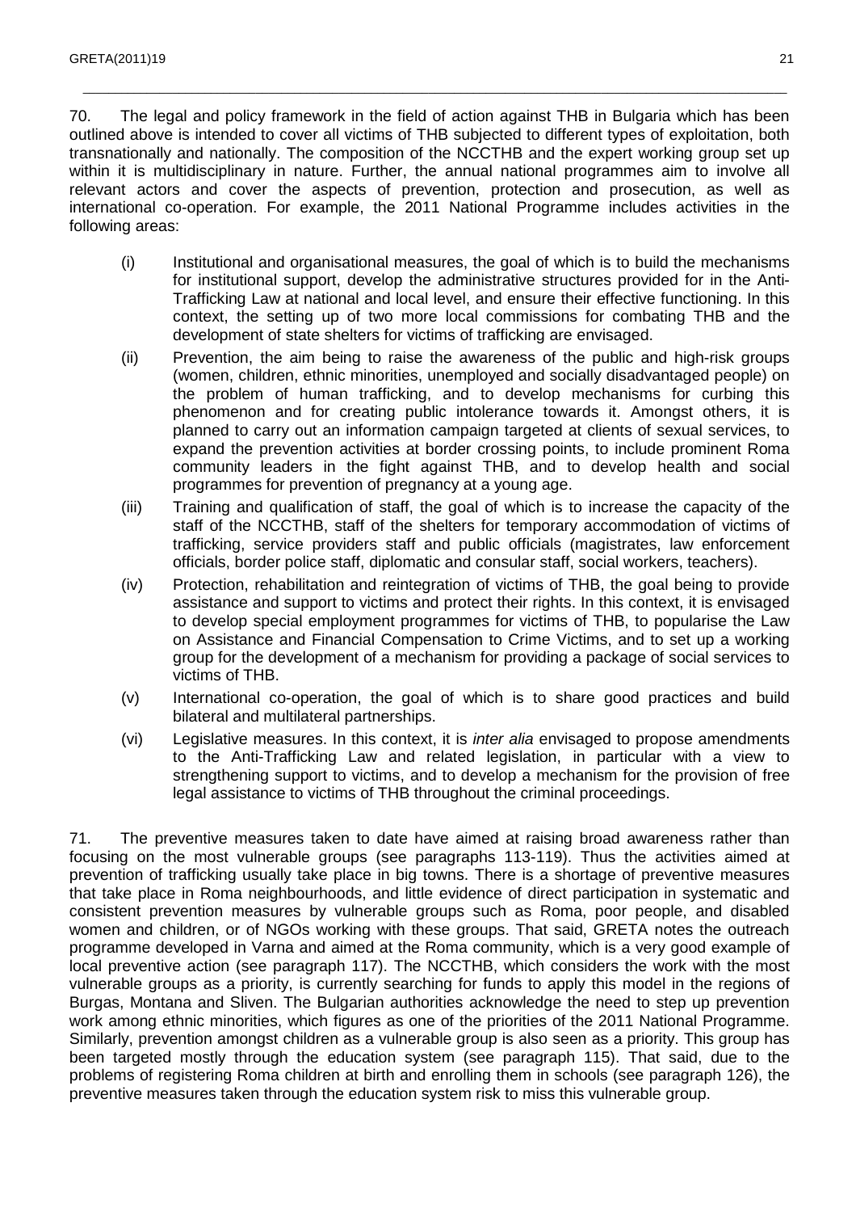70. The legal and policy framework in the field of action against THB in Bulgaria which has been outlined above is intended to cover all victims of THB subjected to different types of exploitation, both transnationally and nationally. The composition of the NCCTHB and the expert working group set up within it is multidisciplinary in nature. Further, the annual national programmes aim to involve all relevant actors and cover the aspects of prevention, protection and prosecution, as well as international co-operation. For example, the 2011 National Programme includes activities in the following areas:

(i) Institutional and organisational measures, the goal of which is to build the mechanisms for institutional support, develop the administrative structures provided for in the Anti-Trafficking Law at national and local level, and ensure their effective functioning. In this context, the setting up of two more local commissions for combating THB and the development of state shelters for victims of trafficking are envisaged.

(ii) Prevention, the aim being to raise the awareness of the public and high-risk groups (women, children, ethnic minorities, unemployed and socially disadvantaged people) on the problem of human trafficking, and to develop mechanisms for curbing this phenomenon and for creating public intolerance towards it. Amongst others, it is planned to carry out an information campaign targeted at clients of sexual services, to expand the prevention activities at border crossing points, to include prominent Roma community leaders in the fight against THB, and to develop health and social programmes for prevention of pregnancy at a young age.

(iii) Training and qualification of staff, the goal of which is to increase the capacity of the staff of the NCCTHB, staff of the shelters for temporary accommodation of victims of trafficking, service providers staff and public officials (magistrates, law enforcement officials, border police staff, diplomatic and consular staff, social workers, teachers).

(iv) Protection, rehabilitation and reintegration of victims of THB, the goal being to provide assistance and support to victims and protect their rights. In this context, it is envisaged to develop special employment programmes for victims of THB, to popularise the Law on Assistance and Financial Compensation to Crime Victims, and to set up a working group for the development of a mechanism for providing a package of social services to victims of THB.

(v) International co-operation, the goal of which is to share good practices and build bilateral and multilateral partnerships.

(vi) Legislative measures. In this context, it is *inter alia* envisaged to propose amendments to the Anti-Trafficking Law and related legislation, in particular with a view to strengthening support to victims, and to develop a mechanism for the provision of free legal assistance to victims of THB throughout the criminal proceedings.

71. The preventive measures taken to date have aimed at raising broad awareness rather than focusing on the most vulnerable groups (see paragraphs 113-119). Thus the activities aimed at prevention of trafficking usually take place in big towns. There is a shortage of preventive measures that take place in Roma neighbourhoods, and little evidence of direct participation in systematic and consistent prevention measures by vulnerable groups such as Roma, poor people, and disabled women and children, or of NGOs working with these groups. That said, GRETA notes the outreach programme developed in Varna and aimed at the Roma community, which is a very good example of local preventive action (see paragraph 117). The NCCTHB, which considers the work with the most vulnerable groups as a priority, is currently searching for funds to apply this model in the regions of Burgas, Montana and Sliven. The Bulgarian authorities acknowledge the need to step up prevention work among ethnic minorities, which figures as one of the priorities of the 2011 National Programme. Similarly, prevention amongst children as a vulnerable group is also seen as a priority. This group has been targeted mostly through the education system (see paragraph 115). That said, due to the problems of registering Roma children at birth and enrolling them in schools (see paragraph 126), the preventive measures taken through the education system risk to miss this vulnerable group.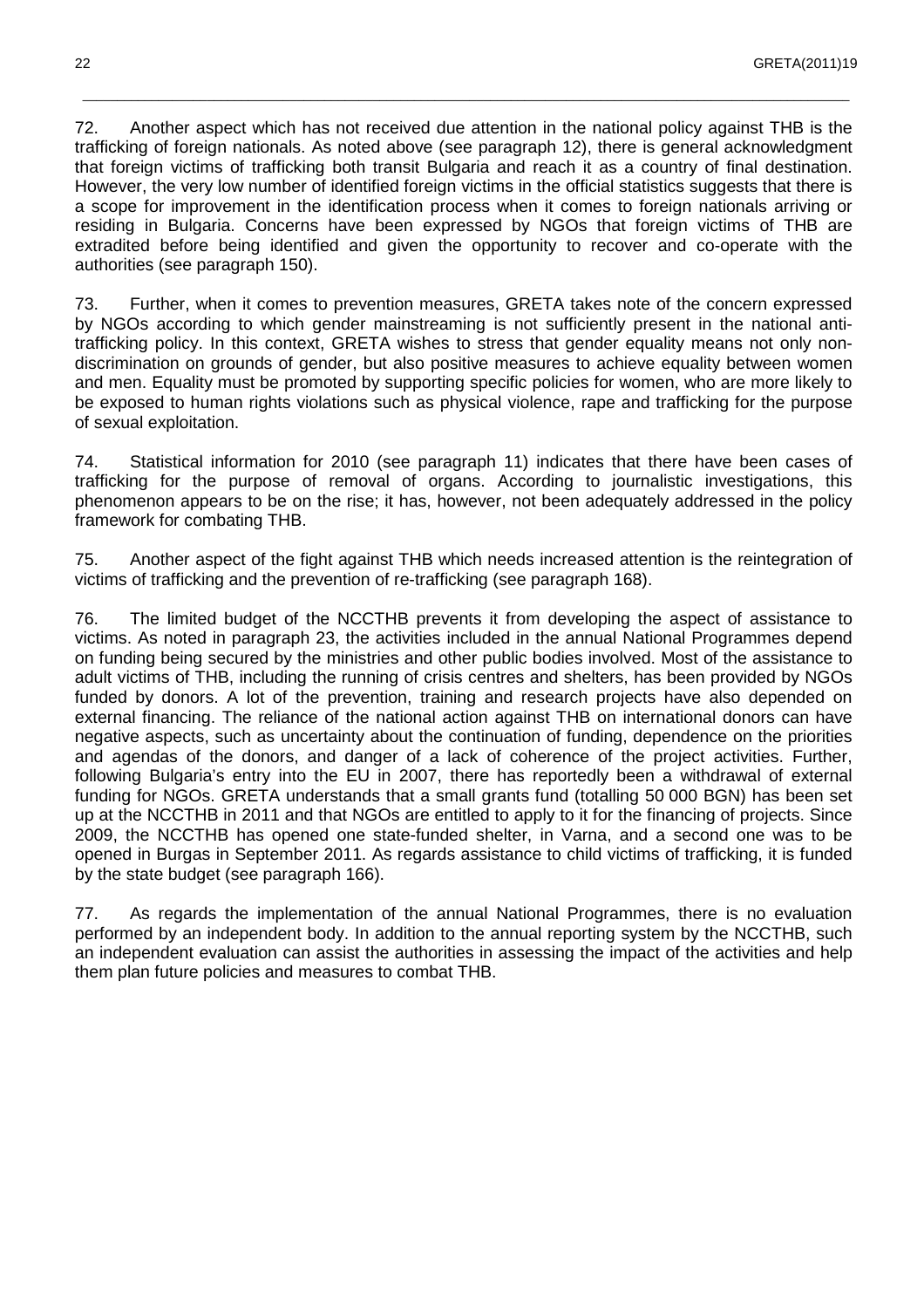72. Another aspect which has not received due attention in the national policy against THB is the trafficking of foreign nationals. As noted above (see paragraph 12), there is general acknowledgment that foreign victims of trafficking both transit Bulgaria and reach it as a country of final destination. However, the very low number of identified foreign victims in the official statistics suggests that there is a scope for improvement in the identification process when it comes to foreign nationals arriving or residing in Bulgaria. Concerns have been expressed by NGOs that foreign victims of THB are extradited before being identified and given the opportunity to recover and co-operate with the authorities (see paragraph 150).

73. Further, when it comes to prevention measures, GRETA takes note of the concern expressed by NGOs according to which gender mainstreaming is not sufficiently present in the national anti-trafficking policy. In this context, GRETA wishes to stress that gender equality means not only non-discrimination on grounds of gender, but also positive measures to achieve equality between women and men. Equality must be promoted by supporting specific policies for women, who are more likely to be exposed to human rights violations such as physical violence, rape and trafficking for the purpose of sexual exploitation.

74. Statistical information for 2010 (see paragraph 11) indicates that there have been cases of trafficking for the purpose of removal of organs. According to journalistic investigations, this phenomenon appears to be on the rise; it has, however, not been adequately addressed in the policy framework for combating THB.

75. Another aspect of the fight against THB which needs increased attention is the reintegration of victims of trafficking and the prevention of re-trafficking (see paragraph 168).

76. The limited budget of the NCCTHB prevents it from developing the aspect of assistance to victims. As noted in paragraph 23, the activities included in the annual National Programmes depend on funding being secured by the ministries and other public bodies involved. Most of the assistance to adult victims of THB, including the running of crisis centres and shelters, has been provided by NGOs funded by donors. A lot of the prevention, training and research projects have also depended on external financing. The reliance of the national action against THB on international donors can have negative aspects, such as uncertainty about the continuation of funding, dependence on the priorities and agendas of the donors, and danger of a lack of coherence of the project activities. Further, following Bulgaria's entry into the EU in 2007, there has reportedly been a withdrawal of external funding for NGOs. GRETA understands that a small grants fund (totalling 50 000 BGN) has been set up at the NCCTHB in 2011 and that NGOs are entitled to apply to it for the financing of projects. Since 2009, the NCCTHB has opened one state-funded shelter, in Varna, and a second one was to be opened in Burgas in September 2011. As regards assistance to child victims of trafficking, it is funded by the state budget (see paragraph 166).

77. As regards the implementation of the annual National Programmes, there is no evaluation performed by an independent body. In addition to the annual reporting system by the NCCTHB, such an independent evaluation can assist the authorities in assessing the impact of the activities and help them plan future policies and measures to combat THB.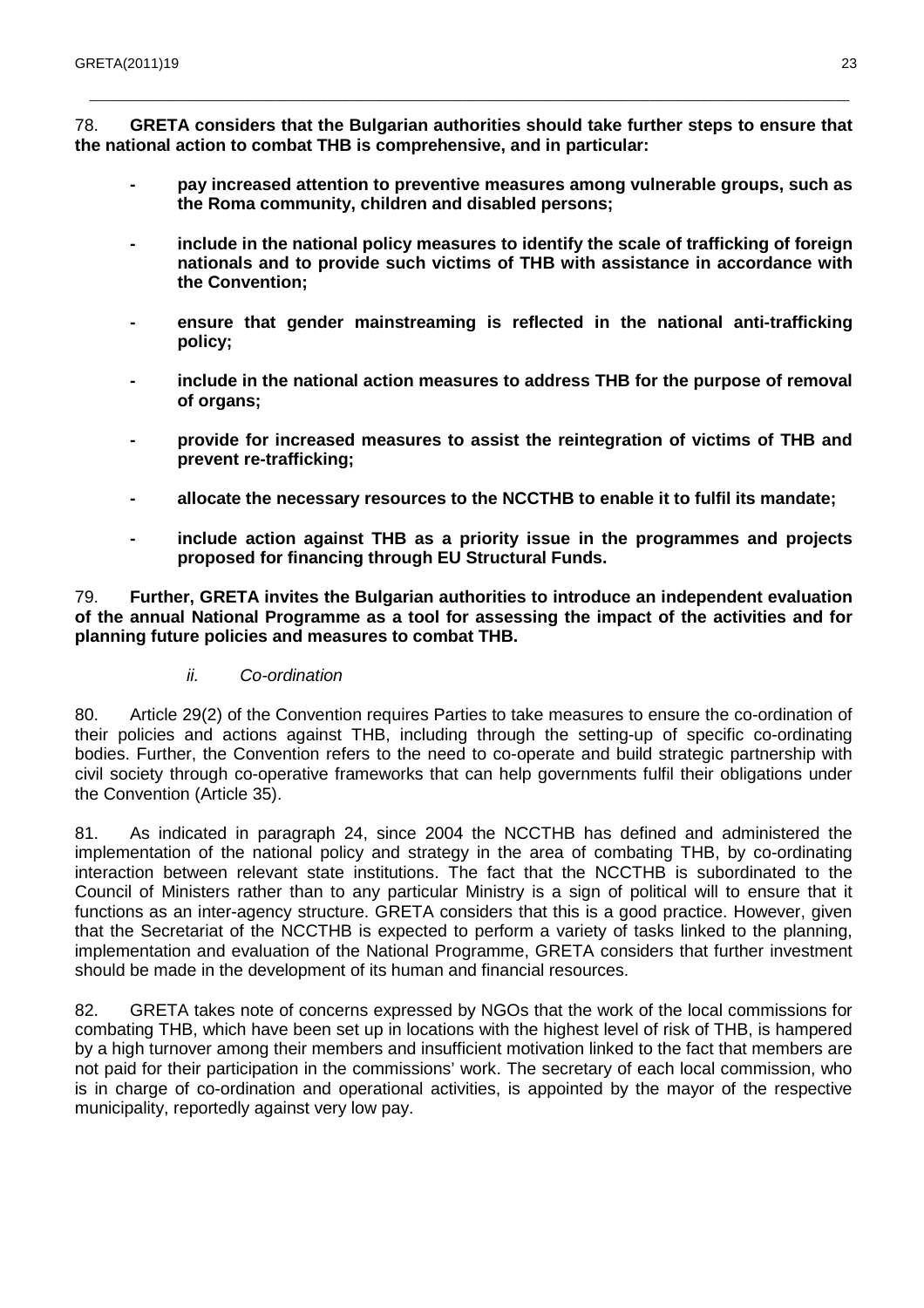78. **GRETA considers that the Bulgarian authorities should take further steps to ensure that the national action to combat THB is comprehensive, and in particular:**

- **pay increased attention to preventive measures among vulnerable groups, such as the Roma community, children and disabled persons;**
- **include in the national policy measures to identify the scale of trafficking of foreign nationals and to provide such victims of THB with assistance in accordance with the Convention;**
- **ensure that gender mainstreaming is reflected in the national anti-trafficking policy;**
- **include in the national action measures to address THB for the purpose of removal of organs;**
- **provide for increased measures to assist the reintegration of victims of THB and prevent re-trafficking;**
- **allocate the necessary resources to the NCCTHB to enable it to fulfil its mandate;**
- **include action against THB as a priority issue in the programmes and projects proposed for financing through EU Structural Funds.**

79. **Further, GRETA invites the Bulgarian authorities to introduce an independent evaluation of the annual National Programme as a tool for assessing the impact of the activities and for planning future policies and measures to combat THB.**

*ii. Co-ordination*

80. Article 29(2) of the Convention requires Parties to take measures to ensure the co-ordination of their policies and actions against THB, including through the setting-up of specific co-ordinating bodies. Further, the Convention refers to the need to co-operate and build strategic partnership with civil society through co-operative frameworks that can help governments fulfil their obligations under the Convention (Article 35).

81. As indicated in paragraph 24, since 2004 the NCCTHB has defined and administered the implementation of the national policy and strategy in the area of combating THB, by co-ordinating interaction between relevant state institutions. The fact that the NCCTHB is subordinated to the Council of Ministers rather than to any particular Ministry is a sign of political will to ensure that it functions as an inter-agency structure. GRETA considers that this is a good practice. However, given that the Secretariat of the NCCTHB is expected to perform a variety of tasks linked to the planning, implementation and evaluation of the National Programme, GRETA considers that further investment should be made in the development of its human and financial resources.

82. GRETA takes note of concerns expressed by NGOs that the work of the local commissions for combating THB, which have been set up in locations with the highest level of risk of THB, is hampered by a high turnover among their members and insufficient motivation linked to the fact that members are not paid for their participation in the commissions' work. The secretary of each local commission, who is in charge of co-ordination and operational activities, is appointed by the mayor of the respective municipality, reportedly against very low pay.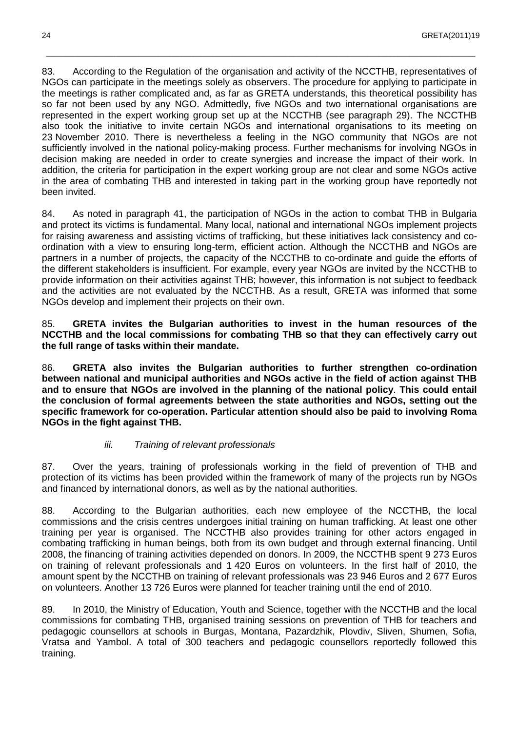83. According to the Regulation of the organisation and activity of the NCCTHB, representatives of NGOs can participate in the meetings solely as observers. The procedure for applying to participate in the meetings is rather complicated and, as far as GRETA understands, this theoretical possibility has so far not been used by any NGO. Admittedly, five NGOs and two international organisations are represented in the expert working group set up at the NCCTHB (see paragraph 29). The NCCTHB also took the initiative to invite certain NGOs and international organisations to its meeting on 23 November 2010. There is nevertheless a feeling in the NGO community that NGOs are not sufficiently involved in the national policy-making process. Further mechanisms for involving NGOs in decision making are needed in order to create synergies and increase the impact of their work. In addition, the criteria for participation in the expert working group are not clear and some NGOs active in the area of combating THB and interested in taking part in the working group have reportedly not been invited.

84. As noted in paragraph 41, the participation of NGOs in the action to combat THB in Bulgaria and protect its victims is fundamental. Many local, national and international NGOs implement projects for raising awareness and assisting victims of trafficking, but these initiatives lack consistency and co-ordination with a view to ensuring long-term, efficient action. Although the NCCTHB and NGOs are partners in a number of projects, the capacity of the NCCTHB to co-ordinate and guide the efforts of the different stakeholders is insufficient. For example, every year NGOs are invited by the NCCTHB to provide information on their activities against THB; however, this information is not subject to feedback and the activities are not evaluated by the NCCTHB. As a result, GRETA was informed that some NGOs develop and implement their projects on their own.

85. **GRETA invites the Bulgarian authorities to invest in the human resources of the NCCTHB and the local commissions for combating THB so that they can effectively carry out the full range of tasks within their mandate.**

86. **GRETA also invites the Bulgarian authorities to further strengthen co-ordination between national and municipal authorities and NGOs active in the field of action against THB and to ensure that NGOs are involved in the planning of the national policy**. **This could entail the conclusion of formal agreements between the state authorities and NGOs, setting out the specific framework for co-operation. Particular attention should also be paid to involving Roma NGOs in the fight against THB.**

### *iii. Training of relevant professionals*

87. Over the years, training of professionals working in the field of prevention of THB and protection of its victims has been provided within the framework of many of the projects run by NGOs and financed by international donors, as well as by the national authorities.

88. According to the Bulgarian authorities, each new employee of the NCCTHB, the local commissions and the crisis centres undergoes initial training on human trafficking. At least one other training per year is organised. The NCCTHB also provides training for other actors engaged in combating trafficking in human beings, both from its own budget and through external financing. Until 2008, the financing of training activities depended on donors. In 2009, the NCCTHB spent 9 273 Euros on training of relevant professionals and 1 420 Euros on volunteers. In the first half of 2010, the amount spent by the NCCTHB on training of relevant professionals was 23 946 Euros and 2 677 Euros on volunteers. Another 13 726 Euros were planned for teacher training until the end of 2010.

89. In 2010, the Ministry of Education, Youth and Science, together with the NCCTHB and the local commissions for combating THB, organised training sessions on prevention of THB for teachers and pedagogic counsellors at schools in Burgas, Montana, Pazardzhik, Plovdiv, Sliven, Shumen, Sofia, Vratsa and Yambol. A total of 300 teachers and pedagogic counsellors reportedly followed this training.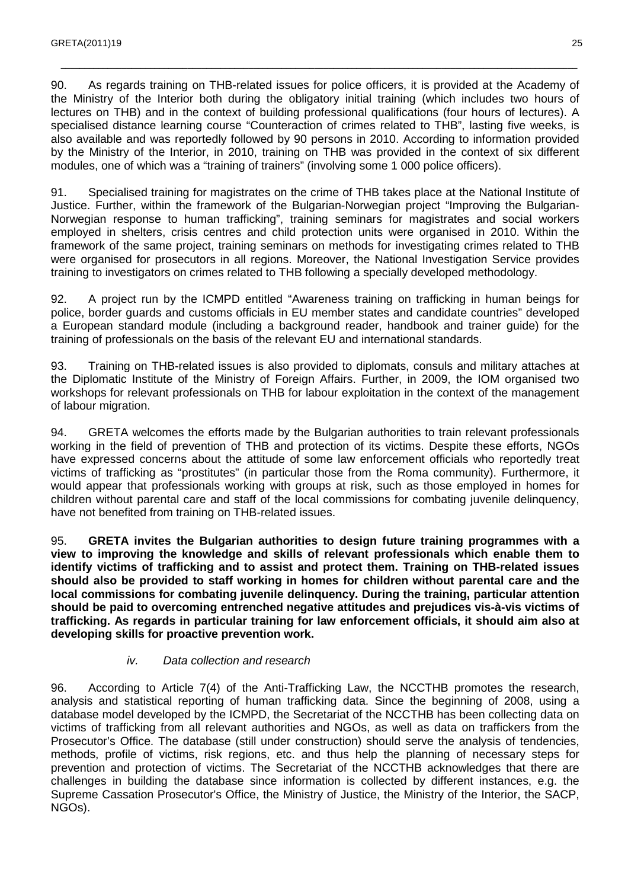90. As regards training on THB-related issues for police officers, it is provided at the Academy of the Ministry of the Interior both during the obligatory initial training (which includes two hours of lectures on THB) and in the context of building professional qualifications (four hours of lectures). A specialised distance learning course "Counteraction of crimes related to THB", lasting five weeks, is also available and was reportedly followed by 90 persons in 2010. According to information provided by the Ministry of the Interior, in 2010, training on THB was provided in the context of six different modules, one of which was a "training of trainers" (involving some 1 000 police officers).

91. Specialised training for magistrates on the crime of THB takes place at the National Institute of Justice. Further, within the framework of the Bulgarian-Norwegian project "Improving the Bulgarian-Norwegian response to human trafficking", training seminars for magistrates and social workers employed in shelters, crisis centres and child protection units were organised in 2010. Within the framework of the same project, training seminars on methods for investigating crimes related to THB were organised for prosecutors in all regions. Moreover, the National Investigation Service provides training to investigators on crimes related to THB following a specially developed methodology.

92. A project run by the ICMPD entitled "Awareness training on trafficking in human beings for police, border guards and customs officials in EU member states and candidate countries" developed a European standard module (including a background reader, handbook and trainer guide) for the training of professionals on the basis of the relevant EU and international standards.

93. Training on THB-related issues is also provided to diplomats, consuls and military attaches at the Diplomatic Institute of the Ministry of Foreign Affairs. Further, in 2009, the IOM organised two workshops for relevant professionals on THB for labour exploitation in the context of the management of labour migration.

94. GRETA welcomes the efforts made by the Bulgarian authorities to train relevant professionals working in the field of prevention of THB and protection of its victims. Despite these efforts, NGOs have expressed concerns about the attitude of some law enforcement officials who reportedly treat victims of trafficking as "prostitutes" (in particular those from the Roma community). Furthermore, it would appear that professionals working with groups at risk, such as those employed in homes for children without parental care and staff of the local commissions for combating juvenile delinquency, have not benefited from training on THB-related issues.

95. **GRETA invites the Bulgarian authorities to design future training programmes with a view to improving the knowledge and skills of relevant professionals which enable them to identify victims of trafficking and to assist and protect them. Training on THB-related issues should also be provided to staff working in homes for children without parental care and the local commissions for combating juvenile delinquency. During the training, particular attention should be paid to overcoming entrenched negative attitudes and prejudices vis-à-vis victims of trafficking. As regards in particular training for law enforcement officials, it should aim also at developing skills for proactive prevention work.**

*iv. Data collection and research*

96. According to Article 7(4) of the Anti-Trafficking Law, the NCCTHB promotes the research, analysis and statistical reporting of human trafficking data. Since the beginning of 2008, using a database model developed by the ICMPD, the Secretariat of the NCCTHB has been collecting data on victims of trafficking from all relevant authorities and NGOs, as well as data on traffickers from the Prosecutor's Office. The database (still under construction) should serve the analysis of tendencies, methods, profile of victims, risk regions, etc. and thus help the planning of necessary steps for prevention and protection of victims. The Secretariat of the NCCTHB acknowledges that there are challenges in building the database since information is collected by different instances, e.g. the Supreme Cassation Prosecutor's Office, the Ministry of Justice, the Ministry of the Interior, the SACP, NGOs).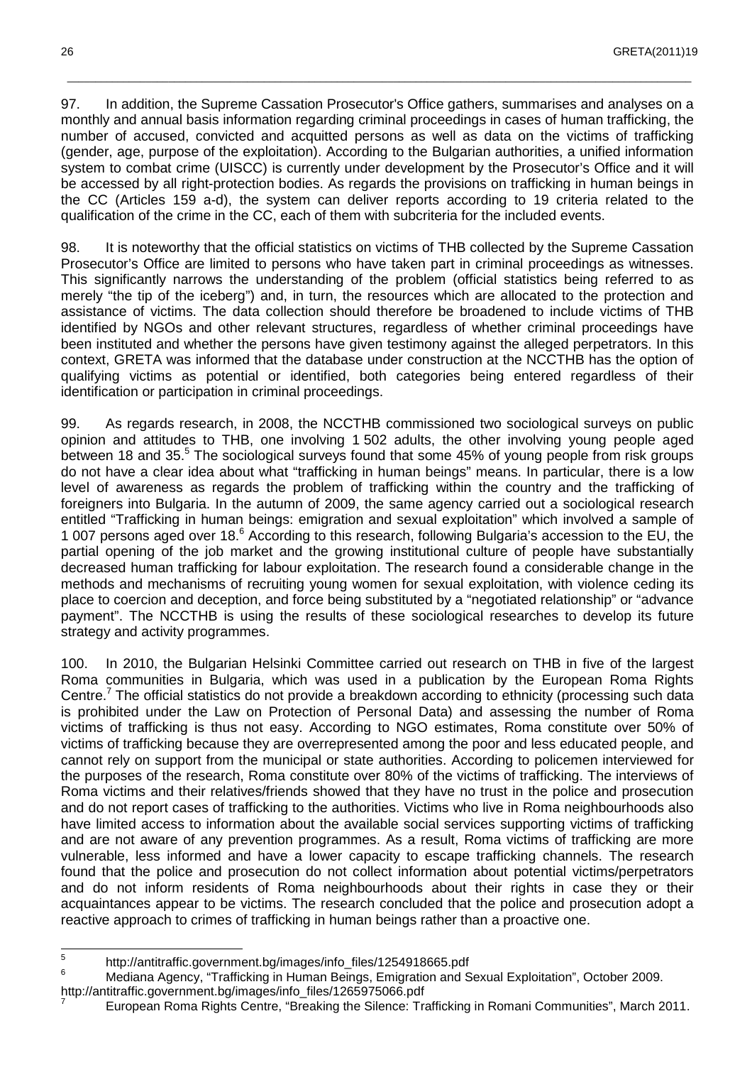97. In addition, the Supreme Cassation Prosecutor's Office gathers, summarises and analyses on a monthly and annual basis information regarding criminal proceedings in cases of human trafficking, the number of accused, convicted and acquitted persons as well as data on the victims of trafficking (gender, age, purpose of the exploitation). According to the Bulgarian authorities, a unified information system to combat crime (UISCC) is currently under development by the Prosecutor's Office and it will be accessed by all right-protection bodies. As regards the provisions on trafficking in human beings in the CC (Articles 159 a-d), the system can deliver reports according to 19 criteria related to the qualification of the crime in the CC, each of them with subcriteria for the included events.

98. It is noteworthy that the official statistics on victims of THB collected by the Supreme Cassation Prosecutor's Office are limited to persons who have taken part in criminal proceedings as witnesses. This significantly narrows the understanding of the problem (official statistics being referred to as merely "the tip of the iceberg") and, in turn, the resources which are allocated to the protection and assistance of victims. The data collection should therefore be broadened to include victims of THB identified by NGOs and other relevant structures, regardless of whether criminal proceedings have been instituted and whether the persons have given testimony against the alleged perpetrators. In this context, GRETA was informed that the database under construction at the NCCTHB has the option of qualifying victims as potential or identified, both categories being entered regardless of their identification or participation in criminal proceedings.

99. As regards research, in 2008, the NCCTHB commissioned two sociological surveys on public opinion and attitudes to THB, one involving 1 502 adults, the other involving young people aged between 18 and 35.[5] The sociological surveys found that some 45% of young people from risk groups do not have a clear idea about what "trafficking in human beings" means. In particular, there is a low level of awareness as regards the problem of trafficking within the country and the trafficking of foreigners into Bulgaria. In the autumn of 2009, the same agency carried out a sociological research entitled "Trafficking in human beings: emigration and sexual exploitation" which involved a sample of 1 007 persons aged over 18.[6] According to this research, following Bulgaria's accession to the EU, the partial opening of the job market and the growing institutional culture of people have substantially decreased human trafficking for labour exploitation. The research found a considerable change in the methods and mechanisms of recruiting young women for sexual exploitation, with violence ceding its place to coercion and deception, and force being substituted by a "negotiated relationship" or "advance payment". The NCCTHB is using the results of these sociological researches to develop its future strategy and activity programmes.

100. In 2010, the Bulgarian Helsinki Committee carried out research on THB in five of the largest Roma communities in Bulgaria, which was used in a publication by the European Roma Rights Centre.[7] The official statistics do not provide a breakdown according to ethnicity (processing such data is prohibited under the Law on Protection of Personal Data) and assessing the number of Roma victims of trafficking is thus not easy. According to NGO estimates, Roma constitute over 50% of victims of trafficking because they are overrepresented among the poor and less educated people, and cannot rely on support from the municipal or state authorities. According to policemen interviewed for the purposes of the research, Roma constitute over 80% of the victims of trafficking. The interviews of Roma victims and their relatives/friends showed that they have no trust in the police and prosecution and do not report cases of trafficking to the authorities. Victims who live in Roma neighbourhoods also have limited access to information about the available social services supporting victims of trafficking and are not aware of any prevention programmes. As a result, Roma victims of trafficking are more vulnerable, less informed and have a lower capacity to escape trafficking channels. The research found that the police and prosecution do not collect information about potential victims/perpetrators and do not inform residents of Roma neighbourhoods about their rights in case they or their acquaintances appear to be victims. The research concluded that the police and prosecution adopt a reactive approach to crimes of trafficking in human beings rather than a proactive one.

---

[5] http://antitraffic.government.bg/images/info_files/1254918665.pdf

[6] Mediana Agency, "Trafficking in Human Beings, Emigration and Sexual Exploitation", October 2009. http://antitraffic.government.bg/images/info_files/1265975066.pdf

[7] European Roma Rights Centre, "Breaking the Silence: Trafficking in Romani Communities", March 2011.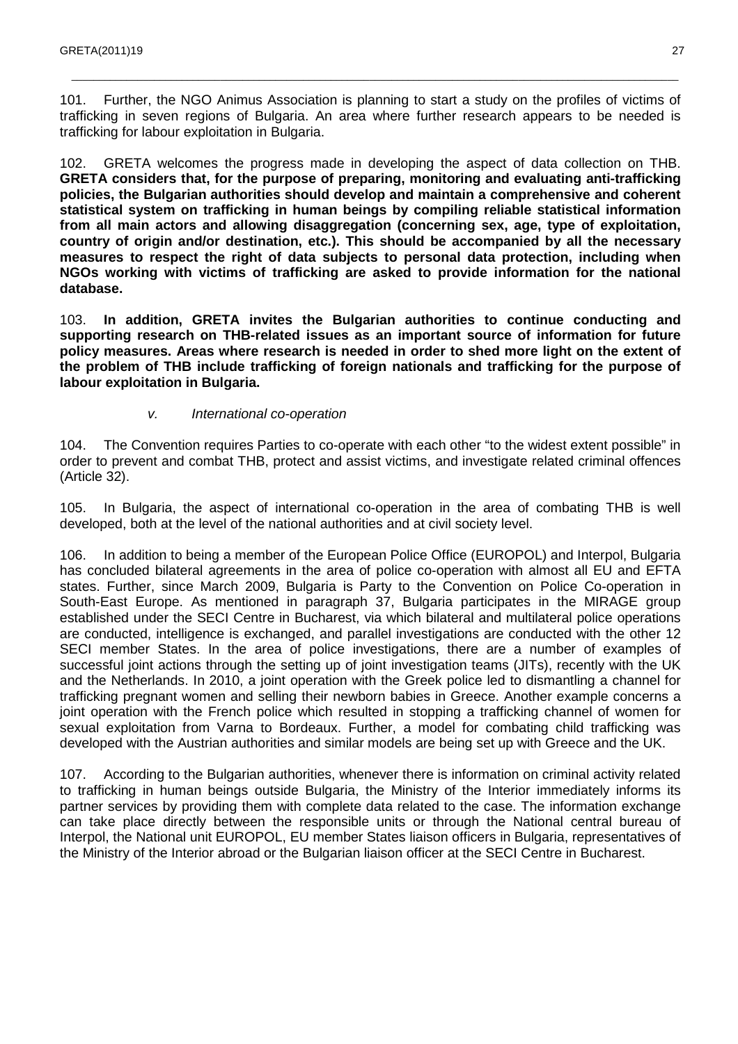101. Further, the NGO Animus Association is planning to start a study on the profiles of victims of trafficking in seven regions of Bulgaria. An area where further research appears to be needed is trafficking for labour exploitation in Bulgaria.

102. GRETA welcomes the progress made in developing the aspect of data collection on THB. **GRETA considers that, for the purpose of preparing, monitoring and evaluating anti-trafficking policies, the Bulgarian authorities should develop and maintain a comprehensive and coherent statistical system on trafficking in human beings by compiling reliable statistical information from all main actors and allowing disaggregation (concerning sex, age, type of exploitation, country of origin and/or destination, etc.). This should be accompanied by all the necessary measures to respect the right of data subjects to personal data protection, including when NGOs working with victims of trafficking are asked to provide information for the national database.**

103. **In addition, GRETA invites the Bulgarian authorities to continue conducting and supporting research on THB-related issues as an important source of information for future policy measures. Areas where research is needed in order to shed more light on the extent of the problem of THB include trafficking of foreign nationals and trafficking for the purpose of labour exploitation in Bulgaria.**

### *v. International co-operation*

104. The Convention requires Parties to co-operate with each other "to the widest extent possible" in order to prevent and combat THB, protect and assist victims, and investigate related criminal offences (Article 32).

105. In Bulgaria, the aspect of international co-operation in the area of combating THB is well developed, both at the level of the national authorities and at civil society level.

106. In addition to being a member of the European Police Office (EUROPOL) and Interpol, Bulgaria has concluded bilateral agreements in the area of police co-operation with almost all EU and EFTA states. Further, since March 2009, Bulgaria is Party to the Convention on Police Co-operation in South-East Europe. As mentioned in paragraph 37, Bulgaria participates in the MIRAGE group established under the SECI Centre in Bucharest, via which bilateral and multilateral police operations are conducted, intelligence is exchanged, and parallel investigations are conducted with the other 12 SECI member States. In the area of police investigations, there are a number of examples of successful joint actions through the setting up of joint investigation teams (JITs), recently with the UK and the Netherlands. In 2010, a joint operation with the Greek police led to dismantling a channel for trafficking pregnant women and selling their newborn babies in Greece. Another example concerns a joint operation with the French police which resulted in stopping a trafficking channel of women for sexual exploitation from Varna to Bordeaux. Further, a model for combating child trafficking was developed with the Austrian authorities and similar models are being set up with Greece and the UK.

107. According to the Bulgarian authorities, whenever there is information on criminal activity related to trafficking in human beings outside Bulgaria, the Ministry of the Interior immediately informs its partner services by providing them with complete data related to the case. The information exchange can take place directly between the responsible units or through the National central bureau of Interpol, the National unit EUROPOL, EU member States liaison officers in Bulgaria, representatives of the Ministry of the Interior abroad or the Bulgarian liaison officer at the SECI Centre in Bucharest.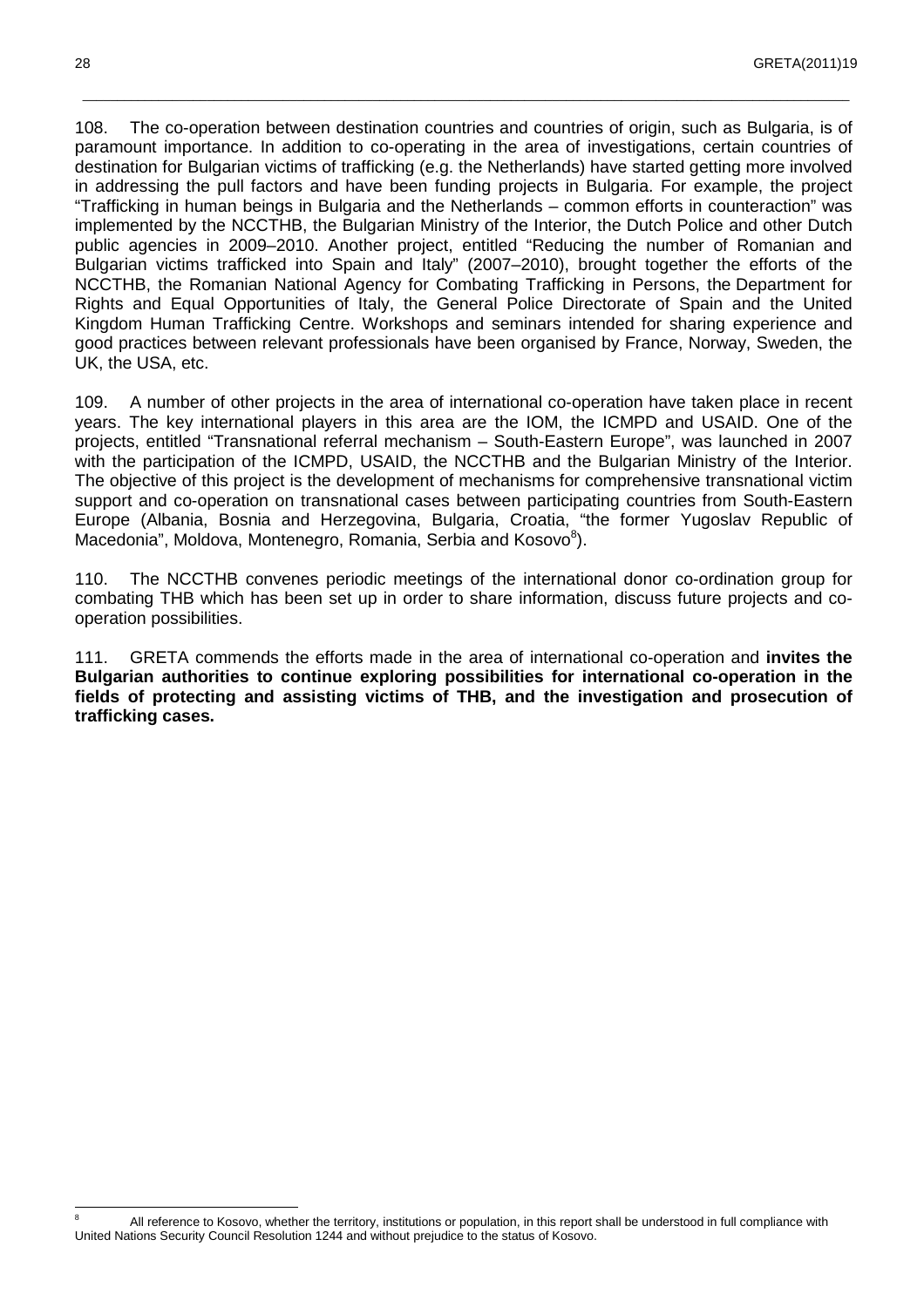108. The co-operation between destination countries and countries of origin, such as Bulgaria, is of paramount importance. In addition to co-operating in the area of investigations, certain countries of destination for Bulgarian victims of trafficking (e.g. the Netherlands) have started getting more involved in addressing the pull factors and have been funding projects in Bulgaria. For example, the project "Trafficking in human beings in Bulgaria and the Netherlands – common efforts in counteraction" was implemented by the NCCTHB, the Bulgarian Ministry of the Interior, the Dutch Police and other Dutch public agencies in 2009–2010. Another project, entitled "Reducing the number of Romanian and Bulgarian victims trafficked into Spain and Italy" (2007–2010), brought together the efforts of the NCCTHB, the Romanian National Agency for Combating Trafficking in Persons, the Department for Rights and Equal Opportunities of Italy, the General Police Directorate of Spain and the United Kingdom Human Trafficking Centre. Workshops and seminars intended for sharing experience and good practices between relevant professionals have been organised by France, Norway, Sweden, the UK, the USA, etc.

109. A number of other projects in the area of international co-operation have taken place in recent years. The key international players in this area are the IOM, the ICMPD and USAID. One of the projects, entitled "Transnational referral mechanism – South-Eastern Europe", was launched in 2007 with the participation of the ICMPD, USAID, the NCCTHB and the Bulgarian Ministry of the Interior. The objective of this project is the development of mechanisms for comprehensive transnational victim support and co-operation on transnational cases between participating countries from South-Eastern Europe (Albania, Bosnia and Herzegovina, Bulgaria, Croatia, "the former Yugoslav Republic of Macedonia", Moldova, Montenegro, Romania, Serbia and Kosovo[8]).

110. The NCCTHB convenes periodic meetings of the international donor co-ordination group for combating THB which has been set up in order to share information, discuss future projects and co-operation possibilities.

111. GRETA commends the efforts made in the area of international co-operation and **invites the Bulgarian authorities to continue exploring possibilities for international co-operation in the fields of protecting and assisting victims of THB, and the investigation and prosecution of trafficking cases.**

---

[8] All reference to Kosovo, whether the territory, institutions or population, in this report shall be understood in full compliance with United Nations Security Council Resolution 1244 and without prejudice to the status of Kosovo.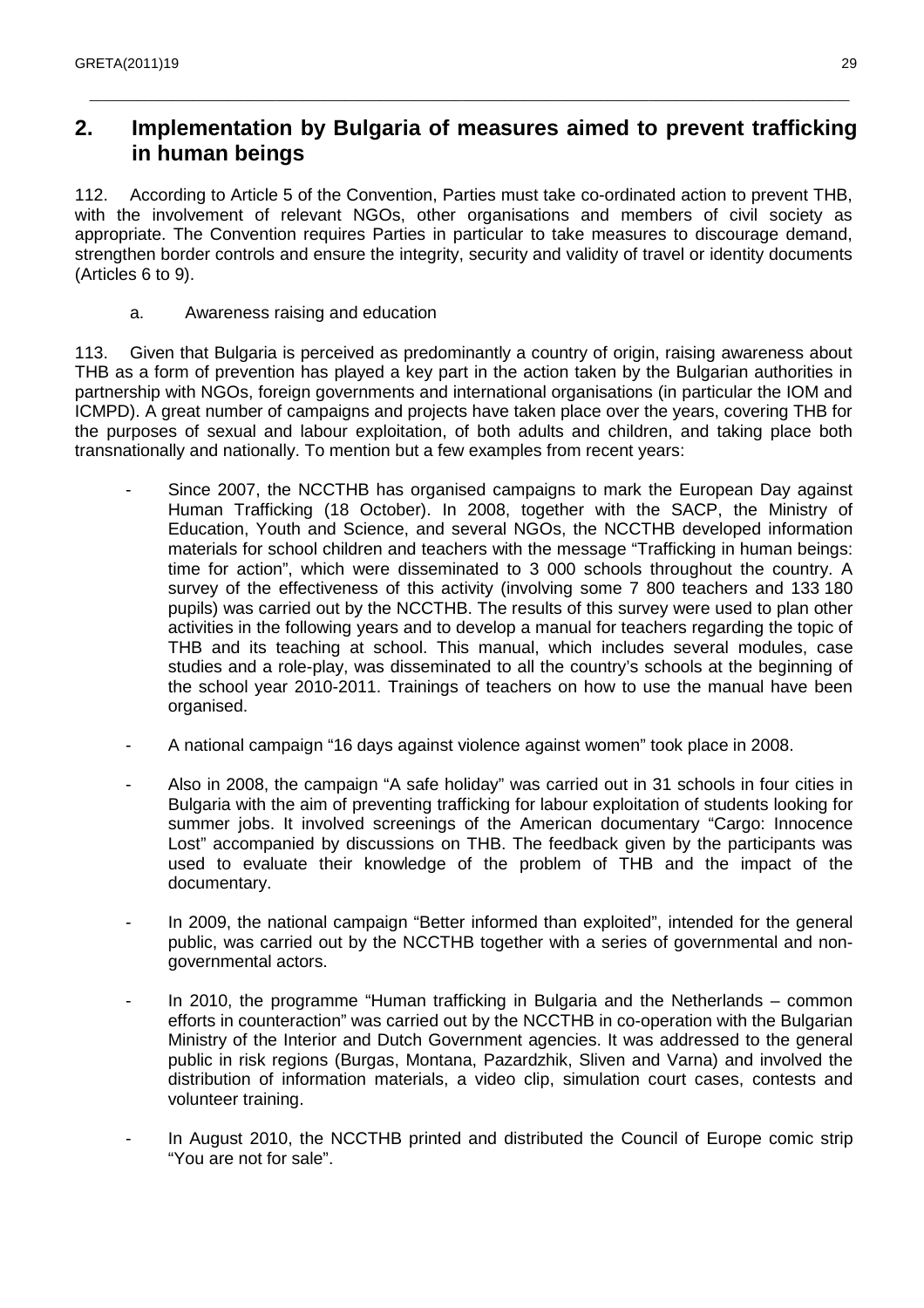## 2. Implementation by Bulgaria of measures aimed to prevent trafficking in human beings

112. According to Article 5 of the Convention, Parties must take co-ordinated action to prevent THB, with the involvement of relevant NGOs, other organisations and members of civil society as appropriate. The Convention requires Parties in particular to take measures to discourage demand, strengthen border controls and ensure the integrity, security and validity of travel or identity documents (Articles 6 to 9).

### a. Awareness raising and education

113. Given that Bulgaria is perceived as predominantly a country of origin, raising awareness about THB as a form of prevention has played a key part in the action taken by the Bulgarian authorities in partnership with NGOs, foreign governments and international organisations (in particular the IOM and ICMPD). A great number of campaigns and projects have taken place over the years, covering THB for the purposes of sexual and labour exploitation, of both adults and children, and taking place both transnationally and nationally. To mention but a few examples from recent years:

- Since 2007, the NCCTHB has organised campaigns to mark the European Day against Human Trafficking (18 October). In 2008, together with the SACP, the Ministry of Education, Youth and Science, and several NGOs, the NCCTHB developed information materials for school children and teachers with the message "Trafficking in human beings: time for action", which were disseminated to 3 000 schools throughout the country. A survey of the effectiveness of this activity (involving some 7 800 teachers and 133 180 pupils) was carried out by the NCCTHB. The results of this survey were used to plan other activities in the following years and to develop a manual for teachers regarding the topic of THB and its teaching at school. This manual, which includes several modules, case studies and a role-play, was disseminated to all the country's schools at the beginning of the school year 2010-2011. Trainings of teachers on how to use the manual have been organised.
- A national campaign "16 days against violence against women" took place in 2008.
- Also in 2008, the campaign "A safe holiday" was carried out in 31 schools in four cities in Bulgaria with the aim of preventing trafficking for labour exploitation of students looking for summer jobs. It involved screenings of the American documentary "Cargo: Innocence Lost" accompanied by discussions on THB. The feedback given by the participants was used to evaluate their knowledge of the problem of THB and the impact of the documentary.
- In 2009, the national campaign "Better informed than exploited", intended for the general public, was carried out by the NCCTHB together with a series of governmental and non-governmental actors.
- In 2010, the programme "Human trafficking in Bulgaria and the Netherlands – common efforts in counteraction" was carried out by the NCCTHB in co-operation with the Bulgarian Ministry of the Interior and Dutch Government agencies. It was addressed to the general public in risk regions (Burgas, Montana, Pazardzhik, Sliven and Varna) and involved the distribution of information materials, a video clip, simulation court cases, contests and volunteer training.
- In August 2010, the NCCTHB printed and distributed the Council of Europe comic strip "You are not for sale".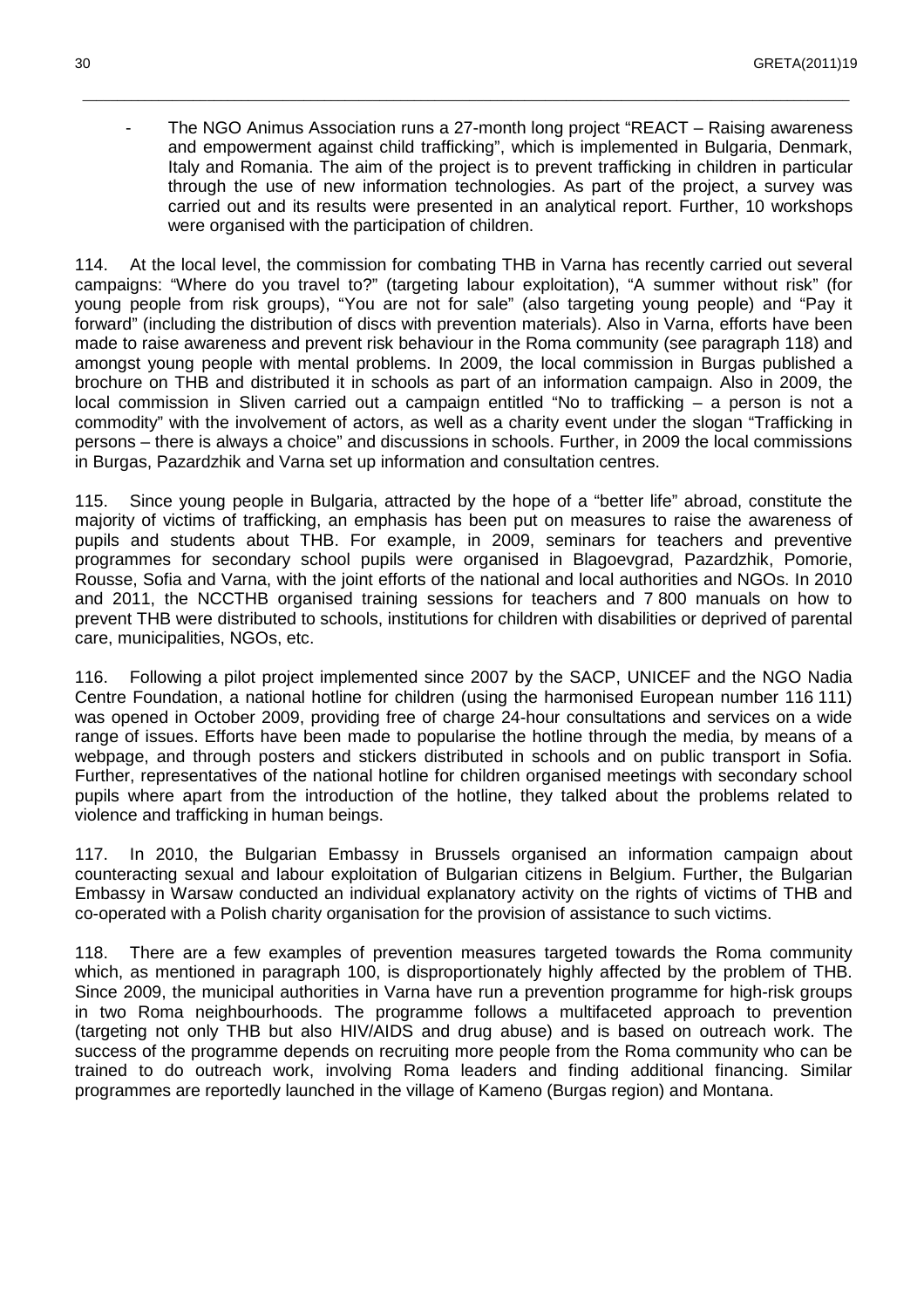- The NGO Animus Association runs a 27-month long project "REACT – Raising awareness and empowerment against child trafficking", which is implemented in Bulgaria, Denmark, Italy and Romania. The aim of the project is to prevent trafficking in children in particular through the use of new information technologies. As part of the project, a survey was carried out and its results were presented in an analytical report. Further, 10 workshops were organised with the participation of children.

114. At the local level, the commission for combating THB in Varna has recently carried out several campaigns: "Where do you travel to?" (targeting labour exploitation), "A summer without risk" (for young people from risk groups), "You are not for sale" (also targeting young people) and "Pay it forward" (including the distribution of discs with prevention materials). Also in Varna, efforts have been made to raise awareness and prevent risk behaviour in the Roma community (see paragraph 118) and amongst young people with mental problems. In 2009, the local commission in Burgas published a brochure on THB and distributed it in schools as part of an information campaign. Also in 2009, the local commission in Sliven carried out a campaign entitled "No to trafficking – a person is not a commodity" with the involvement of actors, as well as a charity event under the slogan "Trafficking in persons – there is always a choice" and discussions in schools. Further, in 2009 the local commissions in Burgas, Pazardzhik and Varna set up information and consultation centres.

115. Since young people in Bulgaria, attracted by the hope of a "better life" abroad, constitute the majority of victims of trafficking, an emphasis has been put on measures to raise the awareness of pupils and students about THB. For example, in 2009, seminars for teachers and preventive programmes for secondary school pupils were organised in Blagoevgrad, Pazardzhik, Pomorie, Rousse, Sofia and Varna, with the joint efforts of the national and local authorities and NGOs. In 2010 and 2011, the NCCTHB organised training sessions for teachers and 7 800 manuals on how to prevent THB were distributed to schools, institutions for children with disabilities or deprived of parental care, municipalities, NGOs, etc.

116. Following a pilot project implemented since 2007 by the SACP, UNICEF and the NGO Nadia Centre Foundation, a national hotline for children (using the harmonised European number 116 111) was opened in October 2009, providing free of charge 24-hour consultations and services on a wide range of issues. Efforts have been made to popularise the hotline through the media, by means of a webpage, and through posters and stickers distributed in schools and on public transport in Sofia. Further, representatives of the national hotline for children organised meetings with secondary school pupils where apart from the introduction of the hotline, they talked about the problems related to violence and trafficking in human beings.

117. In 2010, the Bulgarian Embassy in Brussels organised an information campaign about counteracting sexual and labour exploitation of Bulgarian citizens in Belgium. Further, the Bulgarian Embassy in Warsaw conducted an individual explanatory activity on the rights of victims of THB and co-operated with a Polish charity organisation for the provision of assistance to such victims.

118. There are a few examples of prevention measures targeted towards the Roma community which, as mentioned in paragraph 100, is disproportionately highly affected by the problem of THB. Since 2009, the municipal authorities in Varna have run a prevention programme for high-risk groups in two Roma neighbourhoods. The programme follows a multifaceted approach to prevention (targeting not only THB but also HIV/AIDS and drug abuse) and is based on outreach work. The success of the programme depends on recruiting more people from the Roma community who can be trained to do outreach work, involving Roma leaders and finding additional financing. Similar programmes are reportedly launched in the village of Kameno (Burgas region) and Montana.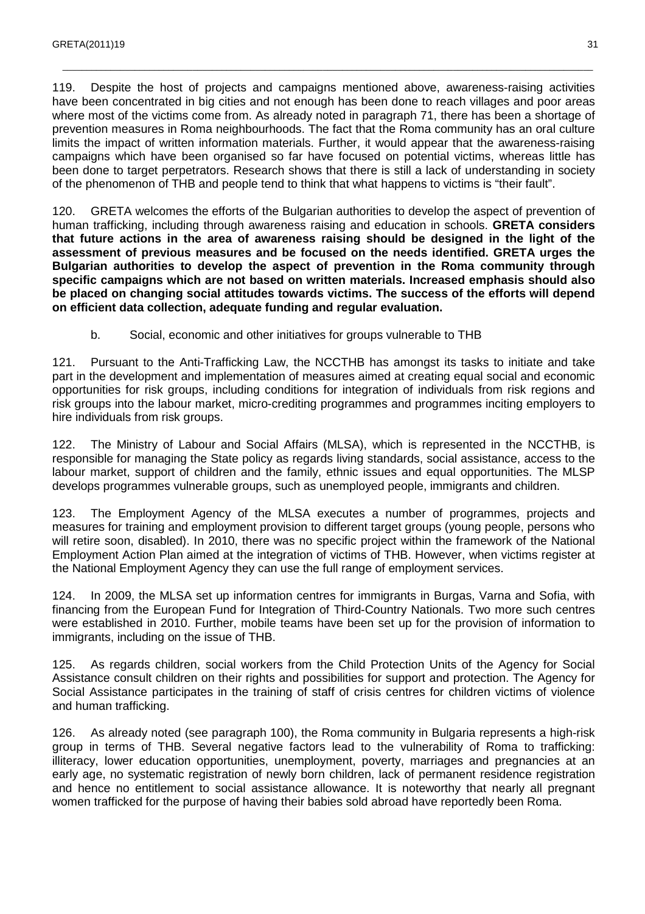119. Despite the host of projects and campaigns mentioned above, awareness-raising activities have been concentrated in big cities and not enough has been done to reach villages and poor areas where most of the victims come from. As already noted in paragraph 71, there has been a shortage of prevention measures in Roma neighbourhoods. The fact that the Roma community has an oral culture limits the impact of written information materials. Further, it would appear that the awareness-raising campaigns which have been organised so far have focused on potential victims, whereas little has been done to target perpetrators. Research shows that there is still a lack of understanding in society of the phenomenon of THB and people tend to think that what happens to victims is "their fault".

120. GRETA welcomes the efforts of the Bulgarian authorities to develop the aspect of prevention of human trafficking, including through awareness raising and education in schools. **GRETA considers that future actions in the area of awareness raising should be designed in the light of the assessment of previous measures and be focused on the needs identified. GRETA urges the Bulgarian authorities to develop the aspect of prevention in the Roma community through specific campaigns which are not based on written materials. Increased emphasis should also be placed on changing social attitudes towards victims. The success of the efforts will depend on efficient data collection, adequate funding and regular evaluation.**

### b. Social, economic and other initiatives for groups vulnerable to THB

121. Pursuant to the Anti-Trafficking Law, the NCCTHB has amongst its tasks to initiate and take part in the development and implementation of measures aimed at creating equal social and economic opportunities for risk groups, including conditions for integration of individuals from risk regions and risk groups into the labour market, micro-crediting programmes and programmes inciting employers to hire individuals from risk groups.

122. The Ministry of Labour and Social Affairs (MLSA), which is represented in the NCCTHB, is responsible for managing the State policy as regards living standards, social assistance, access to the labour market, support of children and the family, ethnic issues and equal opportunities. The MLSP develops programmes vulnerable groups, such as unemployed people, immigrants and children.

123. The Employment Agency of the MLSA executes a number of programmes, projects and measures for training and employment provision to different target groups (young people, persons who will retire soon, disabled). In 2010, there was no specific project within the framework of the National Employment Action Plan aimed at the integration of victims of THB. However, when victims register at the National Employment Agency they can use the full range of employment services.

124. In 2009, the MLSA set up information centres for immigrants in Burgas, Varna and Sofia, with financing from the European Fund for Integration of Third-Country Nationals. Two more such centres were established in 2010. Further, mobile teams have been set up for the provision of information to immigrants, including on the issue of THB.

125. As regards children, social workers from the Child Protection Units of the Agency for Social Assistance consult children on their rights and possibilities for support and protection. The Agency for Social Assistance participates in the training of staff of crisis centres for children victims of violence and human trafficking.

126. As already noted (see paragraph 100), the Roma community in Bulgaria represents a high-risk group in terms of THB. Several negative factors lead to the vulnerability of Roma to trafficking: illiteracy, lower education opportunities, unemployment, poverty, marriages and pregnancies at an early age, no systematic registration of newly born children, lack of permanent residence registration and hence no entitlement to social assistance allowance. It is noteworthy that nearly all pregnant women trafficked for the purpose of having their babies sold abroad have reportedly been Roma.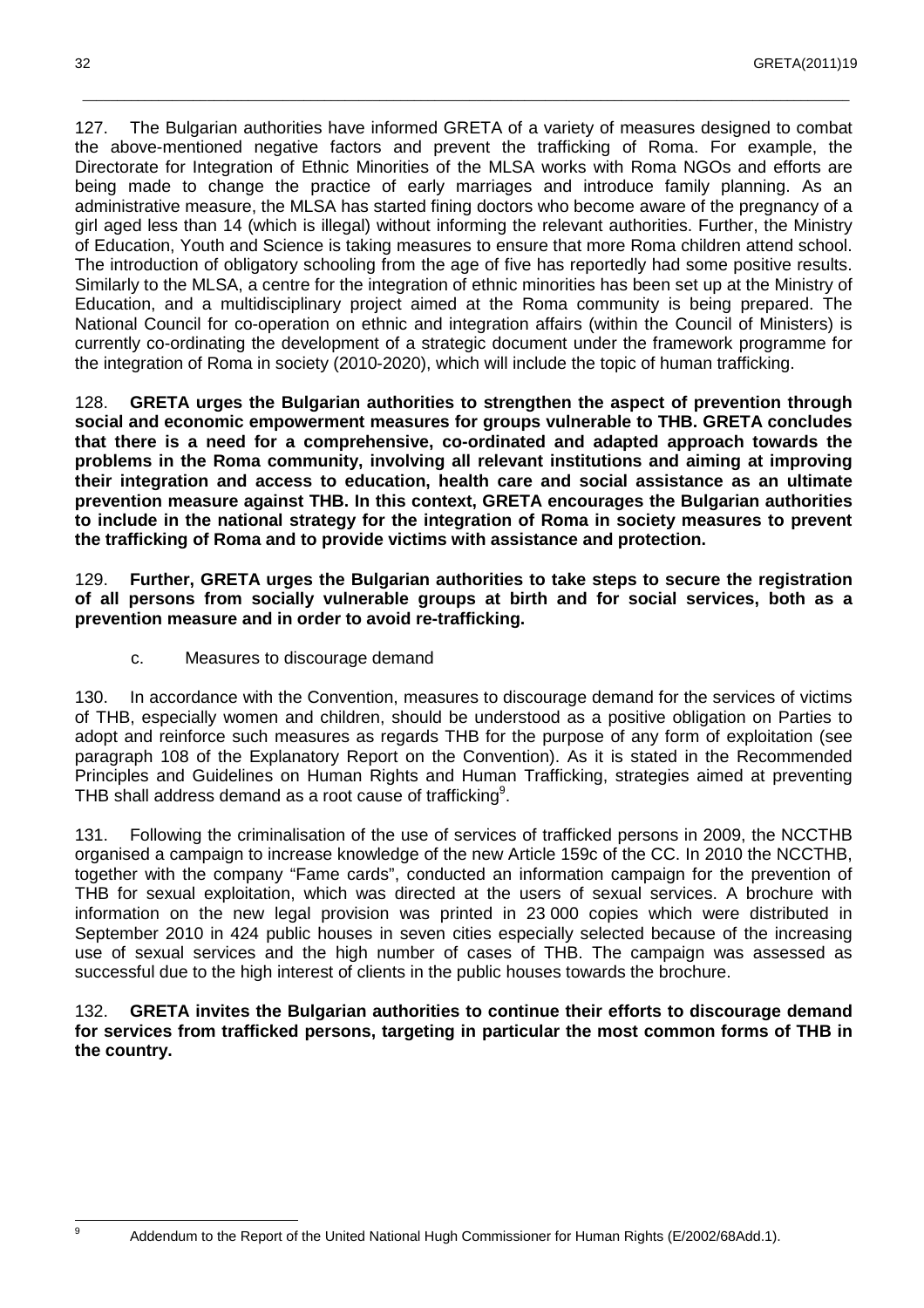127. The Bulgarian authorities have informed GRETA of a variety of measures designed to combat the above-mentioned negative factors and prevent the trafficking of Roma. For example, the Directorate for Integration of Ethnic Minorities of the MLSA works with Roma NGOs and efforts are being made to change the practice of early marriages and introduce family planning. As an administrative measure, the MLSA has started fining doctors who become aware of the pregnancy of a girl aged less than 14 (which is illegal) without informing the relevant authorities. Further, the Ministry of Education, Youth and Science is taking measures to ensure that more Roma children attend school. The introduction of obligatory schooling from the age of five has reportedly had some positive results. Similarly to the MLSA, a centre for the integration of ethnic minorities has been set up at the Ministry of Education, and a multidisciplinary project aimed at the Roma community is being prepared. The National Council for co-operation on ethnic and integration affairs (within the Council of Ministers) is currently co-ordinating the development of a strategic document under the framework programme for the integration of Roma in society (2010-2020), which will include the topic of human trafficking.

128. **GRETA urges the Bulgarian authorities to strengthen the aspect of prevention through social and economic empowerment measures for groups vulnerable to THB. GRETA concludes that there is a need for a comprehensive, co-ordinated and adapted approach towards the problems in the Roma community, involving all relevant institutions and aiming at improving their integration and access to education, health care and social assistance as an ultimate prevention measure against THB. In this context, GRETA encourages the Bulgarian authorities to include in the national strategy for the integration of Roma in society measures to prevent the trafficking of Roma and to provide victims with assistance and protection.**

129. **Further, GRETA urges the Bulgarian authorities to take steps to secure the registration of all persons from socially vulnerable groups at birth and for social services, both as a prevention measure and in order to avoid re-trafficking.**

c. Measures to discourage demand

130. In accordance with the Convention, measures to discourage demand for the services of victims of THB, especially women and children, should be understood as a positive obligation on Parties to adopt and reinforce such measures as regards THB for the purpose of any form of exploitation (see paragraph 108 of the Explanatory Report on the Convention). As it is stated in the Recommended Principles and Guidelines on Human Rights and Human Trafficking, strategies aimed at preventing THB shall address demand as a root cause of trafficking[9].

131. Following the criminalisation of the use of services of trafficked persons in 2009, the NCCTHB organised a campaign to increase knowledge of the new Article 159c of the CC. In 2010 the NCCTHB, together with the company "Fame cards", conducted an information campaign for the prevention of THB for sexual exploitation, which was directed at the users of sexual services. A brochure with information on the new legal provision was printed in 23 000 copies which were distributed in September 2010 in 424 public houses in seven cities especially selected because of the increasing use of sexual services and the high number of cases of THB. The campaign was assessed as successful due to the high interest of clients in the public houses towards the brochure.

132. **GRETA invites the Bulgarian authorities to continue their efforts to discourage demand for services from trafficked persons, targeting in particular the most common forms of THB in the country.**

---

[9] Addendum to the Report of the United National Hugh Commissioner for Human Rights (E/2002/68Add.1).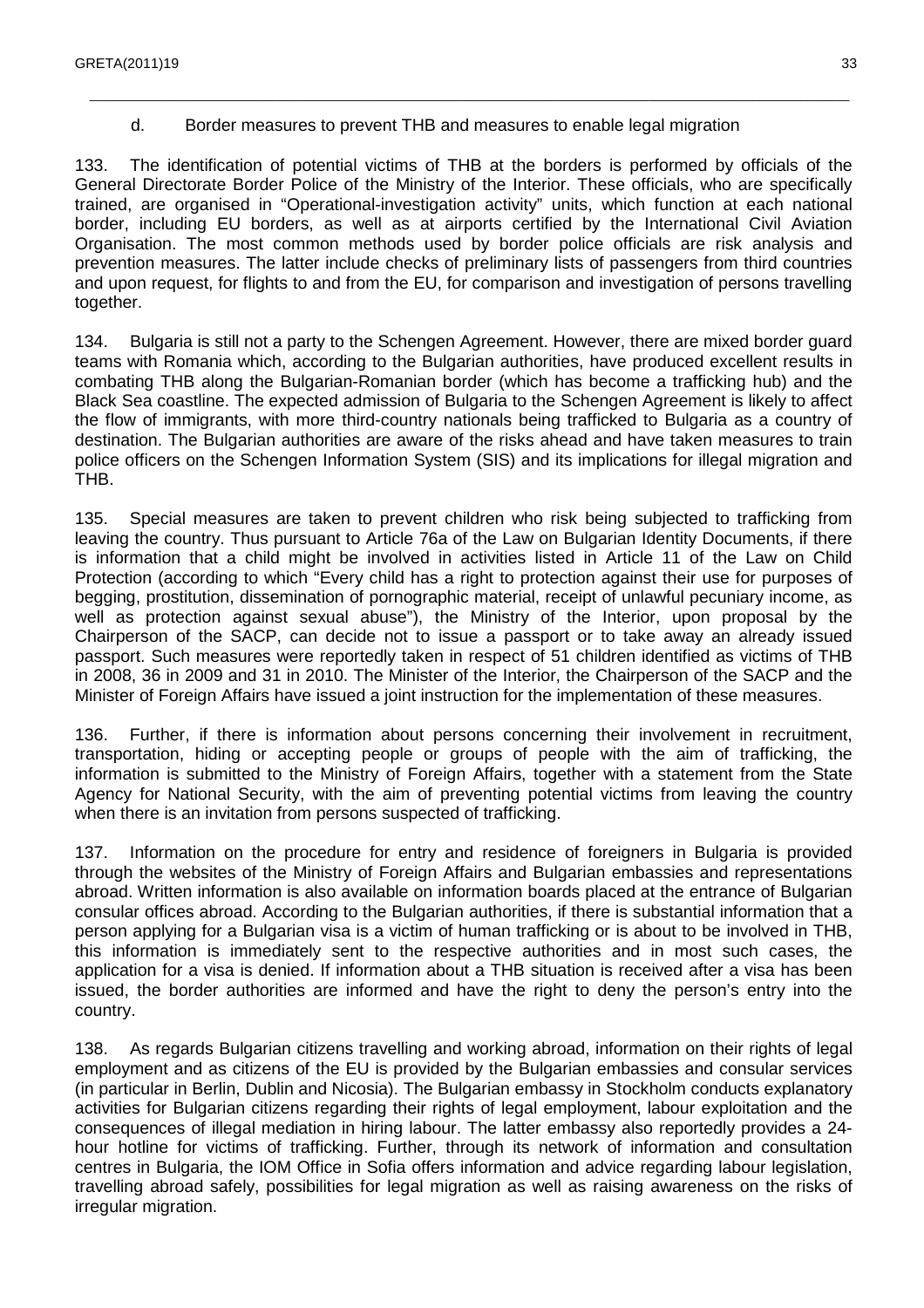### d. Border measures to prevent THB and measures to enable legal migration

133. The identification of potential victims of THB at the borders is performed by officials of the General Directorate Border Police of the Ministry of the Interior. These officials, who are specifically trained, are organised in "Operational-investigation activity" units, which function at each national border, including EU borders, as well as at airports certified by the International Civil Aviation Organisation. The most common methods used by border police officials are risk analysis and prevention measures. The latter include checks of preliminary lists of passengers from third countries and upon request, for flights to and from the EU, for comparison and investigation of persons travelling together.

134. Bulgaria is still not a party to the Schengen Agreement. However, there are mixed border guard teams with Romania which, according to the Bulgarian authorities, have produced excellent results in combating THB along the Bulgarian-Romanian border (which has become a trafficking hub) and the Black Sea coastline. The expected admission of Bulgaria to the Schengen Agreement is likely to affect the flow of immigrants, with more third-country nationals being trafficked to Bulgaria as a country of destination. The Bulgarian authorities are aware of the risks ahead and have taken measures to train police officers on the Schengen Information System (SIS) and its implications for illegal migration and THB.

135. Special measures are taken to prevent children who risk being subjected to trafficking from leaving the country. Thus pursuant to Article 76a of the Law on Bulgarian Identity Documents, if there is information that a child might be involved in activities listed in Article 11 of the Law on Child Protection (according to which "Every child has a right to protection against their use for purposes of begging, prostitution, dissemination of pornographic material, receipt of unlawful pecuniary income, as well as protection against sexual abuse"), the Ministry of the Interior, upon proposal by the Chairperson of the SACP, can decide not to issue a passport or to take away an already issued passport. Such measures were reportedly taken in respect of 51 children identified as victims of THB in 2008, 36 in 2009 and 31 in 2010. The Minister of the Interior, the Chairperson of the SACP and the Minister of Foreign Affairs have issued a joint instruction for the implementation of these measures.

136. Further, if there is information about persons concerning their involvement in recruitment, transportation, hiding or accepting people or groups of people with the aim of trafficking, the information is submitted to the Ministry of Foreign Affairs, together with a statement from the State Agency for National Security, with the aim of preventing potential victims from leaving the country when there is an invitation from persons suspected of trafficking.

137. Information on the procedure for entry and residence of foreigners in Bulgaria is provided through the websites of the Ministry of Foreign Affairs and Bulgarian embassies and representations abroad. Written information is also available on information boards placed at the entrance of Bulgarian consular offices abroad. According to the Bulgarian authorities, if there is substantial information that a person applying for a Bulgarian visa is a victim of human trafficking or is about to be involved in THB, this information is immediately sent to the respective authorities and in most such cases, the application for a visa is denied. If information about a THB situation is received after a visa has been issued, the border authorities are informed and have the right to deny the person's entry into the country.

138. As regards Bulgarian citizens travelling and working abroad, information on their rights of legal employment and as citizens of the EU is provided by the Bulgarian embassies and consular services (in particular in Berlin, Dublin and Nicosia). The Bulgarian embassy in Stockholm conducts explanatory activities for Bulgarian citizens regarding their rights of legal employment, labour exploitation and the consequences of illegal mediation in hiring labour. The latter embassy also reportedly provides a 24-hour hotline for victims of trafficking. Further, through its network of information and consultation centres in Bulgaria, the IOM Office in Sofia offers information and advice regarding labour legislation, travelling abroad safely, possibilities for legal migration as well as raising awareness on the risks of irregular migration.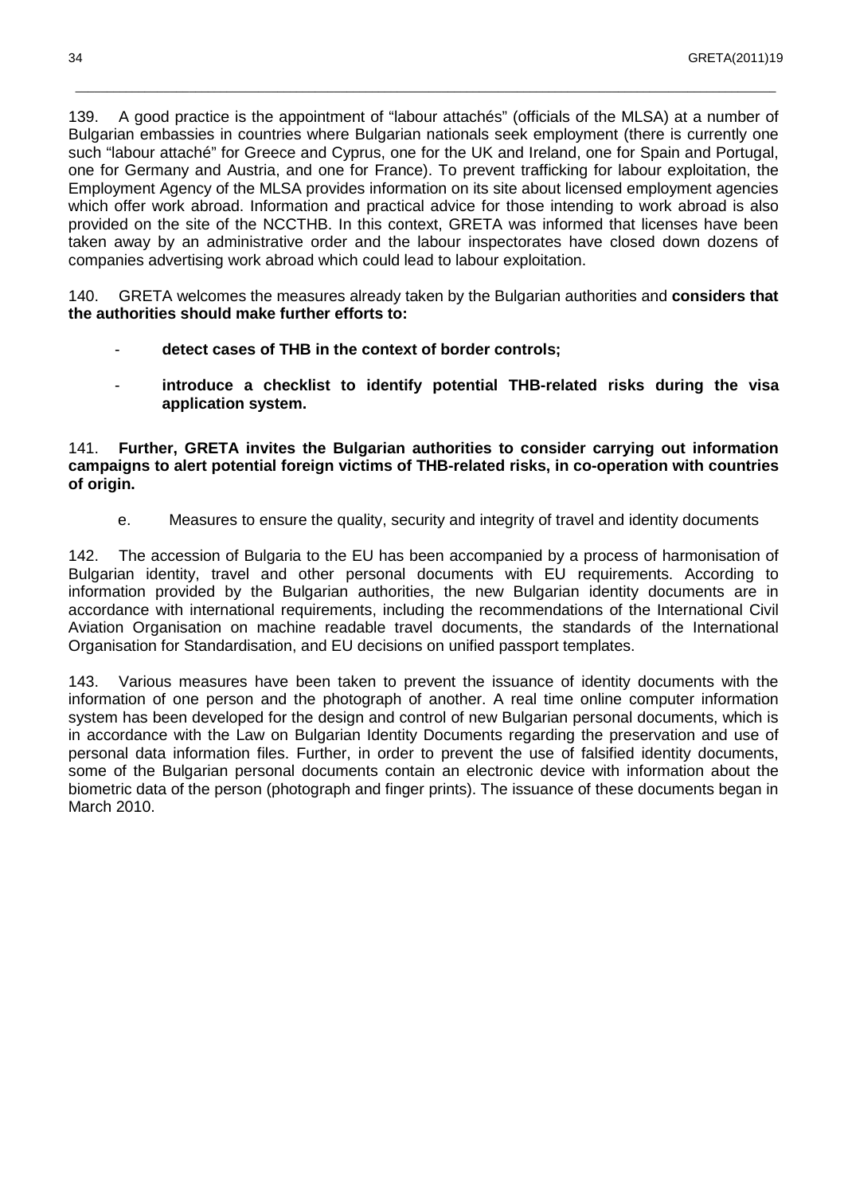139. A good practice is the appointment of "labour attachés" (officials of the MLSA) at a number of Bulgarian embassies in countries where Bulgarian nationals seek employment (there is currently one such "labour attaché" for Greece and Cyprus, one for the UK and Ireland, one for Spain and Portugal, one for Germany and Austria, and one for France). To prevent trafficking for labour exploitation, the Employment Agency of the MLSA provides information on its site about licensed employment agencies which offer work abroad. Information and practical advice for those intending to work abroad is also provided on the site of the NCCTHB. In this context, GRETA was informed that licenses have been taken away by an administrative order and the labour inspectorates have closed down dozens of companies advertising work abroad which could lead to labour exploitation.

140. GRETA welcomes the measures already taken by the Bulgarian authorities and **considers that the authorities should make further efforts to:**

- **detect cases of THB in the context of border controls;**
- **introduce a checklist to identify potential THB-related risks during the visa application system.**

141. **Further, GRETA invites the Bulgarian authorities to consider carrying out information campaigns to alert potential foreign victims of THB-related risks, in co-operation with countries of origin.**

e. Measures to ensure the quality, security and integrity of travel and identity documents

142. The accession of Bulgaria to the EU has been accompanied by a process of harmonisation of Bulgarian identity, travel and other personal documents with EU requirements. According to information provided by the Bulgarian authorities, the new Bulgarian identity documents are in accordance with international requirements, including the recommendations of the International Civil Aviation Organisation on machine readable travel documents, the standards of the International Organisation for Standardisation, and EU decisions on unified passport templates.

143. Various measures have been taken to prevent the issuance of identity documents with the information of one person and the photograph of another. A real time online computer information system has been developed for the design and control of new Bulgarian personal documents, which is in accordance with the Law on Bulgarian Identity Documents regarding the preservation and use of personal data information files. Further, in order to prevent the use of falsified identity documents, some of the Bulgarian personal documents contain an electronic device with information about the biometric data of the person (photograph and finger prints). The issuance of these documents began in March 2010.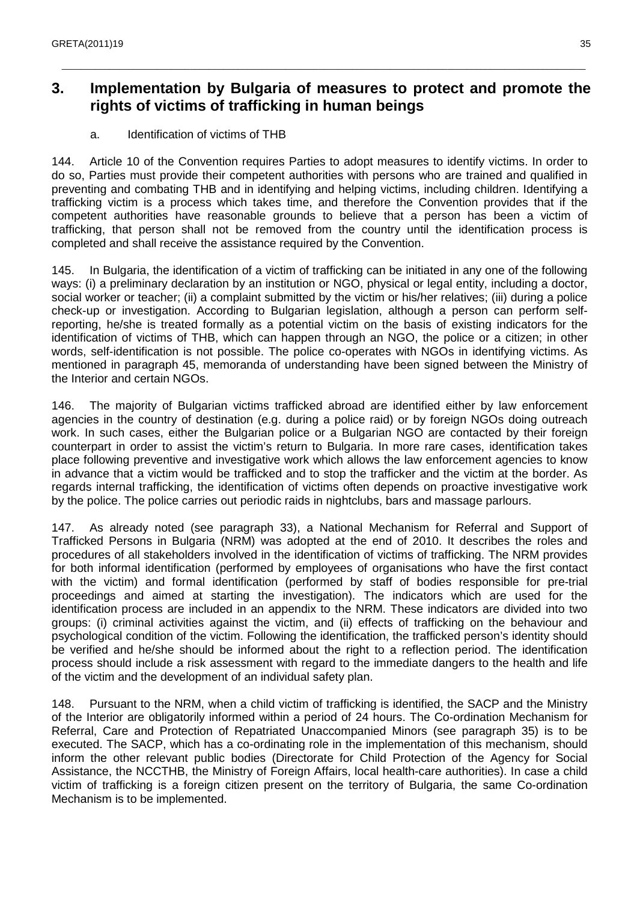## 3. Implementation by Bulgaria of measures to protect and promote the rights of victims of trafficking in human beings

### a. Identification of victims of THB

144. Article 10 of the Convention requires Parties to adopt measures to identify victims. In order to do so, Parties must provide their competent authorities with persons who are trained and qualified in preventing and combating THB and in identifying and helping victims, including children. Identifying a trafficking victim is a process which takes time, and therefore the Convention provides that if the competent authorities have reasonable grounds to believe that a person has been a victim of trafficking, that person shall not be removed from the country until the identification process is completed and shall receive the assistance required by the Convention.

145. In Bulgaria, the identification of a victim of trafficking can be initiated in any one of the following ways: (i) a preliminary declaration by an institution or NGO, physical or legal entity, including a doctor, social worker or teacher; (ii) a complaint submitted by the victim or his/her relatives; (iii) during a police check-up or investigation. According to Bulgarian legislation, although a person can perform self-reporting, he/she is treated formally as a potential victim on the basis of existing indicators for the identification of victims of THB, which can happen through an NGO, the police or a citizen; in other words, self-identification is not possible. The police co-operates with NGOs in identifying victims. As mentioned in paragraph 45, memoranda of understanding have been signed between the Ministry of the Interior and certain NGOs.

146. The majority of Bulgarian victims trafficked abroad are identified either by law enforcement agencies in the country of destination (e.g. during a police raid) or by foreign NGOs doing outreach work. In such cases, either the Bulgarian police or a Bulgarian NGO are contacted by their foreign counterpart in order to assist the victim's return to Bulgaria. In more rare cases, identification takes place following preventive and investigative work which allows the law enforcement agencies to know in advance that a victim would be trafficked and to stop the trafficker and the victim at the border. As regards internal trafficking, the identification of victims often depends on proactive investigative work by the police. The police carries out periodic raids in nightclubs, bars and massage parlours.

147. As already noted (see paragraph 33), a National Mechanism for Referral and Support of Trafficked Persons in Bulgaria (NRM) was adopted at the end of 2010. It describes the roles and procedures of all stakeholders involved in the identification of victims of trafficking. The NRM provides for both informal identification (performed by employees of organisations who have the first contact with the victim) and formal identification (performed by staff of bodies responsible for pre-trial proceedings and aimed at starting the investigation). The indicators which are used for the identification process are included in an appendix to the NRM. These indicators are divided into two groups: (i) criminal activities against the victim, and (ii) effects of trafficking on the behaviour and psychological condition of the victim. Following the identification, the trafficked person's identity should be verified and he/she should be informed about the right to a reflection period. The identification process should include a risk assessment with regard to the immediate dangers to the health and life of the victim and the development of an individual safety plan.

148. Pursuant to the NRM, when a child victim of trafficking is identified, the SACP and the Ministry of the Interior are obligatorily informed within a period of 24 hours. The Co-ordination Mechanism for Referral, Care and Protection of Repatriated Unaccompanied Minors (see paragraph 35) is to be executed. The SACP, which has a co-ordinating role in the implementation of this mechanism, should inform the other relevant public bodies (Directorate for Child Protection of the Agency for Social Assistance, the NCCTHB, the Ministry of Foreign Affairs, local health-care authorities). In case a child victim of trafficking is a foreign citizen present on the territory of Bulgaria, the same Co-ordination Mechanism is to be implemented.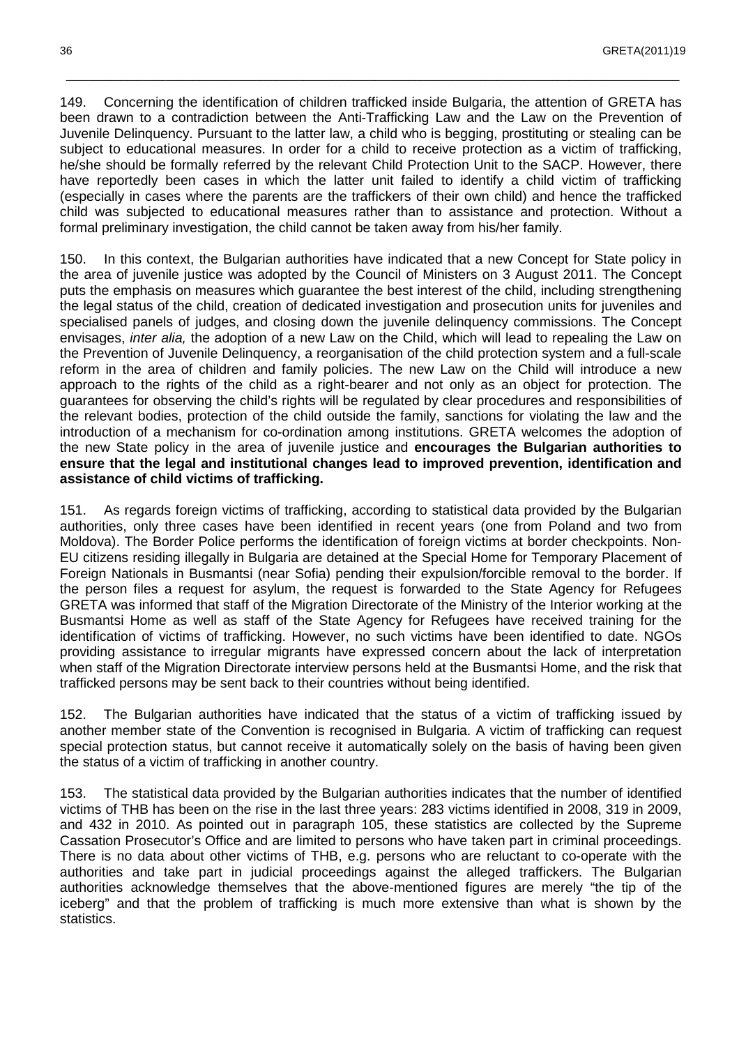149. Concerning the identification of children trafficked inside Bulgaria, the attention of GRETA has been drawn to a contradiction between the Anti-Trafficking Law and the Law on the Prevention of Juvenile Delinquency. Pursuant to the latter law, a child who is begging, prostituting or stealing can be subject to educational measures. In order for a child to receive protection as a victim of trafficking, he/she should be formally referred by the relevant Child Protection Unit to the SACP. However, there have reportedly been cases in which the latter unit failed to identify a child victim of trafficking (especially in cases where the parents are the traffickers of their own child) and hence the trafficked child was subjected to educational measures rather than to assistance and protection. Without a formal preliminary investigation, the child cannot be taken away from his/her family.

150. In this context, the Bulgarian authorities have indicated that a new Concept for State policy in the area of juvenile justice was adopted by the Council of Ministers on 3 August 2011. The Concept puts the emphasis on measures which guarantee the best interest of the child, including strengthening the legal status of the child, creation of dedicated investigation and prosecution units for juveniles and specialised panels of judges, and closing down the juvenile delinquency commissions. The Concept envisages, *inter alia,* the adoption of a new Law on the Child, which will lead to repealing the Law on the Prevention of Juvenile Delinquency, a reorganisation of the child protection system and a full-scale reform in the area of children and family policies. The new Law on the Child will introduce a new approach to the rights of the child as a right-bearer and not only as an object for protection. The guarantees for observing the child's rights will be regulated by clear procedures and responsibilities of the relevant bodies, protection of the child outside the family, sanctions for violating the law and the introduction of a mechanism for co-ordination among institutions. GRETA welcomes the adoption of the new State policy in the area of juvenile justice and **encourages the Bulgarian authorities to ensure that the legal and institutional changes lead to improved prevention, identification and assistance of child victims of trafficking.**

151. As regards foreign victims of trafficking, according to statistical data provided by the Bulgarian authorities, only three cases have been identified in recent years (one from Poland and two from Moldova). The Border Police performs the identification of foreign victims at border checkpoints. Non-EU citizens residing illegally in Bulgaria are detained at the Special Home for Temporary Placement of Foreign Nationals in Busmantsi (near Sofia) pending their expulsion/forcible removal to the border. If the person files a request for asylum, the request is forwarded to the State Agency for Refugees GRETA was informed that staff of the Migration Directorate of the Ministry of the Interior working at the Busmantsi Home as well as staff of the State Agency for Refugees have received training for the identification of victims of trafficking. However, no such victims have been identified to date. NGOs providing assistance to irregular migrants have expressed concern about the lack of interpretation when staff of the Migration Directorate interview persons held at the Busmantsi Home, and the risk that trafficked persons may be sent back to their countries without being identified.

152. The Bulgarian authorities have indicated that the status of a victim of trafficking issued by another member state of the Convention is recognised in Bulgaria. A victim of trafficking can request special protection status, but cannot receive it automatically solely on the basis of having been given the status of a victim of trafficking in another country.

153. The statistical data provided by the Bulgarian authorities indicates that the number of identified victims of THB has been on the rise in the last three years: 283 victims identified in 2008, 319 in 2009, and 432 in 2010. As pointed out in paragraph 105, these statistics are collected by the Supreme Cassation Prosecutor's Office and are limited to persons who have taken part in criminal proceedings. There is no data about other victims of THB, e.g. persons who are reluctant to co-operate with the authorities and take part in judicial proceedings against the alleged traffickers. The Bulgarian authorities acknowledge themselves that the above-mentioned figures are merely "the tip of the iceberg" and that the problem of trafficking is much more extensive than what is shown by the statistics.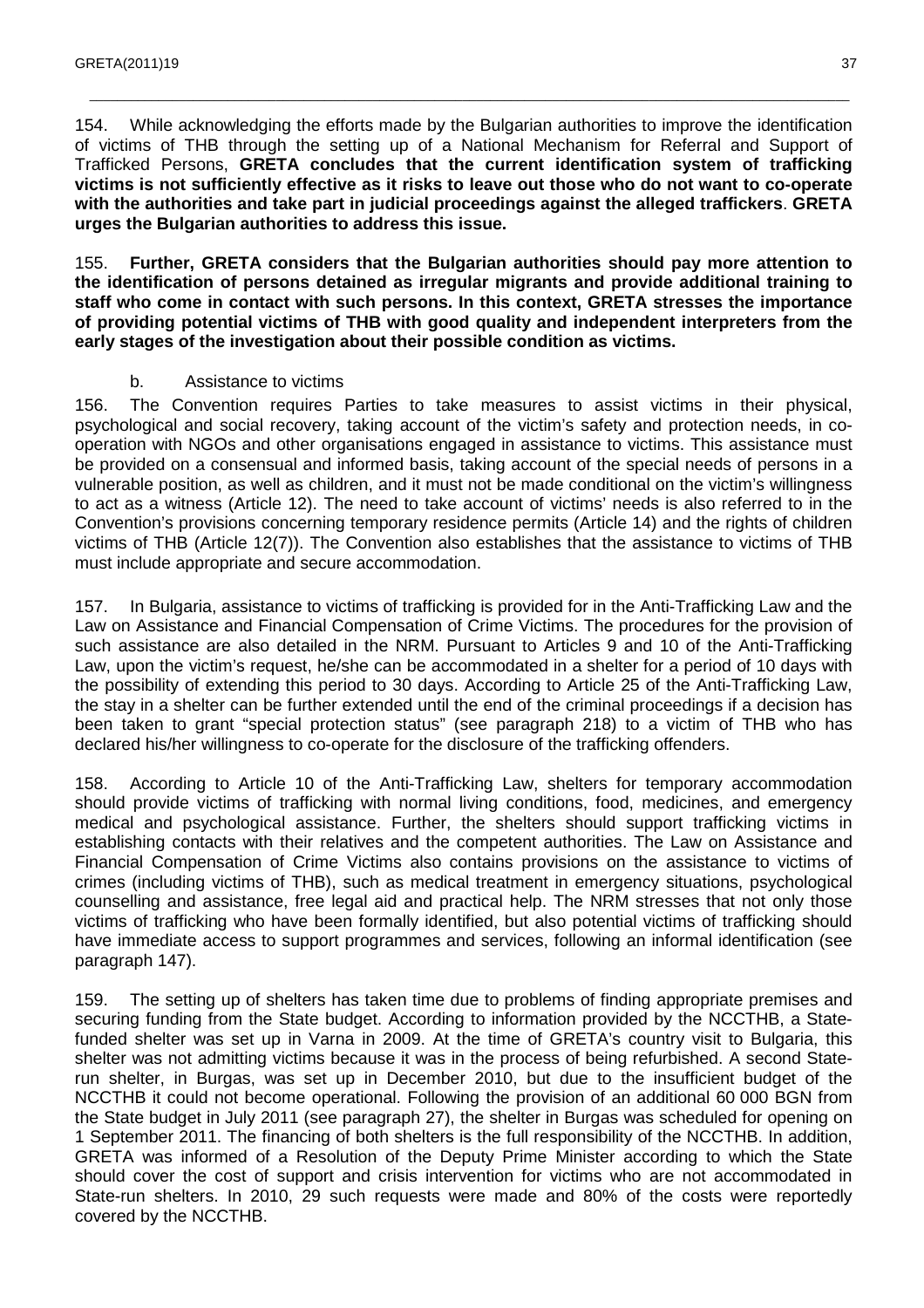154. While acknowledging the efforts made by the Bulgarian authorities to improve the identification of victims of THB through the setting up of a National Mechanism for Referral and Support of Trafficked Persons, **GRETA concludes that the current identification system of trafficking victims is not sufficiently effective as it risks to leave out those who do not want to co-operate with the authorities and take part in judicial proceedings against the alleged traffickers**. **GRETA urges the Bulgarian authorities to address this issue.**

155. **Further, GRETA considers that the Bulgarian authorities should pay more attention to the identification of persons detained as irregular migrants and provide additional training to staff who come in contact with such persons. In this context, GRETA stresses the importance of providing potential victims of THB with good quality and independent interpreters from the early stages of the investigation about their possible condition as victims.**

### b. Assistance to victims

156. The Convention requires Parties to take measures to assist victims in their physical, psychological and social recovery, taking account of the victim's safety and protection needs, in co-operation with NGOs and other organisations engaged in assistance to victims. This assistance must be provided on a consensual and informed basis, taking account of the special needs of persons in a vulnerable position, as well as children, and it must not be made conditional on the victim's willingness to act as a witness (Article 12). The need to take account of victims' needs is also referred to in the Convention's provisions concerning temporary residence permits (Article 14) and the rights of children victims of THB (Article 12(7)). The Convention also establishes that the assistance to victims of THB must include appropriate and secure accommodation.

157. In Bulgaria, assistance to victims of trafficking is provided for in the Anti-Trafficking Law and the Law on Assistance and Financial Compensation of Crime Victims. The procedures for the provision of such assistance are also detailed in the NRM. Pursuant to Articles 9 and 10 of the Anti-Trafficking Law, upon the victim's request, he/she can be accommodated in a shelter for a period of 10 days with the possibility of extending this period to 30 days. According to Article 25 of the Anti-Trafficking Law, the stay in a shelter can be further extended until the end of the criminal proceedings if a decision has been taken to grant "special protection status" (see paragraph 218) to a victim of THB who has declared his/her willingness to co-operate for the disclosure of the trafficking offenders.

158. According to Article 10 of the Anti-Trafficking Law, shelters for temporary accommodation should provide victims of trafficking with normal living conditions, food, medicines, and emergency medical and psychological assistance. Further, the shelters should support trafficking victims in establishing contacts with their relatives and the competent authorities. The Law on Assistance and Financial Compensation of Crime Victims also contains provisions on the assistance to victims of crimes (including victims of THB), such as medical treatment in emergency situations, psychological counselling and assistance, free legal aid and practical help. The NRM stresses that not only those victims of trafficking who have been formally identified, but also potential victims of trafficking should have immediate access to support programmes and services, following an informal identification (see paragraph 147).

159. The setting up of shelters has taken time due to problems of finding appropriate premises and securing funding from the State budget. According to information provided by the NCCTHB, a State-funded shelter was set up in Varna in 2009. At the time of GRETA's country visit to Bulgaria, this shelter was not admitting victims because it was in the process of being refurbished. A second State-run shelter, in Burgas, was set up in December 2010, but due to the insufficient budget of the NCCTHB it could not become operational. Following the provision of an additional 60 000 BGN from the State budget in July 2011 (see paragraph 27), the shelter in Burgas was scheduled for opening on 1 September 2011. The financing of both shelters is the full responsibility of the NCCTHB. In addition, GRETA was informed of a Resolution of the Deputy Prime Minister according to which the State should cover the cost of support and crisis intervention for victims who are not accommodated in State-run shelters. In 2010, 29 such requests were made and 80% of the costs were reportedly covered by the NCCTHB.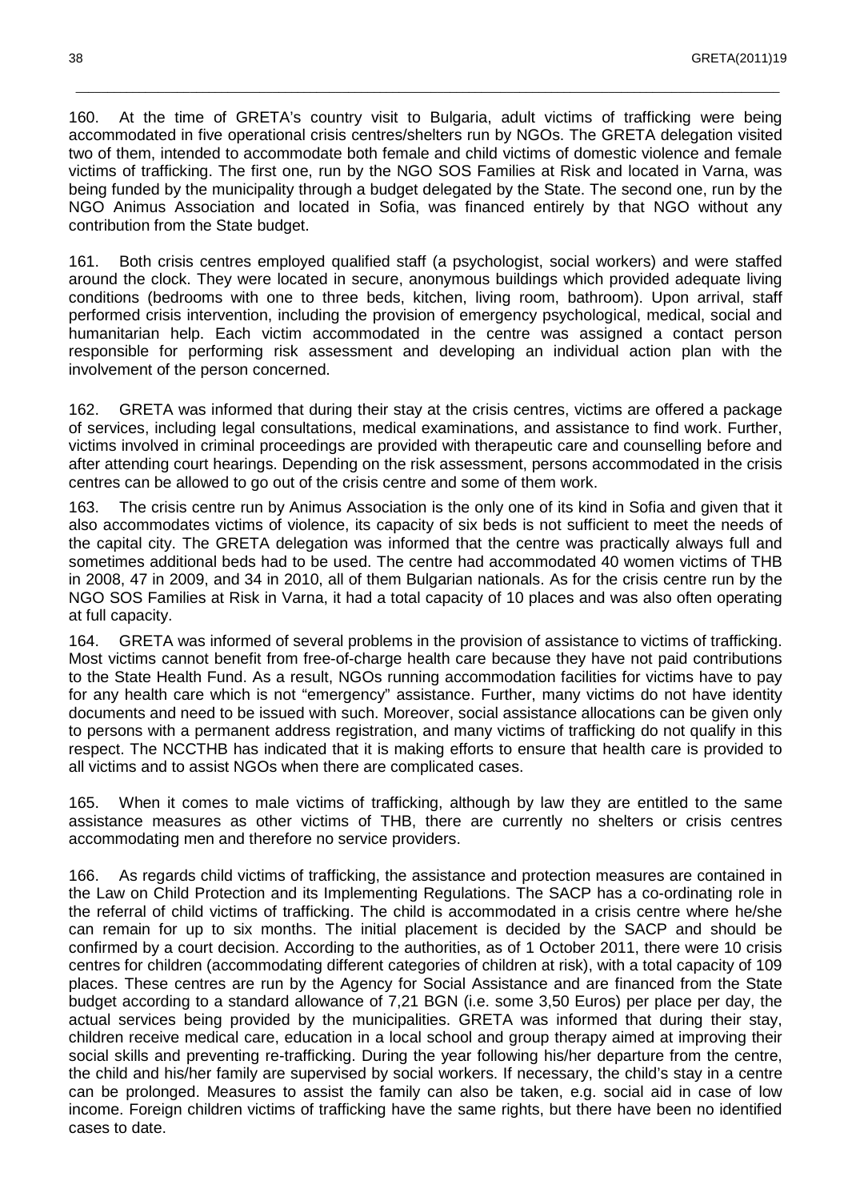160. At the time of GRETA's country visit to Bulgaria, adult victims of trafficking were being accommodated in five operational crisis centres/shelters run by NGOs. The GRETA delegation visited two of them, intended to accommodate both female and child victims of domestic violence and female victims of trafficking. The first one, run by the NGO SOS Families at Risk and located in Varna, was being funded by the municipality through a budget delegated by the State. The second one, run by the NGO Animus Association and located in Sofia, was financed entirely by that NGO without any contribution from the State budget.

161. Both crisis centres employed qualified staff (a psychologist, social workers) and were staffed around the clock. They were located in secure, anonymous buildings which provided adequate living conditions (bedrooms with one to three beds, kitchen, living room, bathroom). Upon arrival, staff performed crisis intervention, including the provision of emergency psychological, medical, social and humanitarian help. Each victim accommodated in the centre was assigned a contact person responsible for performing risk assessment and developing an individual action plan with the involvement of the person concerned.

162. GRETA was informed that during their stay at the crisis centres, victims are offered a package of services, including legal consultations, medical examinations, and assistance to find work. Further, victims involved in criminal proceedings are provided with therapeutic care and counselling before and after attending court hearings. Depending on the risk assessment, persons accommodated in the crisis centres can be allowed to go out of the crisis centre and some of them work.

163. The crisis centre run by Animus Association is the only one of its kind in Sofia and given that it also accommodates victims of violence, its capacity of six beds is not sufficient to meet the needs of the capital city. The GRETA delegation was informed that the centre was practically always full and sometimes additional beds had to be used. The centre had accommodated 40 women victims of THB in 2008, 47 in 2009, and 34 in 2010, all of them Bulgarian nationals. As for the crisis centre run by the NGO SOS Families at Risk in Varna, it had a total capacity of 10 places and was also often operating at full capacity.

164. GRETA was informed of several problems in the provision of assistance to victims of trafficking. Most victims cannot benefit from free-of-charge health care because they have not paid contributions to the State Health Fund. As a result, NGOs running accommodation facilities for victims have to pay for any health care which is not "emergency" assistance. Further, many victims do not have identity documents and need to be issued with such. Moreover, social assistance allocations can be given only to persons with a permanent address registration, and many victims of trafficking do not qualify in this respect. The NCCTHB has indicated that it is making efforts to ensure that health care is provided to all victims and to assist NGOs when there are complicated cases.

165. When it comes to male victims of trafficking, although by law they are entitled to the same assistance measures as other victims of THB, there are currently no shelters or crisis centres accommodating men and therefore no service providers.

166. As regards child victims of trafficking, the assistance and protection measures are contained in the Law on Child Protection and its Implementing Regulations. The SACP has a co-ordinating role in the referral of child victims of trafficking. The child is accommodated in a crisis centre where he/she can remain for up to six months. The initial placement is decided by the SACP and should be confirmed by a court decision. According to the authorities, as of 1 October 2011, there were 10 crisis centres for children (accommodating different categories of children at risk), with a total capacity of 109 places. These centres are run by the Agency for Social Assistance and are financed from the State budget according to a standard allowance of 7,21 BGN (i.e. some 3,50 Euros) per place per day, the actual services being provided by the municipalities. GRETA was informed that during their stay, children receive medical care, education in a local school and group therapy aimed at improving their social skills and preventing re-trafficking. During the year following his/her departure from the centre, the child and his/her family are supervised by social workers. If necessary, the child's stay in a centre can be prolonged. Measures to assist the family can also be taken, e.g. social aid in case of low income. Foreign children victims of trafficking have the same rights, but there have been no identified cases to date.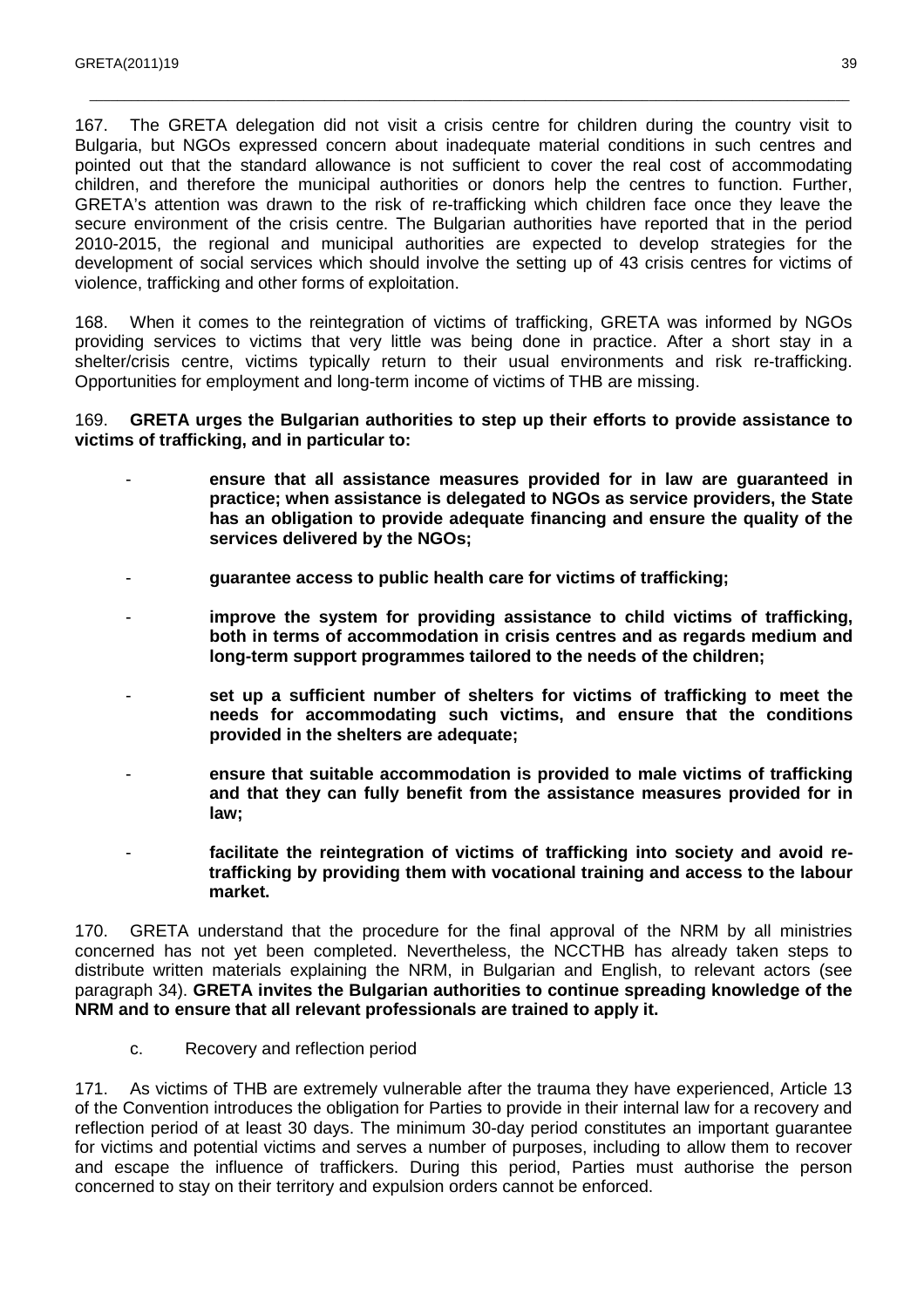167. The GRETA delegation did not visit a crisis centre for children during the country visit to Bulgaria, but NGOs expressed concern about inadequate material conditions in such centres and pointed out that the standard allowance is not sufficient to cover the real cost of accommodating children, and therefore the municipal authorities or donors help the centres to function. Further, GRETA's attention was drawn to the risk of re-trafficking which children face once they leave the secure environment of the crisis centre. The Bulgarian authorities have reported that in the period 2010-2015, the regional and municipal authorities are expected to develop strategies for the development of social services which should involve the setting up of 43 crisis centres for victims of violence, trafficking and other forms of exploitation.

168. When it comes to the reintegration of victims of trafficking, GRETA was informed by NGOs providing services to victims that very little was being done in practice. After a short stay in a shelter/crisis centre, victims typically return to their usual environments and risk re-trafficking. Opportunities for employment and long-term income of victims of THB are missing.

169. **GRETA urges the Bulgarian authorities to step up their efforts to provide assistance to victims of trafficking, and in particular to:**

- **ensure that all assistance measures provided for in law are guaranteed in practice; when assistance is delegated to NGOs as service providers, the State has an obligation to provide adequate financing and ensure the quality of the services delivered by the NGOs;**
- **guarantee access to public health care for victims of trafficking;**
- **improve the system for providing assistance to child victims of trafficking, both in terms of accommodation in crisis centres and as regards medium and long-term support programmes tailored to the needs of the children;**
- **set up a sufficient number of shelters for victims of trafficking to meet the needs for accommodating such victims, and ensure that the conditions provided in the shelters are adequate;**
- **ensure that suitable accommodation is provided to male victims of trafficking and that they can fully benefit from the assistance measures provided for in law;**
- **facilitate the reintegration of victims of trafficking into society and avoid re-trafficking by providing them with vocational training and access to the labour market.**

170. GRETA understand that the procedure for the final approval of the NRM by all ministries concerned has not yet been completed. Nevertheless, the NCCTHB has already taken steps to distribute written materials explaining the NRM, in Bulgarian and English, to relevant actors (see paragraph 34). **GRETA invites the Bulgarian authorities to continue spreading knowledge of the NRM and to ensure that all relevant professionals are trained to apply it.**

### c. Recovery and reflection period

171. As victims of THB are extremely vulnerable after the trauma they have experienced, Article 13 of the Convention introduces the obligation for Parties to provide in their internal law for a recovery and reflection period of at least 30 days. The minimum 30-day period constitutes an important guarantee for victims and potential victims and serves a number of purposes, including to allow them to recover and escape the influence of traffickers. During this period, Parties must authorise the person concerned to stay on their territory and expulsion orders cannot be enforced.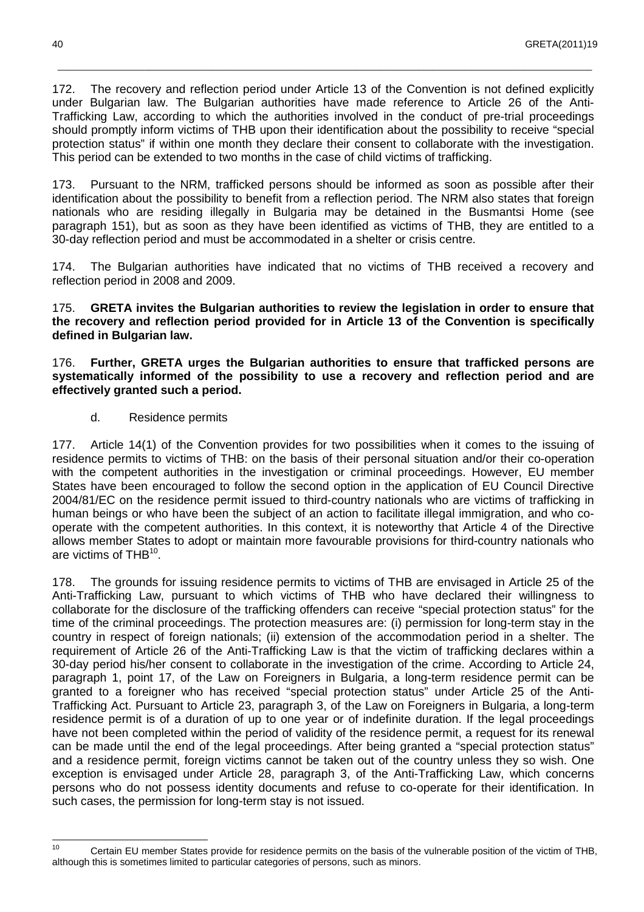172. The recovery and reflection period under Article 13 of the Convention is not defined explicitly under Bulgarian law. The Bulgarian authorities have made reference to Article 26 of the Anti-Trafficking Law, according to which the authorities involved in the conduct of pre-trial proceedings should promptly inform victims of THB upon their identification about the possibility to receive "special protection status" if within one month they declare their consent to collaborate with the investigation. This period can be extended to two months in the case of child victims of trafficking.

173. Pursuant to the NRM, trafficked persons should be informed as soon as possible after their identification about the possibility to benefit from a reflection period. The NRM also states that foreign nationals who are residing illegally in Bulgaria may be detained in the Busmantsi Home (see paragraph 151), but as soon as they have been identified as victims of THB, they are entitled to a 30-day reflection period and must be accommodated in a shelter or crisis centre.

174. The Bulgarian authorities have indicated that no victims of THB received a recovery and reflection period in 2008 and 2009.

175. **GRETA invites the Bulgarian authorities to review the legislation in order to ensure that the recovery and reflection period provided for in Article 13 of the Convention is specifically defined in Bulgarian law.**

176. **Further, GRETA urges the Bulgarian authorities to ensure that trafficked persons are systematically informed of the possibility to use a recovery and reflection period and are effectively granted such a period.**

d. Residence permits

177. Article 14(1) of the Convention provides for two possibilities when it comes to the issuing of residence permits to victims of THB: on the basis of their personal situation and/or their co-operation with the competent authorities in the investigation or criminal proceedings. However, EU member States have been encouraged to follow the second option in the application of EU Council Directive 2004/81/EC on the residence permit issued to third-country nationals who are victims of trafficking in human beings or who have been the subject of an action to facilitate illegal immigration, and who co-operate with the competent authorities. In this context, it is noteworthy that Article 4 of the Directive allows member States to adopt or maintain more favourable provisions for third-country nationals who are victims of THB[10].

178. The grounds for issuing residence permits to victims of THB are envisaged in Article 25 of the Anti-Trafficking Law, pursuant to which victims of THB who have declared their willingness to collaborate for the disclosure of the trafficking offenders can receive "special protection status" for the time of the criminal proceedings. The protection measures are: (i) permission for long-term stay in the country in respect of foreign nationals; (ii) extension of the accommodation period in a shelter. The requirement of Article 26 of the Anti-Trafficking Law is that the victim of trafficking declares within a 30-day period his/her consent to collaborate in the investigation of the crime. According to Article 24, paragraph 1, point 17, of the Law on Foreigners in Bulgaria, a long-term residence permit can be granted to a foreigner who has received "special protection status" under Article 25 of the Anti-Trafficking Act. Pursuant to Article 23, paragraph 3, of the Law on Foreigners in Bulgaria, a long-term residence permit is of a duration of up to one year or of indefinite duration. If the legal proceedings have not been completed within the period of validity of the residence permit, a request for its renewal can be made until the end of the legal proceedings. After being granted a "special protection status" and a residence permit, foreign victims cannot be taken out of the country unless they so wish. One exception is envisaged under Article 28, paragraph 3, of the Anti-Trafficking Law, which concerns persons who do not possess identity documents and refuse to co-operate for their identification. In such cases, the permission for long-term stay is not issued.

---

[10] Certain EU member States provide for residence permits on the basis of the vulnerable position of the victim of THB, although this is sometimes limited to particular categories of persons, such as minors.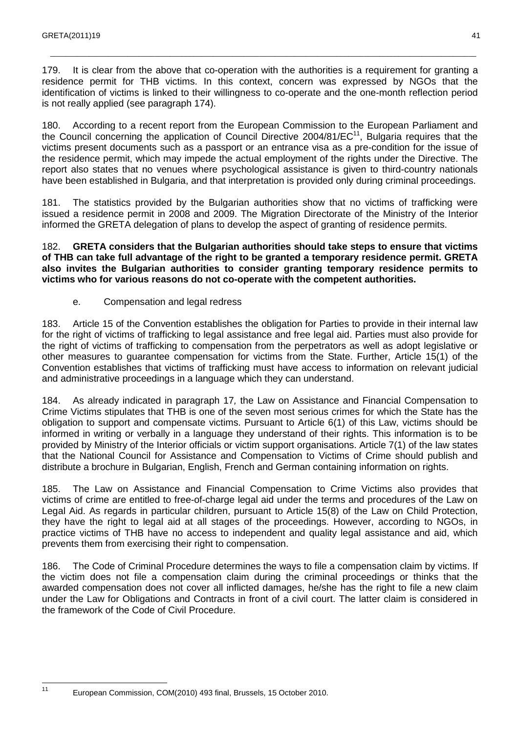179. It is clear from the above that co-operation with the authorities is a requirement for granting a residence permit for THB victims. In this context, concern was expressed by NGOs that the identification of victims is linked to their willingness to co-operate and the one-month reflection period is not really applied (see paragraph 174).

180. According to a recent report from the European Commission to the European Parliament and the Council concerning the application of Council Directive 2004/81/EC[11], Bulgaria requires that the victims present documents such as a passport or an entrance visa as a pre-condition for the issue of the residence permit, which may impede the actual employment of the rights under the Directive. The report also states that no venues where psychological assistance is given to third-country nationals have been established in Bulgaria, and that interpretation is provided only during criminal proceedings.

181. The statistics provided by the Bulgarian authorities show that no victims of trafficking were issued a residence permit in 2008 and 2009. The Migration Directorate of the Ministry of the Interior informed the GRETA delegation of plans to develop the aspect of granting of residence permits.

182. **GRETA considers that the Bulgarian authorities should take steps to ensure that victims of THB can take full advantage of the right to be granted a temporary residence permit. GRETA also invites the Bulgarian authorities to consider granting temporary residence permits to victims who for various reasons do not co-operate with the competent authorities.**

e. Compensation and legal redress

183. Article 15 of the Convention establishes the obligation for Parties to provide in their internal law for the right of victims of trafficking to legal assistance and free legal aid. Parties must also provide for the right of victims of trafficking to compensation from the perpetrators as well as adopt legislative or other measures to guarantee compensation for victims from the State. Further, Article 15(1) of the Convention establishes that victims of trafficking must have access to information on relevant judicial and administrative proceedings in a language which they can understand.

184. As already indicated in paragraph 17*,* the Law on Assistance and Financial Compensation to Crime Victims stipulates that THB is one of the seven most serious crimes for which the State has the obligation to support and compensate victims. Pursuant to Article 6(1) of this Law, victims should be informed in writing or verbally in a language they understand of their rights. This information is to be provided by Ministry of the Interior officials or victim support organisations. Article 7(1) of the law states that the National Council for Assistance and Compensation to Victims of Crime should publish and distribute a brochure in Bulgarian, English, French and German containing information on rights.

185. The Law on Assistance and Financial Compensation to Crime Victims also provides that victims of crime are entitled to free-of-charge legal aid under the terms and procedures of the Law on Legal Aid. As regards in particular children, pursuant to Article 15(8) of the Law on Child Protection, they have the right to legal aid at all stages of the proceedings. However, according to NGOs, in practice victims of THB have no access to independent and quality legal assistance and aid, which prevents them from exercising their right to compensation.

186. The Code of Criminal Procedure determines the ways to file a compensation claim by victims. If the victim does not file a compensation claim during the criminal proceedings or thinks that the awarded compensation does not cover all inflicted damages, he/she has the right to file a new claim under the Law for Obligations and Contracts in front of a civil court. The latter claim is considered in the framework of the Code of Civil Procedure.

[11] European Commission, COM(2010) 493 final, Brussels, 15 October 2010.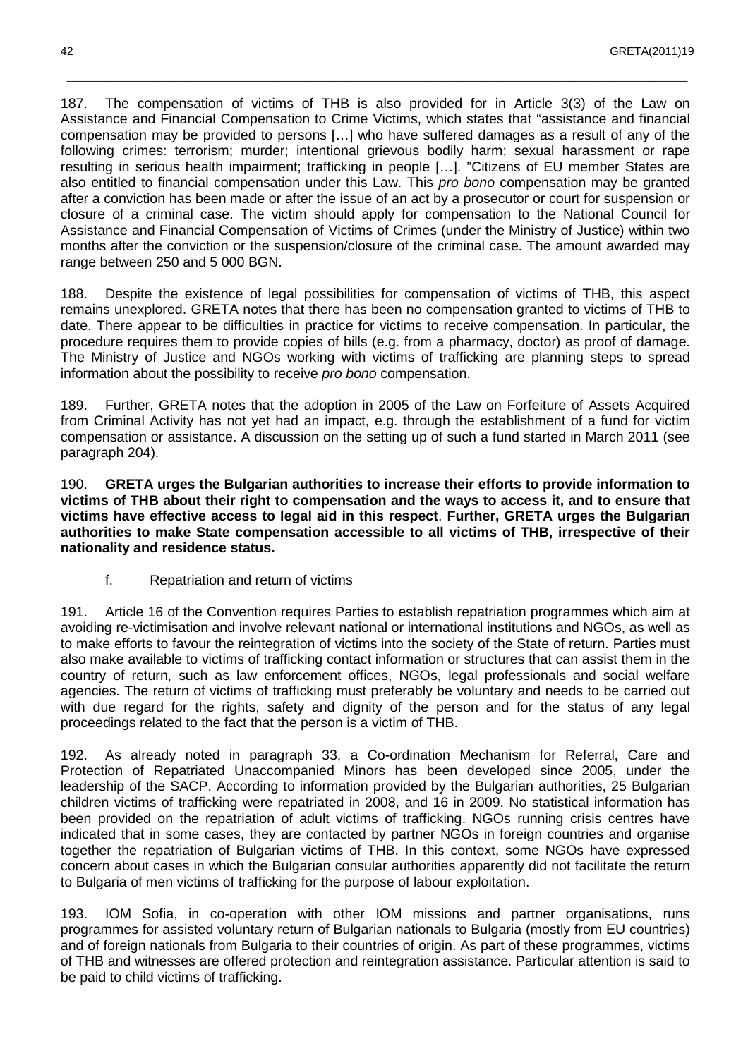187. The compensation of victims of THB is also provided for in Article 3(3) of the Law on Assistance and Financial Compensation to Crime Victims, which states that "assistance and financial compensation may be provided to persons […] who have suffered damages as a result of any of the following crimes: terrorism; murder; intentional grievous bodily harm; sexual harassment or rape resulting in serious health impairment; trafficking in people […]. "Citizens of EU member States are also entitled to financial compensation under this Law. This *pro bono* compensation may be granted after a conviction has been made or after the issue of an act by a prosecutor or court for suspension or closure of a criminal case. The victim should apply for compensation to the National Council for Assistance and Financial Compensation of Victims of Crimes (under the Ministry of Justice) within two months after the conviction or the suspension/closure of the criminal case. The amount awarded may range between 250 and 5 000 BGN.

188. Despite the existence of legal possibilities for compensation of victims of THB, this aspect remains unexplored. GRETA notes that there has been no compensation granted to victims of THB to date. There appear to be difficulties in practice for victims to receive compensation. In particular, the procedure requires them to provide copies of bills (e.g. from a pharmacy, doctor) as proof of damage. The Ministry of Justice and NGOs working with victims of trafficking are planning steps to spread information about the possibility to receive *pro bono* compensation.

189. Further, GRETA notes that the adoption in 2005 of the Law on Forfeiture of Assets Acquired from Criminal Activity has not yet had an impact, e.g. through the establishment of a fund for victim compensation or assistance. A discussion on the setting up of such a fund started in March 2011 (see paragraph 204).

190. **GRETA urges the Bulgarian authorities to increase their efforts to provide information to victims of THB about their right to compensation and the ways to access it, and to ensure that victims have effective access to legal aid in this respect**. **Further, GRETA urges the Bulgarian authorities to make State compensation accessible to all victims of THB, irrespective of their nationality and residence status.**

f. Repatriation and return of victims

191. Article 16 of the Convention requires Parties to establish repatriation programmes which aim at avoiding re-victimisation and involve relevant national or international institutions and NGOs, as well as to make efforts to favour the reintegration of victims into the society of the State of return. Parties must also make available to victims of trafficking contact information or structures that can assist them in the country of return, such as law enforcement offices, NGOs, legal professionals and social welfare agencies. The return of victims of trafficking must preferably be voluntary and needs to be carried out with due regard for the rights, safety and dignity of the person and for the status of any legal proceedings related to the fact that the person is a victim of THB.

192. As already noted in paragraph 33, a Co-ordination Mechanism for Referral, Care and Protection of Repatriated Unaccompanied Minors has been developed since 2005, under the leadership of the SACP. According to information provided by the Bulgarian authorities, 25 Bulgarian children victims of trafficking were repatriated in 2008, and 16 in 2009. No statistical information has been provided on the repatriation of adult victims of trafficking. NGOs running crisis centres have indicated that in some cases, they are contacted by partner NGOs in foreign countries and organise together the repatriation of Bulgarian victims of THB. In this context, some NGOs have expressed concern about cases in which the Bulgarian consular authorities apparently did not facilitate the return to Bulgaria of men victims of trafficking for the purpose of labour exploitation.

193. IOM Sofia, in co-operation with other IOM missions and partner organisations, runs programmes for assisted voluntary return of Bulgarian nationals to Bulgaria (mostly from EU countries) and of foreign nationals from Bulgaria to their countries of origin. As part of these programmes, victims of THB and witnesses are offered protection and reintegration assistance. Particular attention is said to be paid to child victims of trafficking.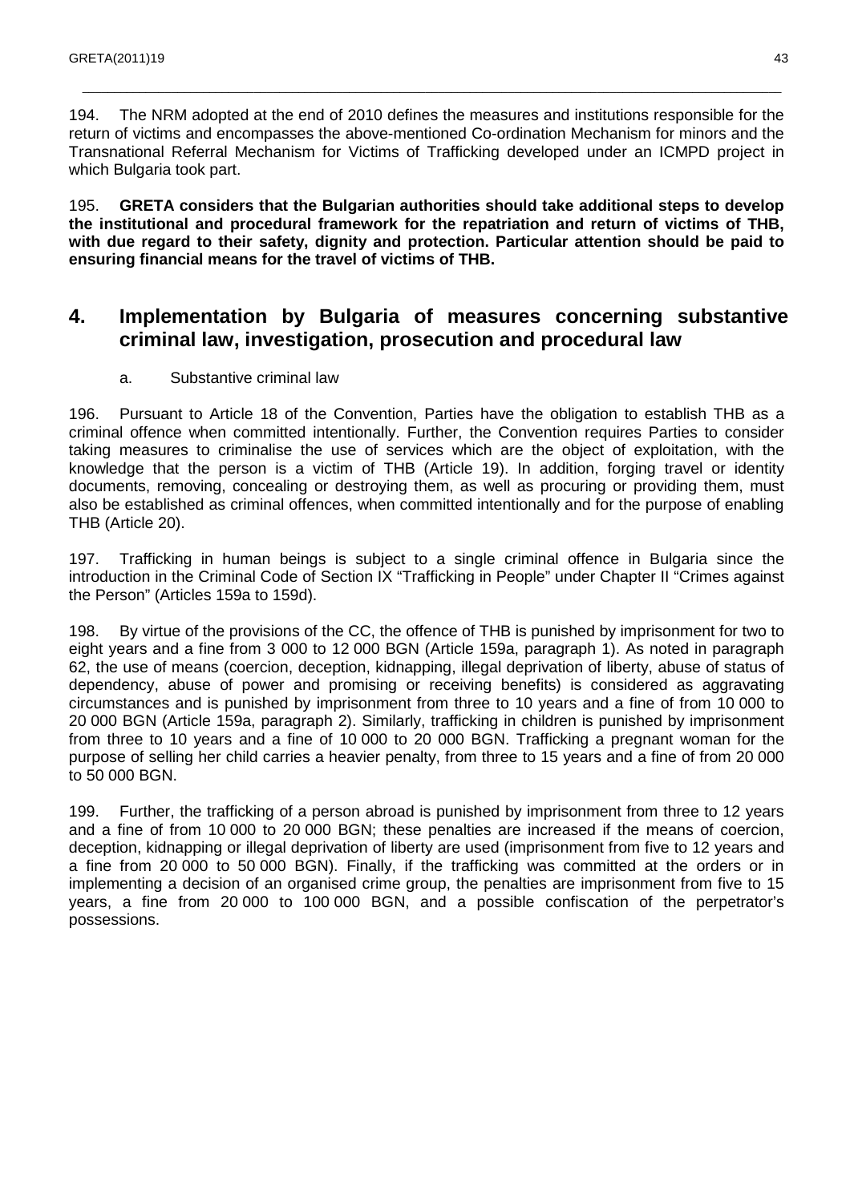194. The NRM adopted at the end of 2010 defines the measures and institutions responsible for the return of victims and encompasses the above-mentioned Co-ordination Mechanism for minors and the Transnational Referral Mechanism for Victims of Trafficking developed under an ICMPD project in which Bulgaria took part.

195. **GRETA considers that the Bulgarian authorities should take additional steps to develop the institutional and procedural framework for the repatriation and return of victims of THB, with due regard to their safety, dignity and protection. Particular attention should be paid to ensuring financial means for the travel of victims of THB.**

## 4. Implementation by Bulgaria of measures concerning substantive criminal law, investigation, prosecution and procedural law

### a. Substantive criminal law

196. Pursuant to Article 18 of the Convention, Parties have the obligation to establish THB as a criminal offence when committed intentionally. Further, the Convention requires Parties to consider taking measures to criminalise the use of services which are the object of exploitation, with the knowledge that the person is a victim of THB (Article 19). In addition, forging travel or identity documents, removing, concealing or destroying them, as well as procuring or providing them, must also be established as criminal offences, when committed intentionally and for the purpose of enabling THB (Article 20).

197. Trafficking in human beings is subject to a single criminal offence in Bulgaria since the introduction in the Criminal Code of Section IX "Trafficking in People" under Chapter II "Crimes against the Person" (Articles 159a to 159d).

198. By virtue of the provisions of the CC, the offence of THB is punished by imprisonment for two to eight years and a fine from 3 000 to 12 000 BGN (Article 159a, paragraph 1). As noted in paragraph 62, the use of means (coercion, deception, kidnapping, illegal deprivation of liberty, abuse of status of dependency, abuse of power and promising or receiving benefits) is considered as aggravating circumstances and is punished by imprisonment from three to 10 years and a fine of from 10 000 to 20 000 BGN (Article 159a, paragraph 2). Similarly, trafficking in children is punished by imprisonment from three to 10 years and a fine of 10 000 to 20 000 BGN. Trafficking a pregnant woman for the purpose of selling her child carries a heavier penalty, from three to 15 years and a fine of from 20 000 to 50 000 BGN.

199. Further, the trafficking of a person abroad is punished by imprisonment from three to 12 years and a fine of from 10 000 to 20 000 BGN; these penalties are increased if the means of coercion, deception, kidnapping or illegal deprivation of liberty are used (imprisonment from five to 12 years and a fine from 20 000 to 50 000 BGN). Finally, if the trafficking was committed at the orders or in implementing a decision of an organised crime group, the penalties are imprisonment from five to 15 years, a fine from 20 000 to 100 000 BGN, and a possible confiscation of the perpetrator's possessions.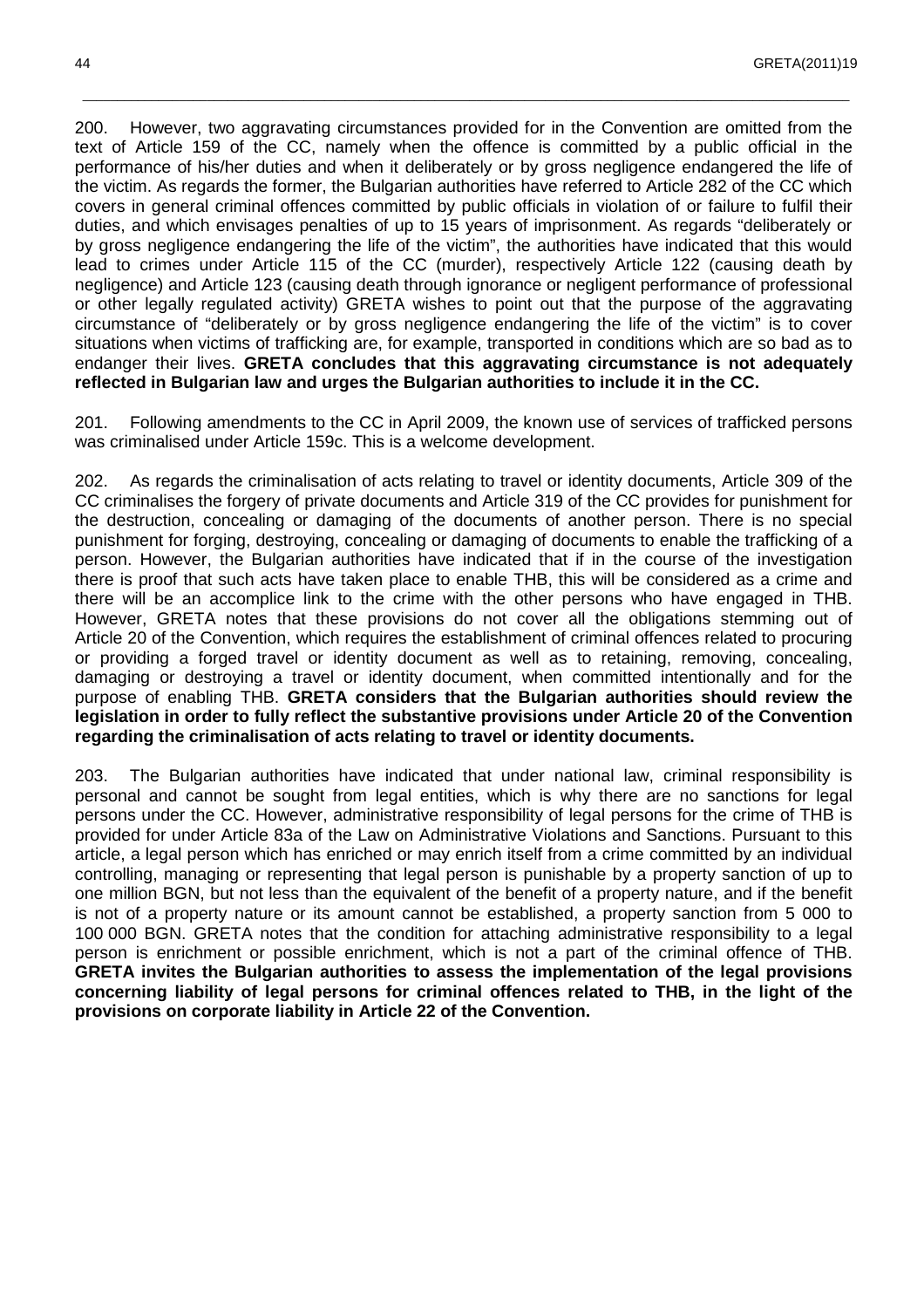200. However, two aggravating circumstances provided for in the Convention are omitted from the text of Article 159 of the CC, namely when the offence is committed by a public official in the performance of his/her duties and when it deliberately or by gross negligence endangered the life of the victim. As regards the former, the Bulgarian authorities have referred to Article 282 of the CC which covers in general criminal offences committed by public officials in violation of or failure to fulfil their duties, and which envisages penalties of up to 15 years of imprisonment. As regards "deliberately or by gross negligence endangering the life of the victim", the authorities have indicated that this would lead to crimes under Article 115 of the CC (murder), respectively Article 122 (causing death by negligence) and Article 123 (causing death through ignorance or negligent performance of professional or other legally regulated activity) GRETA wishes to point out that the purpose of the aggravating circumstance of "deliberately or by gross negligence endangering the life of the victim" is to cover situations when victims of trafficking are, for example, transported in conditions which are so bad as to endanger their lives. **GRETA concludes that this aggravating circumstance is not adequately reflected in Bulgarian law and urges the Bulgarian authorities to include it in the CC.**

201. Following amendments to the CC in April 2009, the known use of services of trafficked persons was criminalised under Article 159c. This is a welcome development.

202. As regards the criminalisation of acts relating to travel or identity documents, Article 309 of the CC criminalises the forgery of private documents and Article 319 of the CC provides for punishment for the destruction, concealing or damaging of the documents of another person. There is no special punishment for forging, destroying, concealing or damaging of documents to enable the trafficking of a person. However, the Bulgarian authorities have indicated that if in the course of the investigation there is proof that such acts have taken place to enable THB, this will be considered as a crime and there will be an accomplice link to the crime with the other persons who have engaged in THB. However, GRETA notes that these provisions do not cover all the obligations stemming out of Article 20 of the Convention, which requires the establishment of criminal offences related to procuring or providing a forged travel or identity document as well as to retaining, removing, concealing, damaging or destroying a travel or identity document, when committed intentionally and for the purpose of enabling THB. **GRETA considers that the Bulgarian authorities should review the legislation in order to fully reflect the substantive provisions under Article 20 of the Convention regarding the criminalisation of acts relating to travel or identity documents.**

203. The Bulgarian authorities have indicated that under national law, criminal responsibility is personal and cannot be sought from legal entities, which is why there are no sanctions for legal persons under the CC. However, administrative responsibility of legal persons for the crime of THB is provided for under Article 83a of the Law on Administrative Violations and Sanctions. Pursuant to this article, a legal person which has enriched or may enrich itself from a crime committed by an individual controlling, managing or representing that legal person is punishable by a property sanction of up to one million BGN, but not less than the equivalent of the benefit of a property nature, and if the benefit is not of a property nature or its amount cannot be established, a property sanction from 5 000 to 100 000 BGN. GRETA notes that the condition for attaching administrative responsibility to a legal person is enrichment or possible enrichment, which is not a part of the criminal offence of THB. **GRETA invites the Bulgarian authorities to assess the implementation of the legal provisions concerning liability of legal persons for criminal offences related to THB, in the light of the provisions on corporate liability in Article 22 of the Convention.**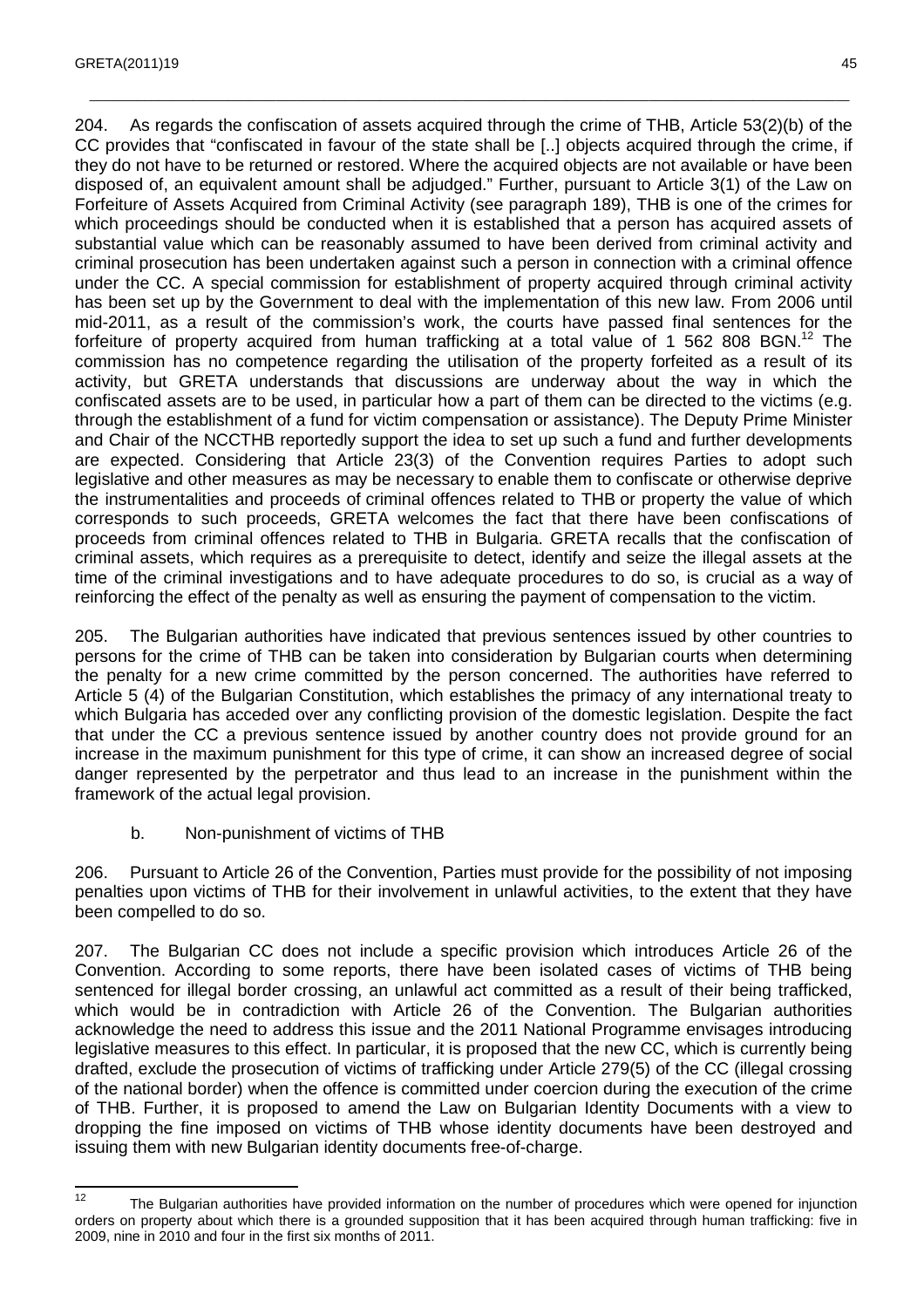204. As regards the confiscation of assets acquired through the crime of THB, Article 53(2)(b) of the CC provides that "confiscated in favour of the state shall be [..] objects acquired through the crime, if they do not have to be returned or restored. Where the acquired objects are not available or have been disposed of, an equivalent amount shall be adjudged." Further, pursuant to Article 3(1) of the Law on Forfeiture of Assets Acquired from Criminal Activity (see paragraph 189), THB is one of the crimes for which proceedings should be conducted when it is established that a person has acquired assets of substantial value which can be reasonably assumed to have been derived from criminal activity and criminal prosecution has been undertaken against such a person in connection with a criminal offence under the CC. A special commission for establishment of property acquired through criminal activity has been set up by the Government to deal with the implementation of this new law. From 2006 until mid-2011, as a result of the commission's work, the courts have passed final sentences for the forfeiture of property acquired from human trafficking at a total value of 1 562 808 BGN.[12] The commission has no competence regarding the utilisation of the property forfeited as a result of its activity, but GRETA understands that discussions are underway about the way in which the confiscated assets are to be used, in particular how a part of them can be directed to the victims (e.g. through the establishment of a fund for victim compensation or assistance). The Deputy Prime Minister and Chair of the NCCTHB reportedly support the idea to set up such a fund and further developments are expected. Considering that Article 23(3) of the Convention requires Parties to adopt such legislative and other measures as may be necessary to enable them to confiscate or otherwise deprive the instrumentalities and proceeds of criminal offences related to THB or property the value of which corresponds to such proceeds, GRETA welcomes the fact that there have been confiscations of proceeds from criminal offences related to THB in Bulgaria. GRETA recalls that the confiscation of criminal assets, which requires as a prerequisite to detect, identify and seize the illegal assets at the time of the criminal investigations and to have adequate procedures to do so, is crucial as a way of reinforcing the effect of the penalty as well as ensuring the payment of compensation to the victim.

205. The Bulgarian authorities have indicated that previous sentences issued by other countries to persons for the crime of THB can be taken into consideration by Bulgarian courts when determining the penalty for a new crime committed by the person concerned. The authorities have referred to Article 5 (4) of the Bulgarian Constitution, which establishes the primacy of any international treaty to which Bulgaria has acceded over any conflicting provision of the domestic legislation. Despite the fact that under the CC a previous sentence issued by another country does not provide ground for an increase in the maximum punishment for this type of crime, it can show an increased degree of social danger represented by the perpetrator and thus lead to an increase in the punishment within the framework of the actual legal provision.

### b. Non-punishment of victims of THB

206. Pursuant to Article 26 of the Convention, Parties must provide for the possibility of not imposing penalties upon victims of THB for their involvement in unlawful activities, to the extent that they have been compelled to do so.

207. The Bulgarian CC does not include a specific provision which introduces Article 26 of the Convention. According to some reports, there have been isolated cases of victims of THB being sentenced for illegal border crossing, an unlawful act committed as a result of their being trafficked, which would be in contradiction with Article 26 of the Convention. The Bulgarian authorities acknowledge the need to address this issue and the 2011 National Programme envisages introducing legislative measures to this effect. In particular, it is proposed that the new CC, which is currently being drafted, exclude the prosecution of victims of trafficking under Article 279(5) of the CC (illegal crossing of the national border) when the offence is committed under coercion during the execution of the crime of THB. Further, it is proposed to amend the Law on Bulgarian Identity Documents with a view to dropping the fine imposed on victims of THB whose identity documents have been destroyed and issuing them with new Bulgarian identity documents free-of-charge.

[12] The Bulgarian authorities have provided information on the number of procedures which were opened for injunction orders on property about which there is a grounded supposition that it has been acquired through human trafficking: five in 2009, nine in 2010 and four in the first six months of 2011.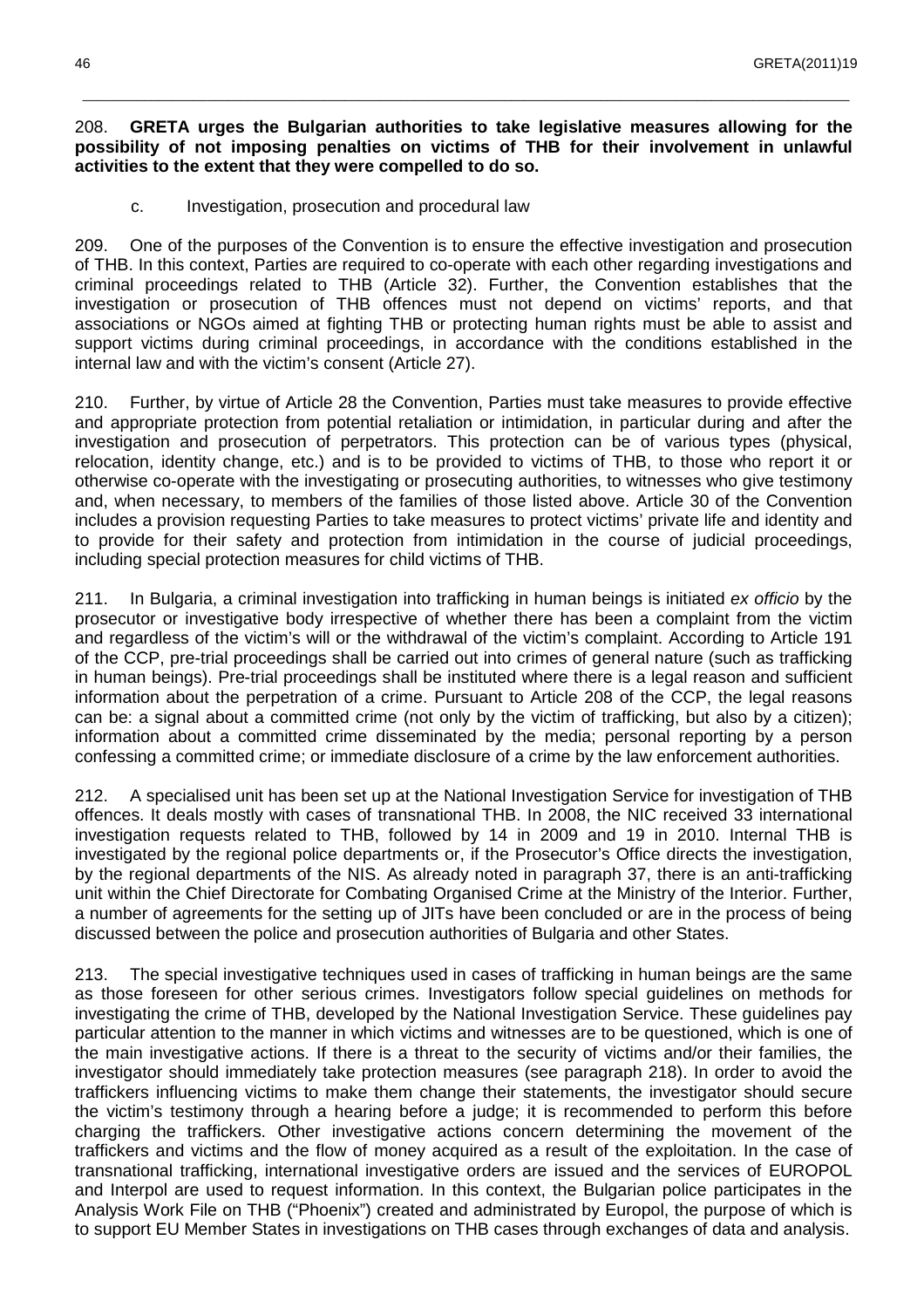208. **GRETA urges the Bulgarian authorities to take legislative measures allowing for the possibility of not imposing penalties on victims of THB for their involvement in unlawful activities to the extent that they were compelled to do so.**

c. Investigation, prosecution and procedural law

209. One of the purposes of the Convention is to ensure the effective investigation and prosecution of THB. In this context, Parties are required to co-operate with each other regarding investigations and criminal proceedings related to THB (Article 32). Further, the Convention establishes that the investigation or prosecution of THB offences must not depend on victims' reports, and that associations or NGOs aimed at fighting THB or protecting human rights must be able to assist and support victims during criminal proceedings, in accordance with the conditions established in the internal law and with the victim's consent (Article 27).

210. Further, by virtue of Article 28 the Convention, Parties must take measures to provide effective and appropriate protection from potential retaliation or intimidation, in particular during and after the investigation and prosecution of perpetrators. This protection can be of various types (physical, relocation, identity change, etc.) and is to be provided to victims of THB, to those who report it or otherwise co-operate with the investigating or prosecuting authorities, to witnesses who give testimony and, when necessary, to members of the families of those listed above. Article 30 of the Convention includes a provision requesting Parties to take measures to protect victims' private life and identity and to provide for their safety and protection from intimidation in the course of judicial proceedings, including special protection measures for child victims of THB.

211. In Bulgaria, a criminal investigation into trafficking in human beings is initiated *ex officio* by the prosecutor or investigative body irrespective of whether there has been a complaint from the victim and regardless of the victim's will or the withdrawal of the victim's complaint. According to Article 191 of the CCP, pre-trial proceedings shall be carried out into crimes of general nature (such as trafficking in human beings). Pre-trial proceedings shall be instituted where there is a legal reason and sufficient information about the perpetration of a crime. Pursuant to Article 208 of the CCP, the legal reasons can be: a signal about a committed crime (not only by the victim of trafficking, but also by a citizen); information about a committed crime disseminated by the media; personal reporting by a person confessing a committed crime; or immediate disclosure of a crime by the law enforcement authorities.

212. A specialised unit has been set up at the National Investigation Service for investigation of THB offences. It deals mostly with cases of transnational THB. In 2008, the NIC received 33 international investigation requests related to THB, followed by 14 in 2009 and 19 in 2010. Internal THB is investigated by the regional police departments or, if the Prosecutor's Office directs the investigation, by the regional departments of the NIS. As already noted in paragraph 37, there is an anti-trafficking unit within the Chief Directorate for Combating Organised Crime at the Ministry of the Interior. Further, a number of agreements for the setting up of JITs have been concluded or are in the process of being discussed between the police and prosecution authorities of Bulgaria and other States.

213. The special investigative techniques used in cases of trafficking in human beings are the same as those foreseen for other serious crimes. Investigators follow special guidelines on methods for investigating the crime of THB, developed by the National Investigation Service. These guidelines pay particular attention to the manner in which victims and witnesses are to be questioned, which is one of the main investigative actions. If there is a threat to the security of victims and/or their families, the investigator should immediately take protection measures (see paragraph 218). In order to avoid the traffickers influencing victims to make them change their statements, the investigator should secure the victim's testimony through a hearing before a judge; it is recommended to perform this before charging the traffickers. Other investigative actions concern determining the movement of the traffickers and victims and the flow of money acquired as a result of the exploitation. In the case of transnational trafficking, international investigative orders are issued and the services of EUROPOL and Interpol are used to request information. In this context, the Bulgarian police participates in the Analysis Work File on THB ("Phoenix") created and administrated by Europol, the purpose of which is to support EU Member States in investigations on THB cases through exchanges of data and analysis.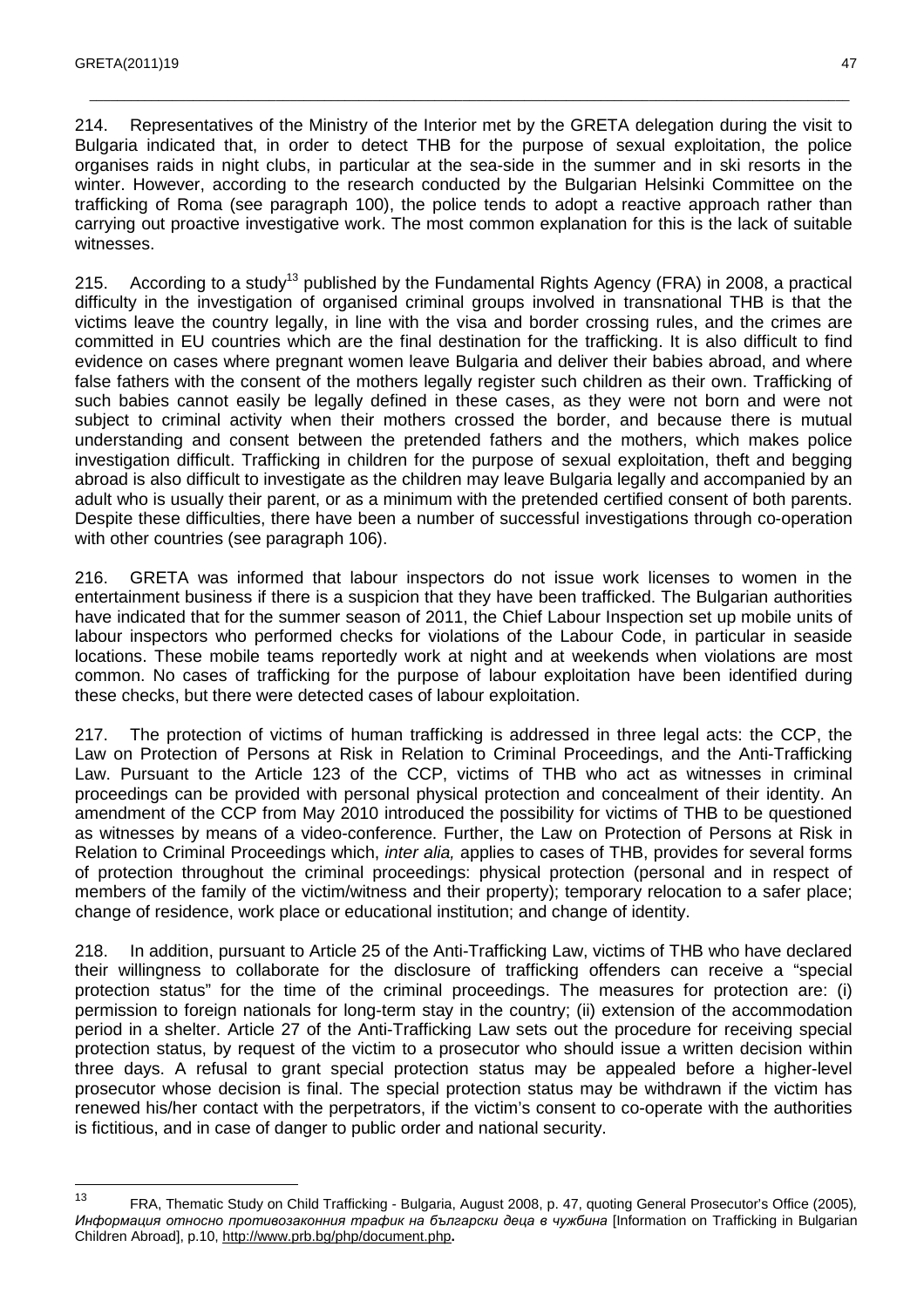214. Representatives of the Ministry of the Interior met by the GRETA delegation during the visit to Bulgaria indicated that, in order to detect THB for the purpose of sexual exploitation, the police organises raids in night clubs, in particular at the sea-side in the summer and in ski resorts in the winter. However, according to the research conducted by the Bulgarian Helsinki Committee on the trafficking of Roma (see paragraph 100), the police tends to adopt a reactive approach rather than carrying out proactive investigative work. The most common explanation for this is the lack of suitable witnesses.

215. According to a study[13] published by the Fundamental Rights Agency (FRA) in 2008, a practical difficulty in the investigation of organised criminal groups involved in transnational THB is that the victims leave the country legally, in line with the visa and border crossing rules, and the crimes are committed in EU countries which are the final destination for the trafficking. It is also difficult to find evidence on cases where pregnant women leave Bulgaria and deliver their babies abroad, and where false fathers with the consent of the mothers legally register such children as their own. Trafficking of such babies cannot easily be legally defined in these cases, as they were not born and were not subject to criminal activity when their mothers crossed the border, and because there is mutual understanding and consent between the pretended fathers and the mothers, which makes police investigation difficult. Trafficking in children for the purpose of sexual exploitation, theft and begging abroad is also difficult to investigate as the children may leave Bulgaria legally and accompanied by an adult who is usually their parent, or as a minimum with the pretended certified consent of both parents. Despite these difficulties, there have been a number of successful investigations through co-operation with other countries (see paragraph 106).

216. GRETA was informed that labour inspectors do not issue work licenses to women in the entertainment business if there is a suspicion that they have been trafficked. The Bulgarian authorities have indicated that for the summer season of 2011, the Chief Labour Inspection set up mobile units of labour inspectors who performed checks for violations of the Labour Code, in particular in seaside locations. These mobile teams reportedly work at night and at weekends when violations are most common. No cases of trafficking for the purpose of labour exploitation have been identified during these checks, but there were detected cases of labour exploitation.

217. The protection of victims of human trafficking is addressed in three legal acts: the CCP, the Law on Protection of Persons at Risk in Relation to Criminal Proceedings, and the Anti-Trafficking Law. Pursuant to the Article 123 of the CCP, victims of THB who act as witnesses in criminal proceedings can be provided with personal physical protection and concealment of their identity. An amendment of the CCP from May 2010 introduced the possibility for victims of THB to be questioned as witnesses by means of a video-conference. Further, the Law on Protection of Persons at Risk in Relation to Criminal Proceedings which, *inter alia,* applies to cases of THB, provides for several forms of protection throughout the criminal proceedings: physical protection (personal and in respect of members of the family of the victim/witness and their property); temporary relocation to a safer place; change of residence, work place or educational institution; and change of identity.

218. In addition, pursuant to Article 25 of the Anti-Trafficking Law, victims of THB who have declared their willingness to collaborate for the disclosure of trafficking offenders can receive a "special protection status" for the time of the criminal proceedings. The measures for protection are: (i) permission to foreign nationals for long-term stay in the country; (ii) extension of the accommodation period in a shelter. Article 27 of the Anti-Trafficking Law sets out the procedure for receiving special protection status, by request of the victim to a prosecutor who should issue a written decision within three days. A refusal to grant special protection status may be appealed before a higher-level prosecutor whose decision is final. The special protection status may be withdrawn if the victim has renewed his/her contact with the perpetrators, if the victim's consent to co-operate with the authorities is fictitious, and in case of danger to public order and national security.

---

[13] FRA, Thematic Study on Child Trafficking - Bulgaria, August 2008, p. 47, quoting General Prosecutor's Office (2005), *Информация относно противозаконния трафик на български деца в чужбина* [Information on Trafficking in Bulgarian Children Abroad], p.10, http://www.prb.bg/php/document.php**.**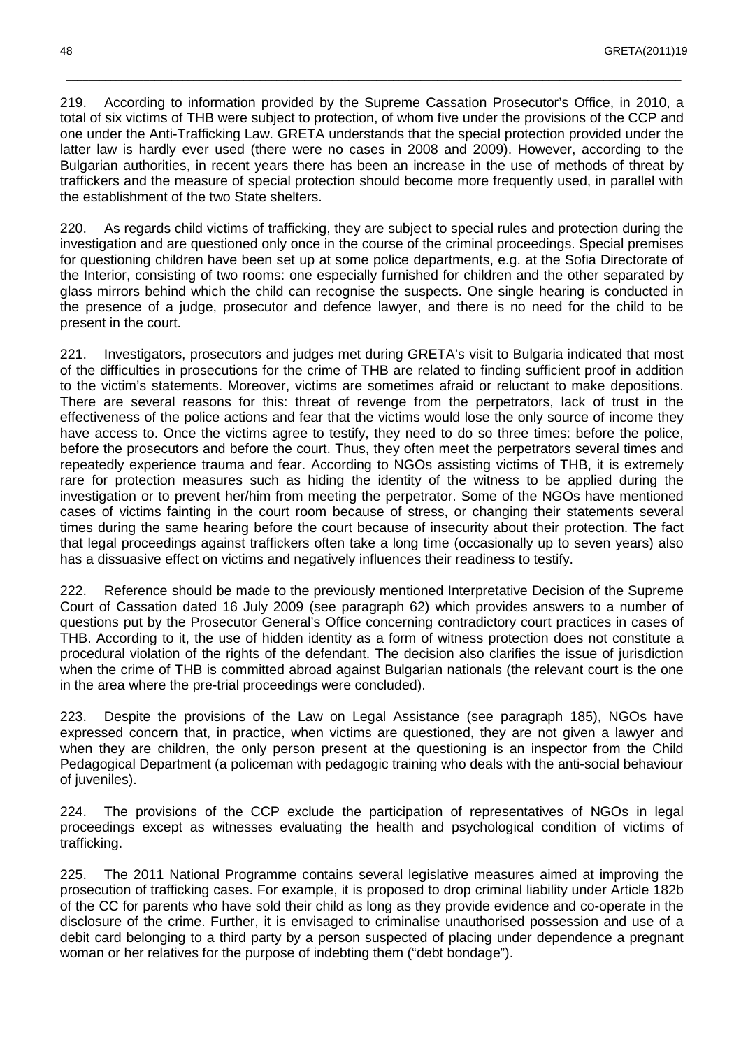219. According to information provided by the Supreme Cassation Prosecutor's Office, in 2010, a total of six victims of THB were subject to protection, of whom five under the provisions of the CCP and one under the Anti-Trafficking Law. GRETA understands that the special protection provided under the latter law is hardly ever used (there were no cases in 2008 and 2009). However, according to the Bulgarian authorities, in recent years there has been an increase in the use of methods of threat by traffickers and the measure of special protection should become more frequently used, in parallel with the establishment of the two State shelters.

220. As regards child victims of trafficking, they are subject to special rules and protection during the investigation and are questioned only once in the course of the criminal proceedings. Special premises for questioning children have been set up at some police departments, e.g. at the Sofia Directorate of the Interior, consisting of two rooms: one especially furnished for children and the other separated by glass mirrors behind which the child can recognise the suspects. One single hearing is conducted in the presence of a judge, prosecutor and defence lawyer, and there is no need for the child to be present in the court.

221. Investigators, prosecutors and judges met during GRETA's visit to Bulgaria indicated that most of the difficulties in prosecutions for the crime of THB are related to finding sufficient proof in addition to the victim's statements. Moreover, victims are sometimes afraid or reluctant to make depositions. There are several reasons for this: threat of revenge from the perpetrators, lack of trust in the effectiveness of the police actions and fear that the victims would lose the only source of income they have access to. Once the victims agree to testify, they need to do so three times: before the police, before the prosecutors and before the court. Thus, they often meet the perpetrators several times and repeatedly experience trauma and fear. According to NGOs assisting victims of THB, it is extremely rare for protection measures such as hiding the identity of the witness to be applied during the investigation or to prevent her/him from meeting the perpetrator. Some of the NGOs have mentioned cases of victims fainting in the court room because of stress, or changing their statements several times during the same hearing before the court because of insecurity about their protection. The fact that legal proceedings against traffickers often take a long time (occasionally up to seven years) also has a dissuasive effect on victims and negatively influences their readiness to testify.

222. Reference should be made to the previously mentioned Interpretative Decision of the Supreme Court of Cassation dated 16 July 2009 (see paragraph 62) which provides answers to a number of questions put by the Prosecutor General's Office concerning contradictory court practices in cases of THB. According to it, the use of hidden identity as a form of witness protection does not constitute a procedural violation of the rights of the defendant. The decision also clarifies the issue of jurisdiction when the crime of THB is committed abroad against Bulgarian nationals (the relevant court is the one in the area where the pre-trial proceedings were concluded).

223. Despite the provisions of the Law on Legal Assistance (see paragraph 185), NGOs have expressed concern that, in practice, when victims are questioned, they are not given a lawyer and when they are children, the only person present at the questioning is an inspector from the Child Pedagogical Department (a policeman with pedagogic training who deals with the anti-social behaviour of juveniles).

224. The provisions of the CCP exclude the participation of representatives of NGOs in legal proceedings except as witnesses evaluating the health and psychological condition of victims of trafficking.

225. The 2011 National Programme contains several legislative measures aimed at improving the prosecution of trafficking cases. For example, it is proposed to drop criminal liability under Article 182b of the CC for parents who have sold their child as long as they provide evidence and co-operate in the disclosure of the crime. Further, it is envisaged to criminalise unauthorised possession and use of a debit card belonging to a third party by a person suspected of placing under dependence a pregnant woman or her relatives for the purpose of indebting them ("debt bondage").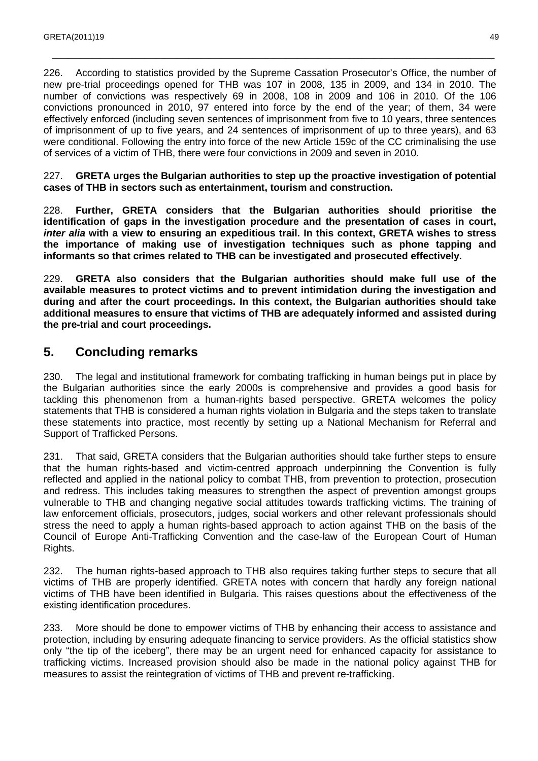226. According to statistics provided by the Supreme Cassation Prosecutor's Office, the number of new pre-trial proceedings opened for THB was 107 in 2008, 135 in 2009, and 134 in 2010. The number of convictions was respectively 69 in 2008, 108 in 2009 and 106 in 2010. Of the 106 convictions pronounced in 2010, 97 entered into force by the end of the year; of them, 34 were effectively enforced (including seven sentences of imprisonment from five to 10 years, three sentences of imprisonment of up to five years, and 24 sentences of imprisonment of up to three years), and 63 were conditional. Following the entry into force of the new Article 159c of the CC criminalising the use of services of a victim of THB, there were four convictions in 2009 and seven in 2010.

227. **GRETA urges the Bulgarian authorities to step up the proactive investigation of potential cases of THB in sectors such as entertainment, tourism and construction.**

228. **Further, GRETA considers that the Bulgarian authorities should prioritise the identification of gaps in the investigation procedure and the presentation of cases in court, *inter alia* with a view to ensuring an expeditious trail. In this context, GRETA wishes to stress the importance of making use of investigation techniques such as phone tapping and informants so that crimes related to THB can be investigated and prosecuted effectively.**

229. **GRETA also considers that the Bulgarian authorities should make full use of the available measures to protect victims and to prevent intimidation during the investigation and during and after the court proceedings. In this context, the Bulgarian authorities should take additional measures to ensure that victims of THB are adequately informed and assisted during the pre-trial and court proceedings.**

## 5. Concluding remarks

230. The legal and institutional framework for combating trafficking in human beings put in place by the Bulgarian authorities since the early 2000s is comprehensive and provides a good basis for tackling this phenomenon from a human-rights based perspective. GRETA welcomes the policy statements that THB is considered a human rights violation in Bulgaria and the steps taken to translate these statements into practice, most recently by setting up a National Mechanism for Referral and Support of Trafficked Persons.

231. That said, GRETA considers that the Bulgarian authorities should take further steps to ensure that the human rights-based and victim-centred approach underpinning the Convention is fully reflected and applied in the national policy to combat THB, from prevention to protection, prosecution and redress. This includes taking measures to strengthen the aspect of prevention amongst groups vulnerable to THB and changing negative social attitudes towards trafficking victims. The training of law enforcement officials, prosecutors, judges, social workers and other relevant professionals should stress the need to apply a human rights-based approach to action against THB on the basis of the Council of Europe Anti-Trafficking Convention and the case-law of the European Court of Human Rights.

232. The human rights-based approach to THB also requires taking further steps to secure that all victims of THB are properly identified. GRETA notes with concern that hardly any foreign national victims of THB have been identified in Bulgaria. This raises questions about the effectiveness of the existing identification procedures.

233. More should be done to empower victims of THB by enhancing their access to assistance and protection, including by ensuring adequate financing to service providers. As the official statistics show only "the tip of the iceberg", there may be an urgent need for enhanced capacity for assistance to trafficking victims. Increased provision should also be made in the national policy against THB for measures to assist the reintegration of victims of THB and prevent re-trafficking.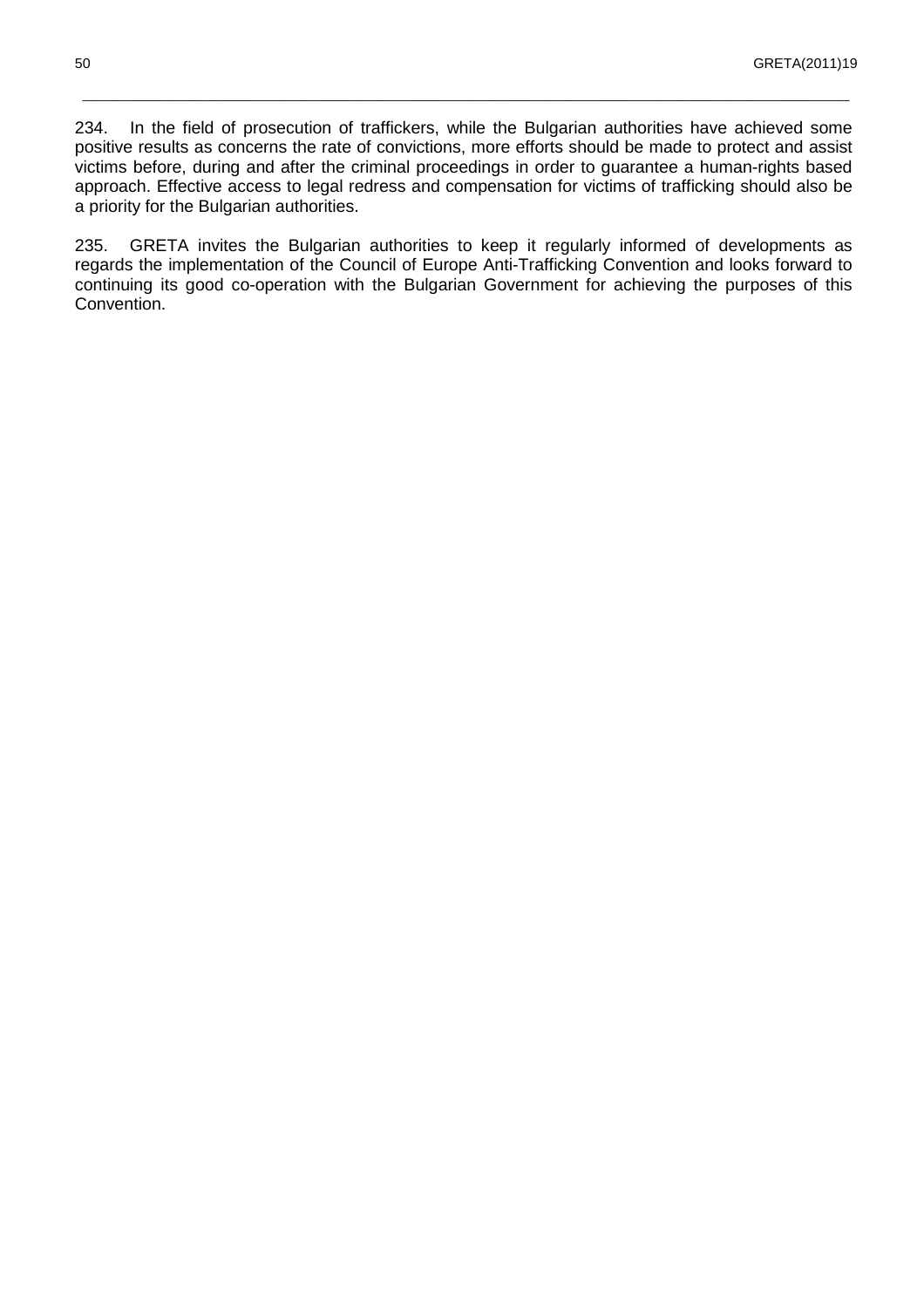234. In the field of prosecution of traffickers, while the Bulgarian authorities have achieved some positive results as concerns the rate of convictions, more efforts should be made to protect and assist victims before, during and after the criminal proceedings in order to guarantee a human-rights based approach. Effective access to legal redress and compensation for victims of trafficking should also be a priority for the Bulgarian authorities.

235. GRETA invites the Bulgarian authorities to keep it regularly informed of developments as regards the implementation of the Council of Europe Anti-Trafficking Convention and looks forward to continuing its good co-operation with the Bulgarian Government for achieving the purposes of this Convention.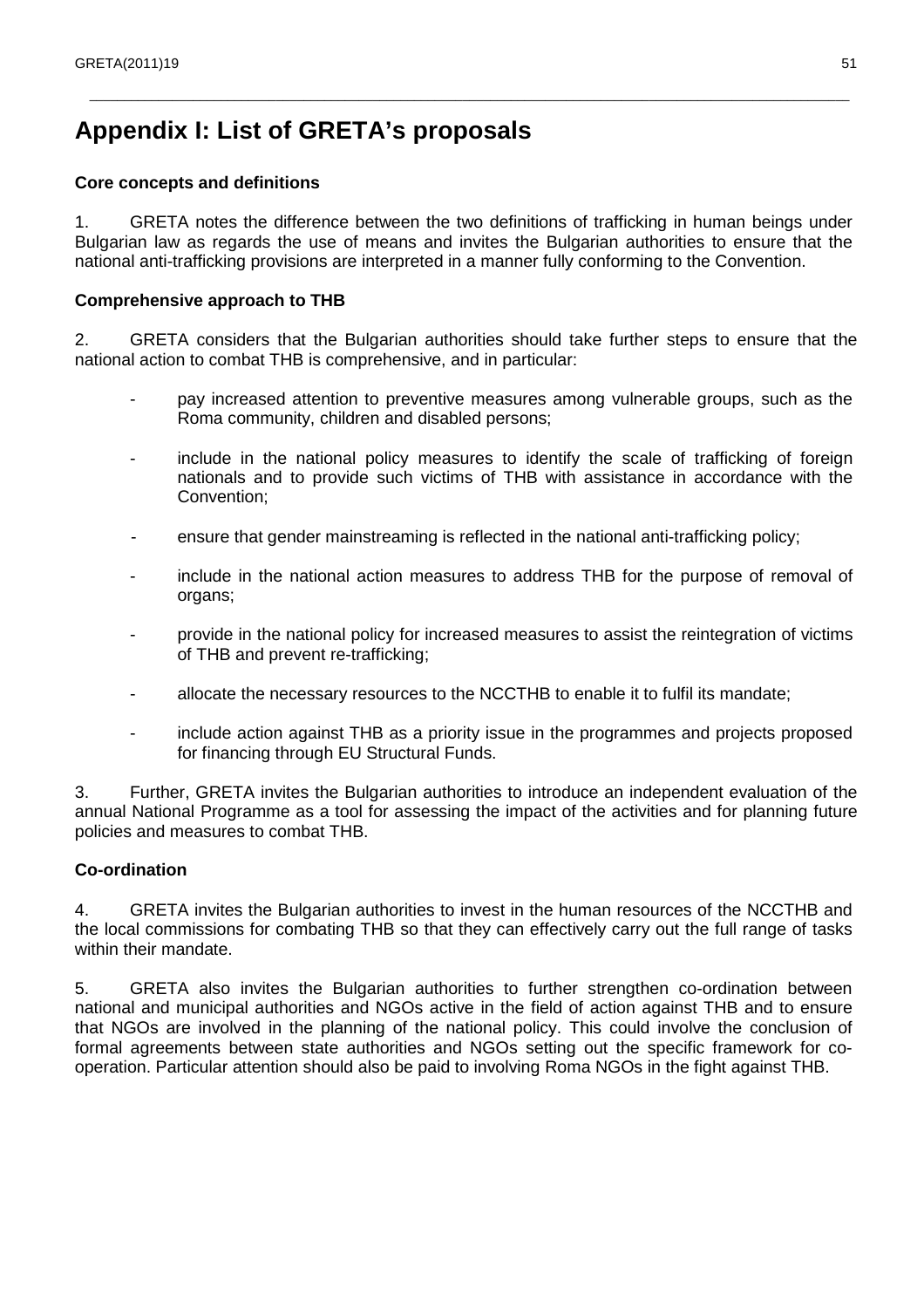# Appendix I: List of GRETA's proposals

**Core concepts and definitions**

1. GRETA notes the difference between the two definitions of trafficking in human beings under Bulgarian law as regards the use of means and invites the Bulgarian authorities to ensure that the national anti-trafficking provisions are interpreted in a manner fully conforming to the Convention.

**Comprehensive approach to THB**

2. GRETA considers that the Bulgarian authorities should take further steps to ensure that the national action to combat THB is comprehensive, and in particular:

- pay increased attention to preventive measures among vulnerable groups, such as the Roma community, children and disabled persons;
- include in the national policy measures to identify the scale of trafficking of foreign nationals and to provide such victims of THB with assistance in accordance with the Convention;
- ensure that gender mainstreaming is reflected in the national anti-trafficking policy;
- include in the national action measures to address THB for the purpose of removal of organs;
- provide in the national policy for increased measures to assist the reintegration of victims of THB and prevent re-trafficking;
- allocate the necessary resources to the NCCTHB to enable it to fulfil its mandate;
- include action against THB as a priority issue in the programmes and projects proposed for financing through EU Structural Funds.

3. Further, GRETA invites the Bulgarian authorities to introduce an independent evaluation of the annual National Programme as a tool for assessing the impact of the activities and for planning future policies and measures to combat THB.

**Co-ordination**

4. GRETA invites the Bulgarian authorities to invest in the human resources of the NCCTHB and the local commissions for combating THB so that they can effectively carry out the full range of tasks within their mandate.

5. GRETA also invites the Bulgarian authorities to further strengthen co-ordination between national and municipal authorities and NGOs active in the field of action against THB and to ensure that NGOs are involved in the planning of the national policy. This could involve the conclusion of formal agreements between state authorities and NGOs setting out the specific framework for co-operation. Particular attention should also be paid to involving Roma NGOs in the fight against THB.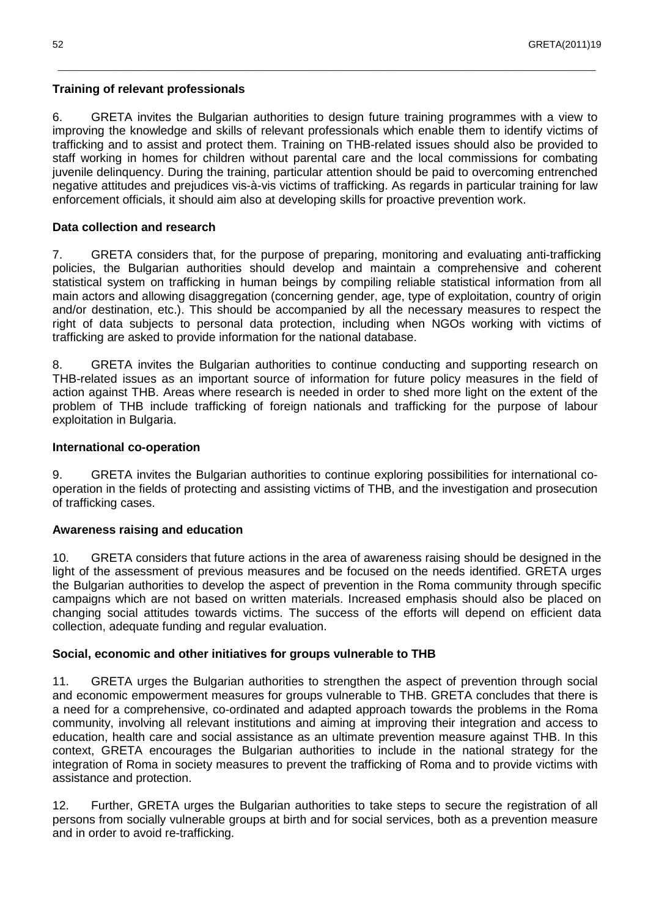**Training of relevant professionals**

6. GRETA invites the Bulgarian authorities to design future training programmes with a view to improving the knowledge and skills of relevant professionals which enable them to identify victims of trafficking and to assist and protect them. Training on THB-related issues should also be provided to staff working in homes for children without parental care and the local commissions for combating juvenile delinquency. During the training, particular attention should be paid to overcoming entrenched negative attitudes and prejudices vis-à-vis victims of trafficking. As regards in particular training for law enforcement officials, it should aim also at developing skills for proactive prevention work.

**Data collection and research**

7. GRETA considers that, for the purpose of preparing, monitoring and evaluating anti-trafficking policies, the Bulgarian authorities should develop and maintain a comprehensive and coherent statistical system on trafficking in human beings by compiling reliable statistical information from all main actors and allowing disaggregation (concerning gender, age, type of exploitation, country of origin and/or destination, etc.). This should be accompanied by all the necessary measures to respect the right of data subjects to personal data protection, including when NGOs working with victims of trafficking are asked to provide information for the national database.

8. GRETA invites the Bulgarian authorities to continue conducting and supporting research on THB-related issues as an important source of information for future policy measures in the field of action against THB. Areas where research is needed in order to shed more light on the extent of the problem of THB include trafficking of foreign nationals and trafficking for the purpose of labour exploitation in Bulgaria.

**International co-operation**

9. GRETA invites the Bulgarian authorities to continue exploring possibilities for international co-operation in the fields of protecting and assisting victims of THB, and the investigation and prosecution of trafficking cases.

**Awareness raising and education**

10. GRETA considers that future actions in the area of awareness raising should be designed in the light of the assessment of previous measures and be focused on the needs identified. GRETA urges the Bulgarian authorities to develop the aspect of prevention in the Roma community through specific campaigns which are not based on written materials. Increased emphasis should also be placed on changing social attitudes towards victims. The success of the efforts will depend on efficient data collection, adequate funding and regular evaluation.

**Social, economic and other initiatives for groups vulnerable to THB**

11. GRETA urges the Bulgarian authorities to strengthen the aspect of prevention through social and economic empowerment measures for groups vulnerable to THB. GRETA concludes that there is a need for a comprehensive, co-ordinated and adapted approach towards the problems in the Roma community, involving all relevant institutions and aiming at improving their integration and access to education, health care and social assistance as an ultimate prevention measure against THB. In this context, GRETA encourages the Bulgarian authorities to include in the national strategy for the integration of Roma in society measures to prevent the trafficking of Roma and to provide victims with assistance and protection.

12. Further, GRETA urges the Bulgarian authorities to take steps to secure the registration of all persons from socially vulnerable groups at birth and for social services, both as a prevention measure and in order to avoid re-trafficking.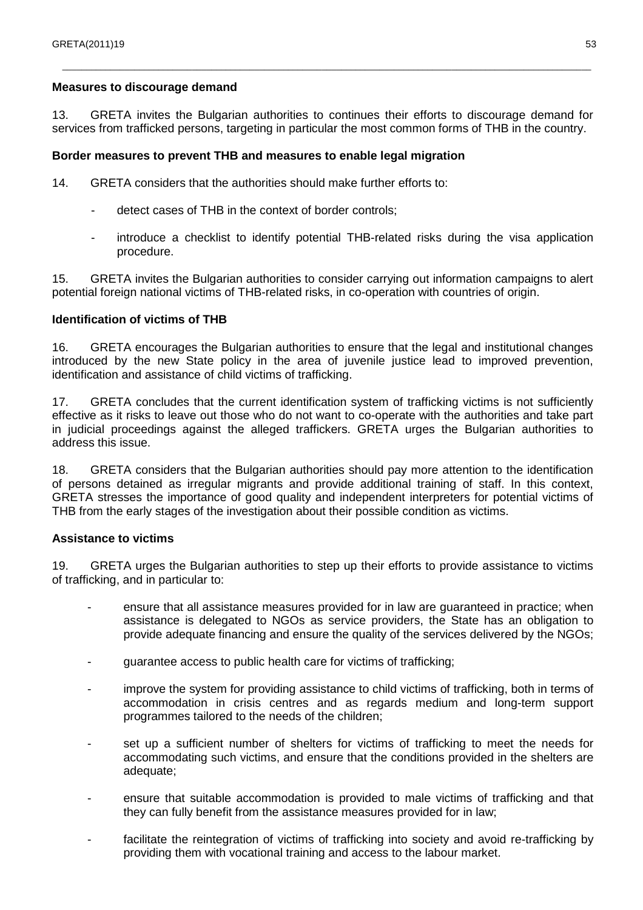**Measures to discourage demand**

13. GRETA invites the Bulgarian authorities to continues their efforts to discourage demand for services from trafficked persons, targeting in particular the most common forms of THB in the country.

**Border measures to prevent THB and measures to enable legal migration**

14. GRETA considers that the authorities should make further efforts to:

- detect cases of THB in the context of border controls;
- introduce a checklist to identify potential THB-related risks during the visa application procedure.

15. GRETA invites the Bulgarian authorities to consider carrying out information campaigns to alert potential foreign national victims of THB-related risks, in co-operation with countries of origin.

**Identification of victims of THB**

16. GRETA encourages the Bulgarian authorities to ensure that the legal and institutional changes introduced by the new State policy in the area of juvenile justice lead to improved prevention, identification and assistance of child victims of trafficking.

17. GRETA concludes that the current identification system of trafficking victims is not sufficiently effective as it risks to leave out those who do not want to co-operate with the authorities and take part in judicial proceedings against the alleged traffickers. GRETA urges the Bulgarian authorities to address this issue.

18. GRETA considers that the Bulgarian authorities should pay more attention to the identification of persons detained as irregular migrants and provide additional training of staff. In this context, GRETA stresses the importance of good quality and independent interpreters for potential victims of THB from the early stages of the investigation about their possible condition as victims.

**Assistance to victims**

19. GRETA urges the Bulgarian authorities to step up their efforts to provide assistance to victims of trafficking, and in particular to:

- ensure that all assistance measures provided for in law are guaranteed in practice; when assistance is delegated to NGOs as service providers, the State has an obligation to provide adequate financing and ensure the quality of the services delivered by the NGOs;
- guarantee access to public health care for victims of trafficking;
- improve the system for providing assistance to child victims of trafficking, both in terms of accommodation in crisis centres and as regards medium and long-term support programmes tailored to the needs of the children;
- set up a sufficient number of shelters for victims of trafficking to meet the needs for accommodating such victims, and ensure that the conditions provided in the shelters are adequate;
- ensure that suitable accommodation is provided to male victims of trafficking and that they can fully benefit from the assistance measures provided for in law;
- facilitate the reintegration of victims of trafficking into society and avoid re-trafficking by providing them with vocational training and access to the labour market.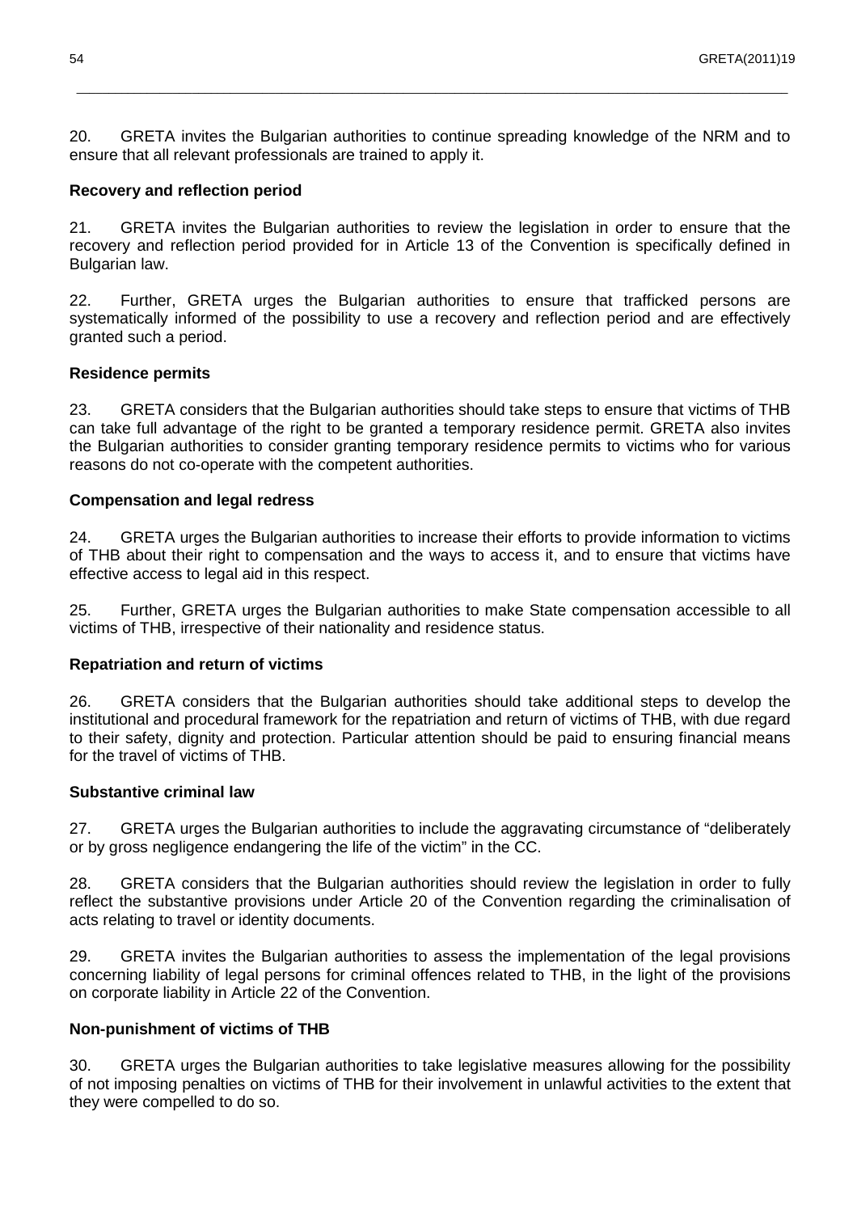20. GRETA invites the Bulgarian authorities to continue spreading knowledge of the NRM and to ensure that all relevant professionals are trained to apply it.

**Recovery and reflection period**

21. GRETA invites the Bulgarian authorities to review the legislation in order to ensure that the recovery and reflection period provided for in Article 13 of the Convention is specifically defined in Bulgarian law.

22. Further, GRETA urges the Bulgarian authorities to ensure that trafficked persons are systematically informed of the possibility to use a recovery and reflection period and are effectively granted such a period.

**Residence permits**

23. GRETA considers that the Bulgarian authorities should take steps to ensure that victims of THB can take full advantage of the right to be granted a temporary residence permit. GRETA also invites the Bulgarian authorities to consider granting temporary residence permits to victims who for various reasons do not co-operate with the competent authorities.

**Compensation and legal redress**

24. GRETA urges the Bulgarian authorities to increase their efforts to provide information to victims of THB about their right to compensation and the ways to access it, and to ensure that victims have effective access to legal aid in this respect.

25. Further, GRETA urges the Bulgarian authorities to make State compensation accessible to all victims of THB, irrespective of their nationality and residence status.

**Repatriation and return of victims**

26. GRETA considers that the Bulgarian authorities should take additional steps to develop the institutional and procedural framework for the repatriation and return of victims of THB, with due regard to their safety, dignity and protection. Particular attention should be paid to ensuring financial means for the travel of victims of THB.

**Substantive criminal law**

27. GRETA urges the Bulgarian authorities to include the aggravating circumstance of "deliberately or by gross negligence endangering the life of the victim" in the CC.

28. GRETA considers that the Bulgarian authorities should review the legislation in order to fully reflect the substantive provisions under Article 20 of the Convention regarding the criminalisation of acts relating to travel or identity documents.

29. GRETA invites the Bulgarian authorities to assess the implementation of the legal provisions concerning liability of legal persons for criminal offences related to THB, in the light of the provisions on corporate liability in Article 22 of the Convention.

**Non-punishment of victims of THB**

30. GRETA urges the Bulgarian authorities to take legislative measures allowing for the possibility of not imposing penalties on victims of THB for their involvement in unlawful activities to the extent that they were compelled to do so.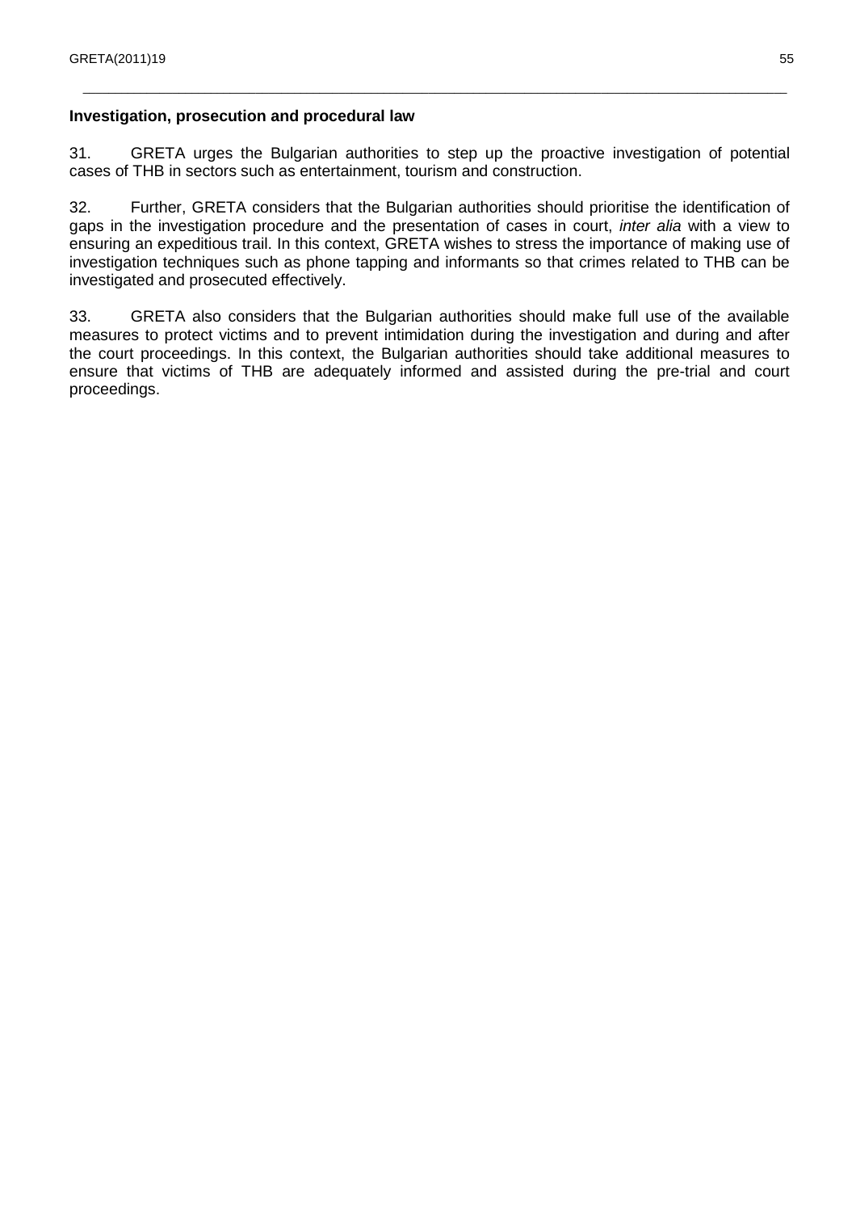**Investigation, prosecution and procedural law**

31. GRETA urges the Bulgarian authorities to step up the proactive investigation of potential cases of THB in sectors such as entertainment, tourism and construction.

32. Further, GRETA considers that the Bulgarian authorities should prioritise the identification of gaps in the investigation procedure and the presentation of cases in court, *inter alia* with a view to ensuring an expeditious trail. In this context, GRETA wishes to stress the importance of making use of investigation techniques such as phone tapping and informants so that crimes related to THB can be investigated and prosecuted effectively.

33. GRETA also considers that the Bulgarian authorities should make full use of the available measures to protect victims and to prevent intimidation during the investigation and during and after the court proceedings. In this context, the Bulgarian authorities should take additional measures to ensure that victims of THB are adequately informed and assisted during the pre-trial and court proceedings.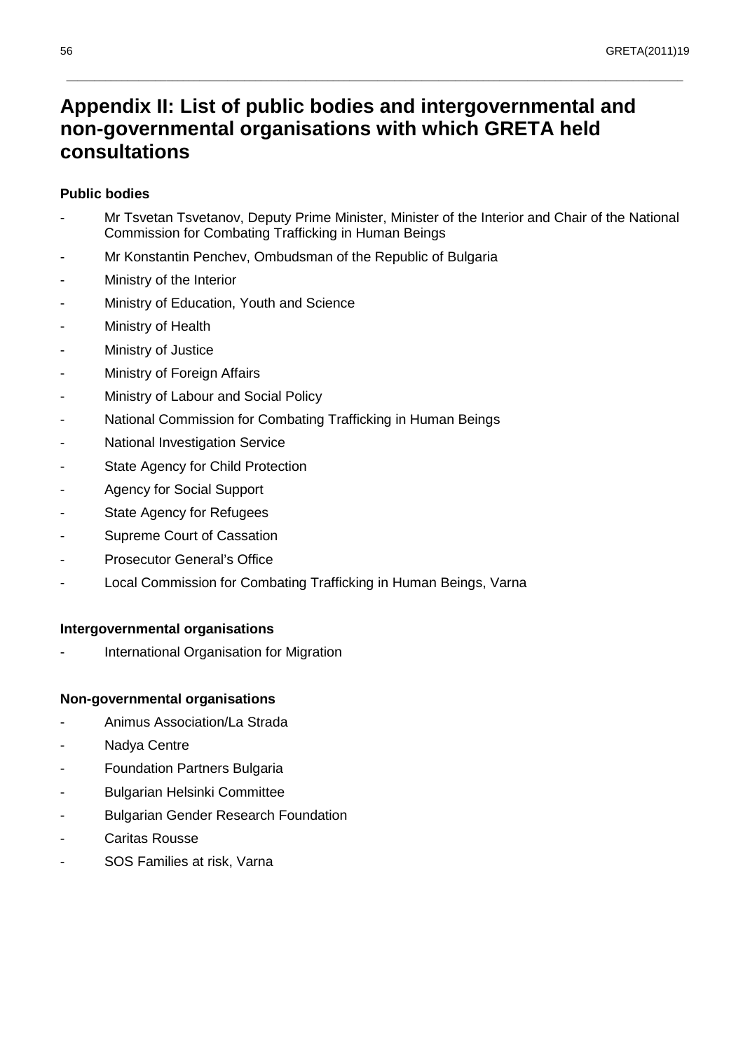# Appendix II: List of public bodies and intergovernmental and non-governmental organisations with which GRETA held consultations

**Public bodies**

- Mr Tsvetan Tsvetanov, Deputy Prime Minister, Minister of the Interior and Chair of the National Commission for Combating Trafficking in Human Beings
- Mr Konstantin Penchev, Ombudsman of the Republic of Bulgaria
- Ministry of the Interior
- Ministry of Education, Youth and Science
- Ministry of Health
- Ministry of Justice
- Ministry of Foreign Affairs
- Ministry of Labour and Social Policy
- National Commission for Combating Trafficking in Human Beings
- National Investigation Service
- State Agency for Child Protection
- Agency for Social Support
- State Agency for Refugees
- Supreme Court of Cassation
- Prosecutor General's Office
- Local Commission for Combating Trafficking in Human Beings, Varna

**Intergovernmental organisations**

- International Organisation for Migration

**Non-governmental organisations**

- Animus Association/La Strada
- Nadya Centre
- Foundation Partners Bulgaria
- Bulgarian Helsinki Committee
- Bulgarian Gender Research Foundation
- Caritas Rousse
- SOS Families at risk, Varna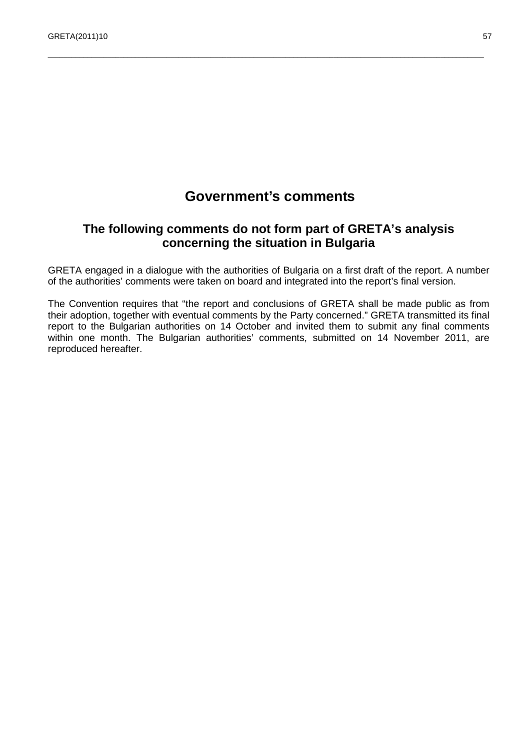# Government's comments

## The following comments do not form part of GRETA's analysis concerning the situation in Bulgaria

GRETA engaged in a dialogue with the authorities of Bulgaria on a first draft of the report. A number of the authorities' comments were taken on board and integrated into the report's final version.

The Convention requires that "the report and conclusions of GRETA shall be made public as from their adoption, together with eventual comments by the Party concerned." GRETA transmitted its final report to the Bulgarian authorities on 14 October and invited them to submit any final comments within one month. The Bulgarian authorities' comments, submitted on 14 November 2011, are reproduced hereafter.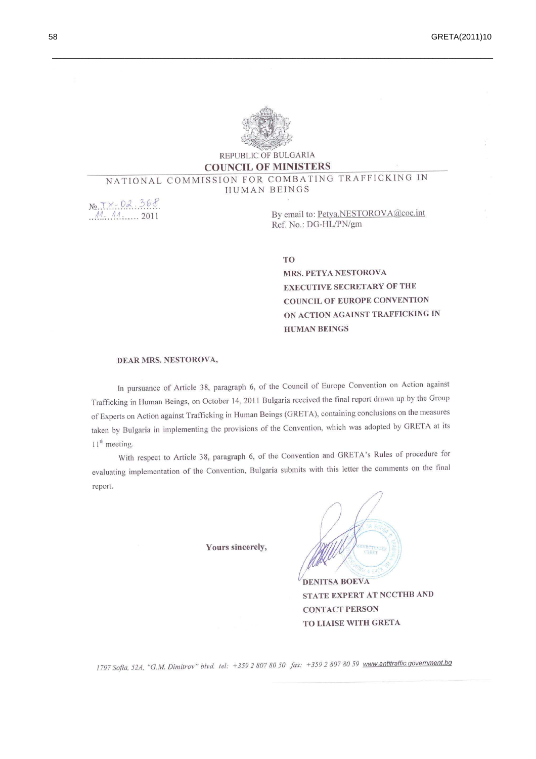REPUBLIC OF BULGARIA

**COUNCIL OF MINISTERS**

NATIONAL COMMISSION FOR COMBATING TRAFFICKING IN HUMAN BEINGS

№ ТХ-02.368
11.11. 2011

By email to: Petya.NESTOROVA@coe.int
Ref. No.: DG-HL/PN/gm

**TO**
**MRS. PETYA NESTOROVA**
**EXECUTIVE SECRETARY OF THE COUNCIL OF EUROPE CONVENTION ON ACTION AGAINST TRAFFICKING IN HUMAN BEINGS**

**DEAR MRS. NESTOROVA,**

In pursuance of Article 38, paragraph 6, of the Council of Europe Convention on Action against Trafficking in Human Beings, on October 14, 2011 Bulgaria received the final report drawn up by the Group of Experts on Action against Trafficking in Human Beings (GRETA), containing conclusions on the measures taken by Bulgaria in implementing the provisions of the Convention, which was adopted by GRETA at its 11th meeting.

With respect to Article 38, paragraph 6, of the Convention and GRETA's Rules of procedure for evaluating implementation of the Convention, Bulgaria submits with this letter the comments on the final report.

**Yours sincerely,**

**DENITSA BOEVA**
**STATE EXPERT AT NCCTHB AND CONTACT PERSON TO LIAISE WITH GRETA**

*1797 Sofia, 52A, "G.M. Dimitrov" blvd. tel: +359 2 807 80 50 fax: +359 2 807 80 59* www.antitraffic.government.bg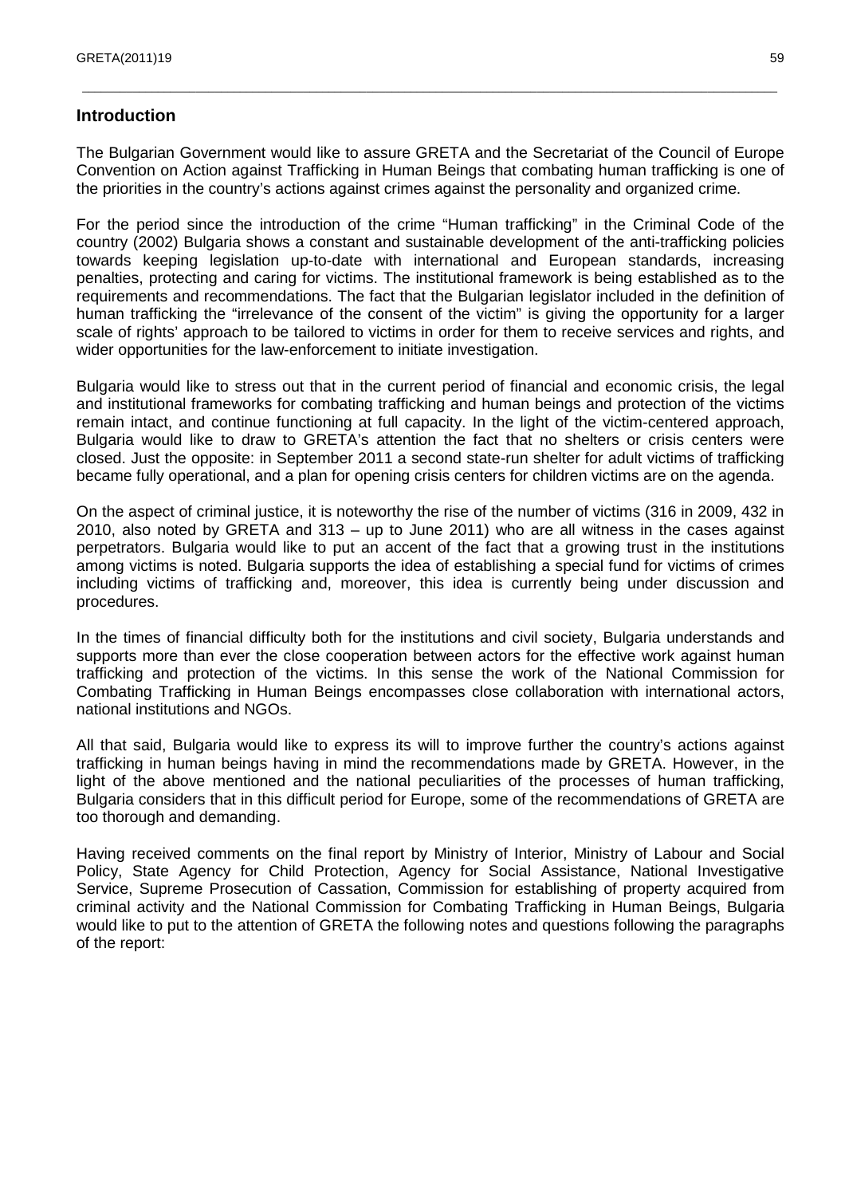## Introduction

The Bulgarian Government would like to assure GRETA and the Secretariat of the Council of Europe Convention on Action against Trafficking in Human Beings that combating human trafficking is one of the priorities in the country's actions against crimes against the personality and organized crime.

For the period since the introduction of the crime "Human trafficking" in the Criminal Code of the country (2002) Bulgaria shows a constant and sustainable development of the anti-trafficking policies towards keeping legislation up-to-date with international and European standards, increasing penalties, protecting and caring for victims. The institutional framework is being established as to the requirements and recommendations. The fact that the Bulgarian legislator included in the definition of human trafficking the "irrelevance of the consent of the victim" is giving the opportunity for a larger scale of rights' approach to be tailored to victims in order for them to receive services and rights, and wider opportunities for the law-enforcement to initiate investigation.

Bulgaria would like to stress out that in the current period of financial and economic crisis, the legal and institutional frameworks for combating trafficking and human beings and protection of the victims remain intact, and continue functioning at full capacity. In the light of the victim-centered approach, Bulgaria would like to draw to GRETA's attention the fact that no shelters or crisis centers were closed. Just the opposite: in September 2011 a second state-run shelter for adult victims of trafficking became fully operational, and a plan for opening crisis centers for children victims are on the agenda.

On the aspect of criminal justice, it is noteworthy the rise of the number of victims (316 in 2009, 432 in 2010, also noted by GRETA and 313 – up to June 2011) who are all witness in the cases against perpetrators. Bulgaria would like to put an accent of the fact that a growing trust in the institutions among victims is noted. Bulgaria supports the idea of establishing a special fund for victims of crimes including victims of trafficking and, moreover, this idea is currently being under discussion and procedures.

In the times of financial difficulty both for the institutions and civil society, Bulgaria understands and supports more than ever the close cooperation between actors for the effective work against human trafficking and protection of the victims. In this sense the work of the National Commission for Combating Trafficking in Human Beings encompasses close collaboration with international actors, national institutions and NGOs.

All that said, Bulgaria would like to express its will to improve further the country's actions against trafficking in human beings having in mind the recommendations made by GRETA. However, in the light of the above mentioned and the national peculiarities of the processes of human trafficking, Bulgaria considers that in this difficult period for Europe, some of the recommendations of GRETA are too thorough and demanding.

Having received comments on the final report by Ministry of Interior, Ministry of Labour and Social Policy, State Agency for Child Protection, Agency for Social Assistance, National Investigative Service, Supreme Prosecution of Cassation, Commission for establishing of property acquired from criminal activity and the National Commission for Combating Trafficking in Human Beings, Bulgaria would like to put to the attention of GRETA the following notes and questions following the paragraphs of the report: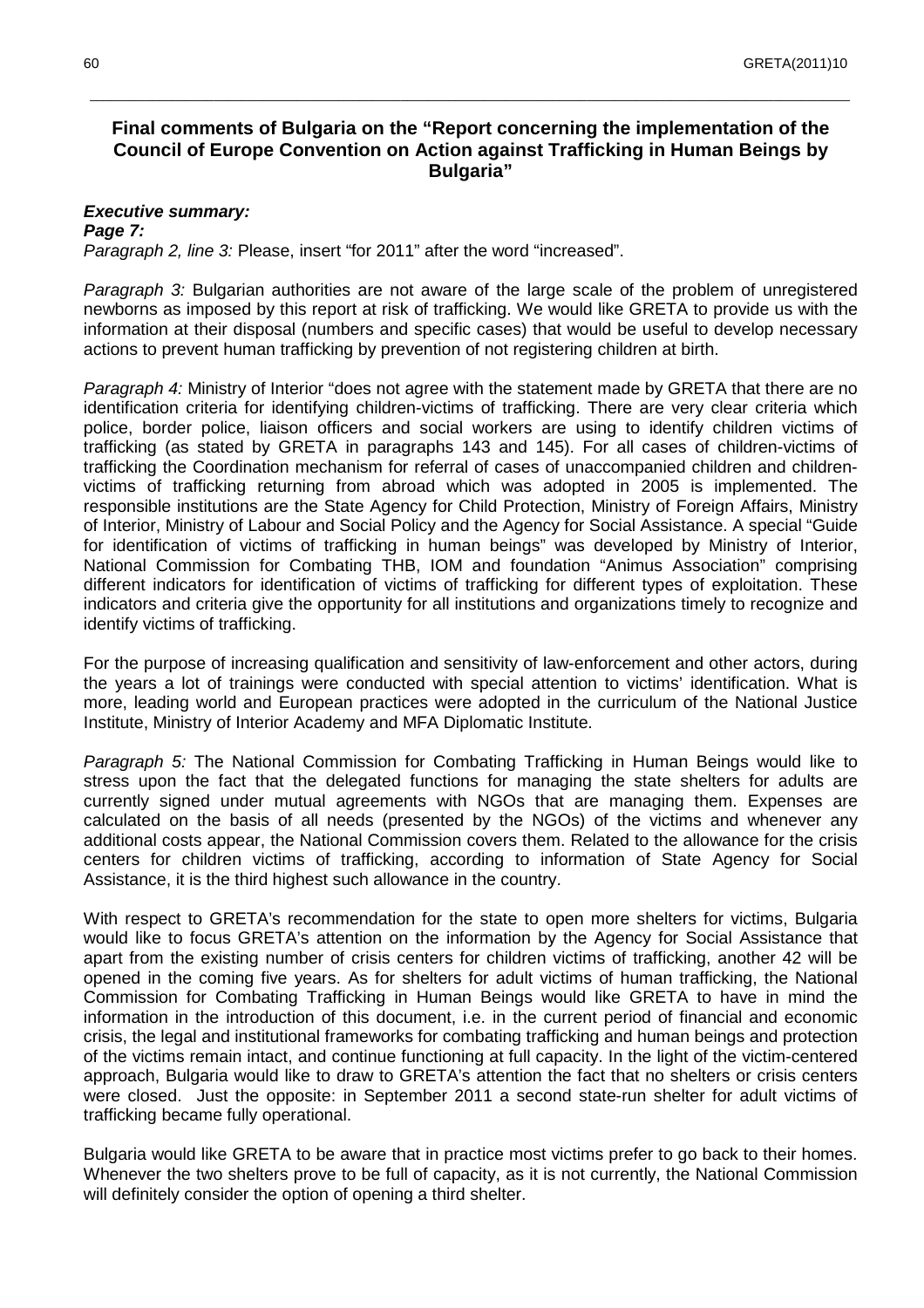## Final comments of Bulgaria on the "Report concerning the implementation of the Council of Europe Convention on Action against Trafficking in Human Beings by Bulgaria"

***Executive summary:***
***Page 7:***
*Paragraph 2, line 3:* Please, insert "for 2011" after the word "increased".

*Paragraph 3:* Bulgarian authorities are not aware of the large scale of the problem of unregistered newborns as imposed by this report at risk of trafficking. We would like GRETA to provide us with the information at their disposal (numbers and specific cases) that would be useful to develop necessary actions to prevent human trafficking by prevention of not registering children at birth.

*Paragraph 4:* Ministry of Interior "does not agree with the statement made by GRETA that there are no identification criteria for identifying children-victims of trafficking. There are very clear criteria which police, border police, liaison officers and social workers are using to identify children victims of trafficking (as stated by GRETA in paragraphs 143 and 145). For all cases of children-victims of trafficking the Coordination mechanism for referral of cases of unaccompanied children and children-victims of trafficking returning from abroad which was adopted in 2005 is implemented. The responsible institutions are the State Agency for Child Protection, Ministry of Foreign Affairs, Ministry of Interior, Ministry of Labour and Social Policy and the Agency for Social Assistance. A special "Guide for identification of victims of trafficking in human beings" was developed by Ministry of Interior, National Commission for Combating THB, IOM and foundation "Animus Association" comprising different indicators for identification of victims of trafficking for different types of exploitation. These indicators and criteria give the opportunity for all institutions and organizations timely to recognize and identify victims of trafficking.

For the purpose of increasing qualification and sensitivity of law-enforcement and other actors, during the years a lot of trainings were conducted with special attention to victims' identification. What is more, leading world and European practices were adopted in the curriculum of the National Justice Institute, Ministry of Interior Academy and MFA Diplomatic Institute.

*Paragraph 5:* The National Commission for Combating Trafficking in Human Beings would like to stress upon the fact that the delegated functions for managing the state shelters for adults are currently signed under mutual agreements with NGOs that are managing them. Expenses are calculated on the basis of all needs (presented by the NGOs) of the victims and whenever any additional costs appear, the National Commission covers them. Related to the allowance for the crisis centers for children victims of trafficking, according to information of State Agency for Social Assistance, it is the third highest such allowance in the country.

With respect to GRETA's recommendation for the state to open more shelters for victims, Bulgaria would like to focus GRETA's attention on the information by the Agency for Social Assistance that apart from the existing number of crisis centers for children victims of trafficking, another 42 will be opened in the coming five years. As for shelters for adult victims of human trafficking, the National Commission for Combating Trafficking in Human Beings would like GRETA to have in mind the information in the introduction of this document, i.e. in the current period of financial and economic crisis, the legal and institutional frameworks for combating trafficking and human beings and protection of the victims remain intact, and continue functioning at full capacity. In the light of the victim-centered approach, Bulgaria would like to draw to GRETA's attention the fact that no shelters or crisis centers were closed. Just the opposite: in September 2011 a second state-run shelter for adult victims of trafficking became fully operational.

Bulgaria would like GRETA to be aware that in practice most victims prefer to go back to their homes. Whenever the two shelters prove to be full of capacity, as it is not currently, the National Commission will definitely consider the option of opening a third shelter.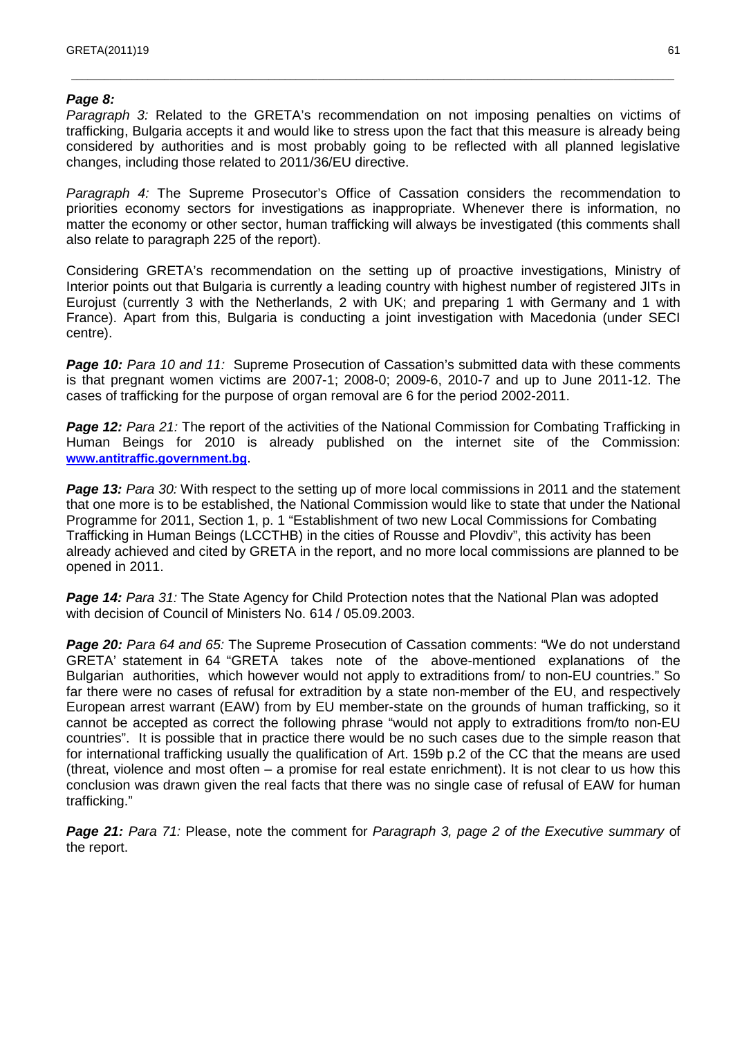***Page 8:***

*Paragraph 3:* Related to the GRETA's recommendation on not imposing penalties on victims of trafficking, Bulgaria accepts it and would like to stress upon the fact that this measure is already being considered by authorities and is most probably going to be reflected with all planned legislative changes, including those related to 2011/36/EU directive.

*Paragraph 4:* The Supreme Prosecutor's Office of Cassation considers the recommendation to priorities economy sectors for investigations as inappropriate. Whenever there is information, no matter the economy or other sector, human trafficking will always be investigated (this comments shall also relate to paragraph 225 of the report).

Considering GRETA's recommendation on the setting up of proactive investigations, Ministry of Interior points out that Bulgaria is currently a leading country with highest number of registered JITs in Eurojust (currently 3 with the Netherlands, 2 with UK; and preparing 1 with Germany and 1 with France). Apart from this, Bulgaria is conducting a joint investigation with Macedonia (under SECI centre).

***Page 10:*** *Para 10 and 11:* Supreme Prosecution of Cassation's submitted data with these comments is that pregnant women victims are 2007-1; 2008-0; 2009-6, 2010-7 and up to June 2011-12. The cases of trafficking for the purpose of organ removal are 6 for the period 2002-2011.

***Page 12:*** *Para 21:* The report of the activities of the National Commission for Combating Trafficking in Human Beings for 2010 is already published on the internet site of the Commission: **www.antitraffic.government.bg**.

***Page 13:*** *Para 30:* With respect to the setting up of more local commissions in 2011 and the statement that one more is to be established, the National Commission would like to state that under the National Programme for 2011, Section 1, p. 1 "Establishment of two new Local Commissions for Combating Trafficking in Human Beings (LCCTHB) in the cities of Rousse and Plovdiv", this activity has been already achieved and cited by GRETA in the report, and no more local commissions are planned to be opened in 2011.

***Page 14:*** *Para 31:* The State Agency for Child Protection notes that the National Plan was adopted with decision of Council of Ministers No. 614 / 05.09.2003.

***Page 20:*** *Para 64 and 65:* The Supreme Prosecution of Cassation comments: "We do not understand GRETA' statement in 64 "GRETA takes note of the above-mentioned explanations of the Bulgarian authorities, which however would not apply to extraditions from/ to non-EU countries." So far there were no cases of refusal for extradition by a state non-member of the EU, and respectively European arrest warrant (EAW) from by EU member-state on the grounds of human trafficking, so it cannot be accepted as correct the following phrase "would not apply to extraditions from/to non-EU countries". It is possible that in practice there would be no such cases due to the simple reason that for international trafficking usually the qualification of Art. 159b p.2 of the CC that the means are used (threat, violence and most often – a promise for real estate enrichment). It is not clear to us how this conclusion was drawn given the real facts that there was no single case of refusal of EAW for human trafficking."

***Page 21:*** *Para 71:* Please, note the comment for *Paragraph 3, page 2 of the Executive summary* of the report.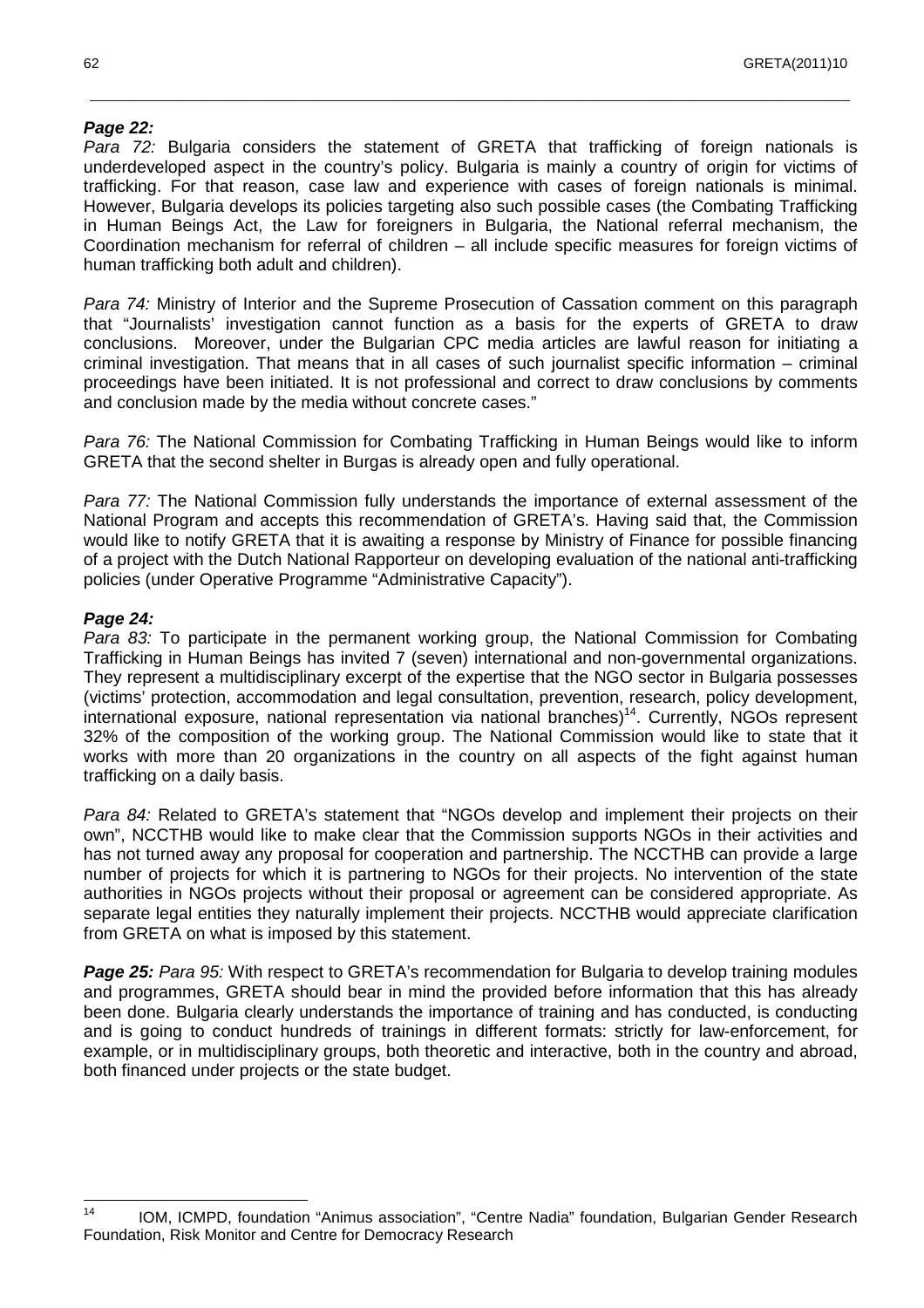***Page 22:***

*Para 72:* Bulgaria considers the statement of GRETA that trafficking of foreign nationals is underdeveloped aspect in the country's policy. Bulgaria is mainly a country of origin for victims of trafficking. For that reason, case law and experience with cases of foreign nationals is minimal. However, Bulgaria develops its policies targeting also such possible cases (the Combating Trafficking in Human Beings Act, the Law for foreigners in Bulgaria, the National referral mechanism, the Coordination mechanism for referral of children – all include specific measures for foreign victims of human trafficking both adult and children).

*Para 74:* Ministry of Interior and the Supreme Prosecution of Cassation comment on this paragraph that "Journalists' investigation cannot function as a basis for the experts of GRETA to draw conclusions. Moreover, under the Bulgarian CPC media articles are lawful reason for initiating a criminal investigation. That means that in all cases of such journalist specific information – criminal proceedings have been initiated. It is not professional and correct to draw conclusions by comments and conclusion made by the media without concrete cases."

*Para 76:* The National Commission for Combating Trafficking in Human Beings would like to inform GRETA that the second shelter in Burgas is already open and fully operational.

*Para 77:* The National Commission fully understands the importance of external assessment of the National Program and accepts this recommendation of GRETA's. Having said that, the Commission would like to notify GRETA that it is awaiting a response by Ministry of Finance for possible financing of a project with the Dutch National Rapporteur on developing evaluation of the national anti-trafficking policies (under Operative Programme "Administrative Capacity").

***Page 24:***

*Para 83:* To participate in the permanent working group, the National Commission for Combating Trafficking in Human Beings has invited 7 (seven) international and non-governmental organizations. They represent a multidisciplinary excerpt of the expertise that the NGO sector in Bulgaria possesses (victims' protection, accommodation and legal consultation, prevention, research, policy development, international exposure, national representation via national branches)[14]. Currently, NGOs represent 32% of the composition of the working group. The National Commission would like to state that it works with more than 20 organizations in the country on all aspects of the fight against human trafficking on a daily basis.

*Para 84:* Related to GRETA's statement that "NGOs develop and implement their projects on their own", NCCTHB would like to make clear that the Commission supports NGOs in their activities and has not turned away any proposal for cooperation and partnership. The NCCTHB can provide a large number of projects for which it is partnering to NGOs for their projects. No intervention of the state authorities in NGOs projects without their proposal or agreement can be considered appropriate. As separate legal entities they naturally implement their projects. NCCTHB would appreciate clarification from GRETA on what is imposed by this statement.

***Page 25:*** *Para 95:* With respect to GRETA's recommendation for Bulgaria to develop training modules and programmes, GRETA should bear in mind the provided before information that this has already been done. Bulgaria clearly understands the importance of training and has conducted, is conducting and is going to conduct hundreds of trainings in different formats: strictly for law-enforcement, for example, or in multidisciplinary groups, both theoretic and interactive, both in the country and abroad, both financed under projects or the state budget.

---

[14] IOM, ICMPD, foundation "Animus association", "Centre Nadia" foundation, Bulgarian Gender Research Foundation, Risk Monitor and Centre for Democracy Research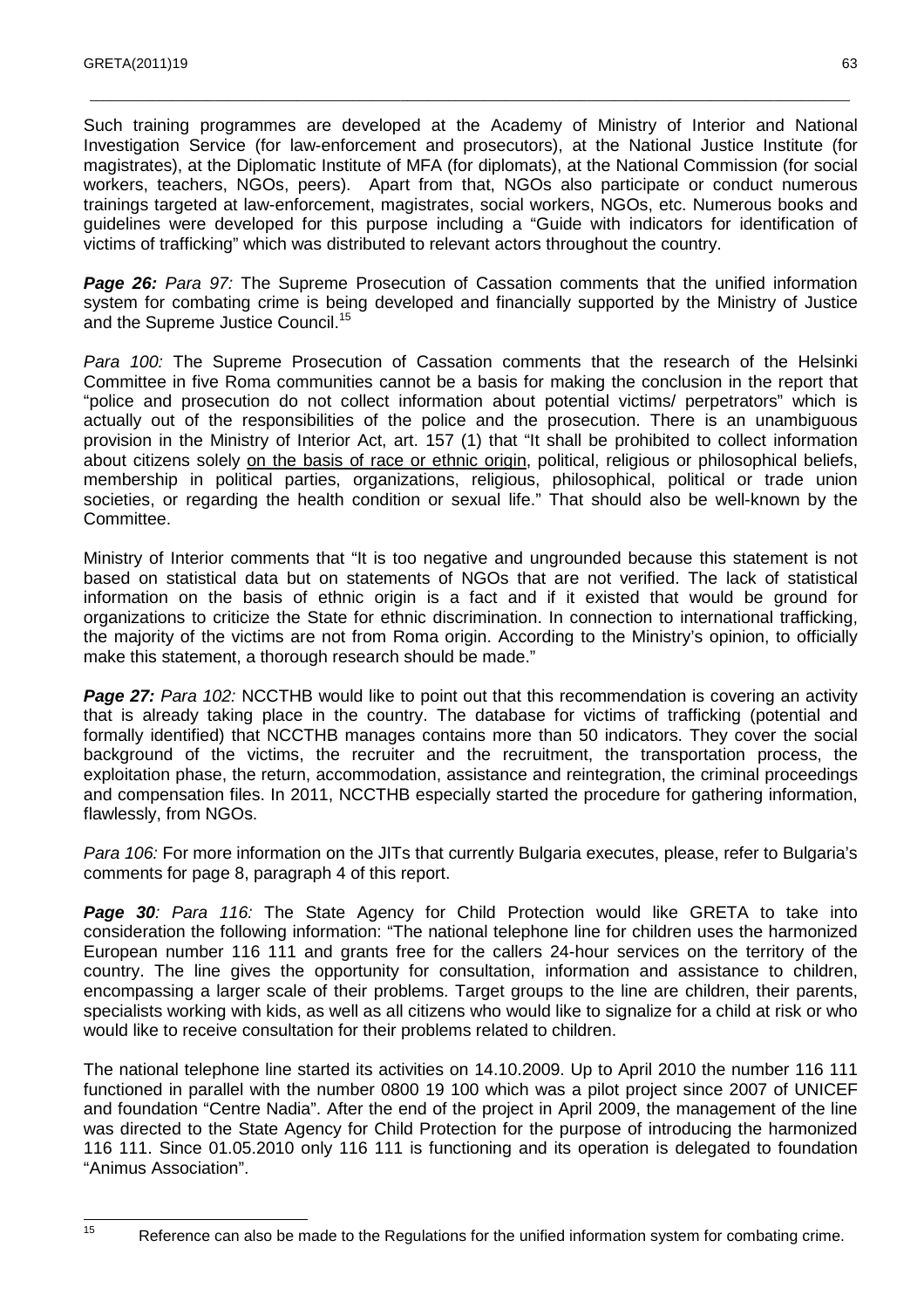Such training programmes are developed at the Academy of Ministry of Interior and National Investigation Service (for law-enforcement and prosecutors), at the National Justice Institute (for magistrates), at the Diplomatic Institute of MFA (for diplomats), at the National Commission (for social workers, teachers, NGOs, peers). Apart from that, NGOs also participate or conduct numerous trainings targeted at law-enforcement, magistrates, social workers, NGOs, etc. Numerous books and guidelines were developed for this purpose including a "Guide with indicators for identification of victims of trafficking" which was distributed to relevant actors throughout the country.

***Page 26:*** *Para 97:* The Supreme Prosecution of Cassation comments that the unified information system for combating crime is being developed and financially supported by the Ministry of Justice and the Supreme Justice Council.[15]

*Para 100:* The Supreme Prosecution of Cassation comments that the research of the Helsinki Committee in five Roma communities cannot be a basis for making the conclusion in the report that "police and prosecution do not collect information about potential victims/ perpetrators" which is actually out of the responsibilities of the police and the prosecution. There is an unambiguous provision in the Ministry of Interior Act, art. 157 (1) that "It shall be prohibited to collect information about citizens solely <u>on the basis of race or ethnic origin</u>, political, religious or philosophical beliefs, membership in political parties, organizations, religious, philosophical, political or trade union societies, or regarding the health condition or sexual life." That should also be well-known by the Committee.

Ministry of Interior comments that "It is too negative and ungrounded because this statement is not based on statistical data but on statements of NGOs that are not verified. The lack of statistical information on the basis of ethnic origin is a fact and if it existed that would be ground for organizations to criticize the State for ethnic discrimination. In connection to international trafficking, the majority of the victims are not from Roma origin. According to the Ministry's opinion, to officially make this statement, a thorough research should be made."

***Page 27:*** *Para 102:* NCCTHB would like to point out that this recommendation is covering an activity that is already taking place in the country. The database for victims of trafficking (potential and formally identified) that NCCTHB manages contains more than 50 indicators. They cover the social background of the victims, the recruiter and the recruitment, the transportation process, the exploitation phase, the return, accommodation, assistance and reintegration, the criminal proceedings and compensation files. In 2011, NCCTHB especially started the procedure for gathering information, flawlessly, from NGOs.

*Para 106:* For more information on the JITs that currently Bulgaria executes, please, refer to Bulgaria's comments for page 8, paragraph 4 of this report.

***Page 30****: Para 116:* The State Agency for Child Protection would like GRETA to take into consideration the following information: "The national telephone line for children uses the harmonized European number 116 111 and grants free for the callers 24-hour services on the territory of the country. The line gives the opportunity for consultation, information and assistance to children, encompassing a larger scale of their problems. Target groups to the line are children, their parents, specialists working with kids, as well as all citizens who would like to signalize for a child at risk or who would like to receive consultation for their problems related to children.

The national telephone line started its activities on 14.10.2009. Up to April 2010 the number 116 111 functioned in parallel with the number 0800 19 100 which was a pilot project since 2007 of UNICEF and foundation "Centre Nadia". After the end of the project in April 2009, the management of the line was directed to the State Agency for Child Protection for the purpose of introducing the harmonized 116 111. Since 01.05.2010 only 116 111 is functioning and its operation is delegated to foundation "Animus Association".

[15] Reference can also be made to the Regulations for the unified information system for combating crime.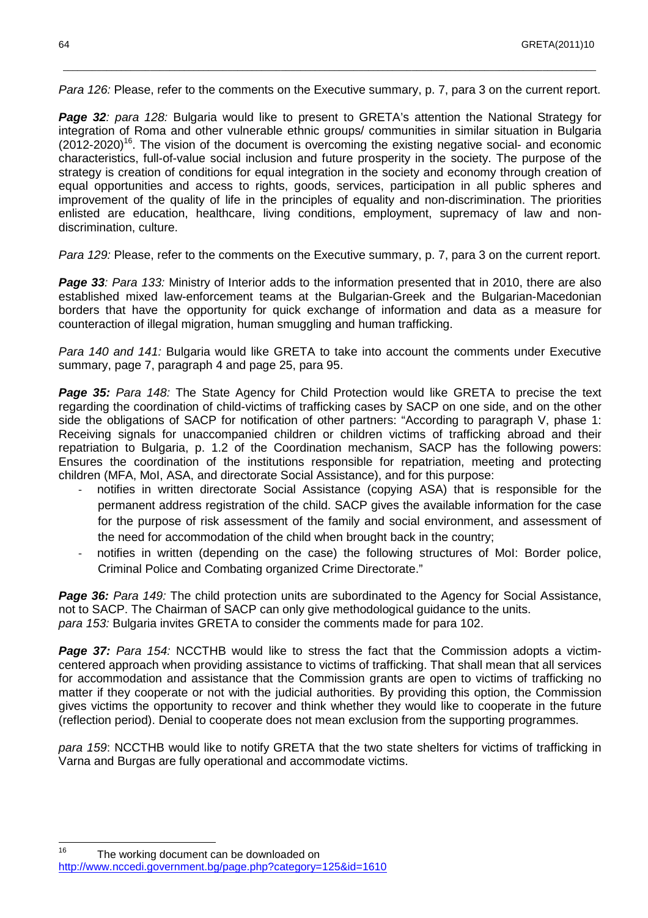*Para 126:* Please, refer to the comments on the Executive summary, p. 7, para 3 on the current report.

***Page 32**: para 128:* Bulgaria would like to present to GRETA's attention the National Strategy for integration of Roma and other vulnerable ethnic groups/ communities in similar situation in Bulgaria (2012-2020)[16]. The vision of the document is overcoming the existing negative social- and economic characteristics, full-of-value social inclusion and future prosperity in the society. The purpose of the strategy is creation of conditions for equal integration in the society and economy through creation of equal opportunities and access to rights, goods, services, participation in all public spheres and improvement of the quality of life in the principles of equality and non-discrimination. The priorities enlisted are education, healthcare, living conditions, employment, supremacy of law and non-discrimination, culture.

*Para 129:* Please, refer to the comments on the Executive summary, p. 7, para 3 on the current report.

***Page 33**: Para 133:* Ministry of Interior adds to the information presented that in 2010, there are also established mixed law-enforcement teams at the Bulgarian-Greek and the Bulgarian-Macedonian borders that have the opportunity for quick exchange of information and data as a measure for counteraction of illegal migration, human smuggling and human trafficking.

*Para 140 and 141:* Bulgaria would like GRETA to take into account the comments under Executive summary, page 7, paragraph 4 and page 25, para 95.

***Page 35:** Para 148:* The State Agency for Child Protection would like GRETA to precise the text regarding the coordination of child-victims of trafficking cases by SACP on one side, and on the other side the obligations of SACP for notification of other partners: "According to paragraph V, phase 1: Receiving signals for unaccompanied children or children victims of trafficking abroad and their repatriation to Bulgaria, p. 1.2 of the Coordination mechanism, SACP has the following powers: Ensures the coordination of the institutions responsible for repatriation, meeting and protecting children (MFA, MoI, ASA, and directorate Social Assistance), and for this purpose:

- notifies in written directorate Social Assistance (copying ASA) that is responsible for the permanent address registration of the child. SACP gives the available information for the case for the purpose of risk assessment of the family and social environment, and assessment of the need for accommodation of the child when brought back in the country;
- notifies in written (depending on the case) the following structures of MoI: Border police, Criminal Police and Combating organized Crime Directorate."

***Page 36:** Para 149:* The child protection units are subordinated to the Agency for Social Assistance, not to SACP. The Chairman of SACP can only give methodological guidance to the units.
*para 153:* Bulgaria invites GRETA to consider the comments made for para 102.

***Page 37:** Para 154:* NCCTHB would like to stress the fact that the Commission adopts a victim-centered approach when providing assistance to victims of trafficking. That shall mean that all services for accommodation and assistance that the Commission grants are open to victims of trafficking no matter if they cooperate or not with the judicial authorities. By providing this option, the Commission gives victims the opportunity to recover and think whether they would like to cooperate in the future (reflection period). Denial to cooperate does not mean exclusion from the supporting programmes.

*para 159*: NCCTHB would like to notify GRETA that the two state shelters for victims of trafficking in Varna and Burgas are fully operational and accommodate victims.

---

[16] The working document can be downloaded on http://www.nccedi.government.bg/page.php?category=125&id=1610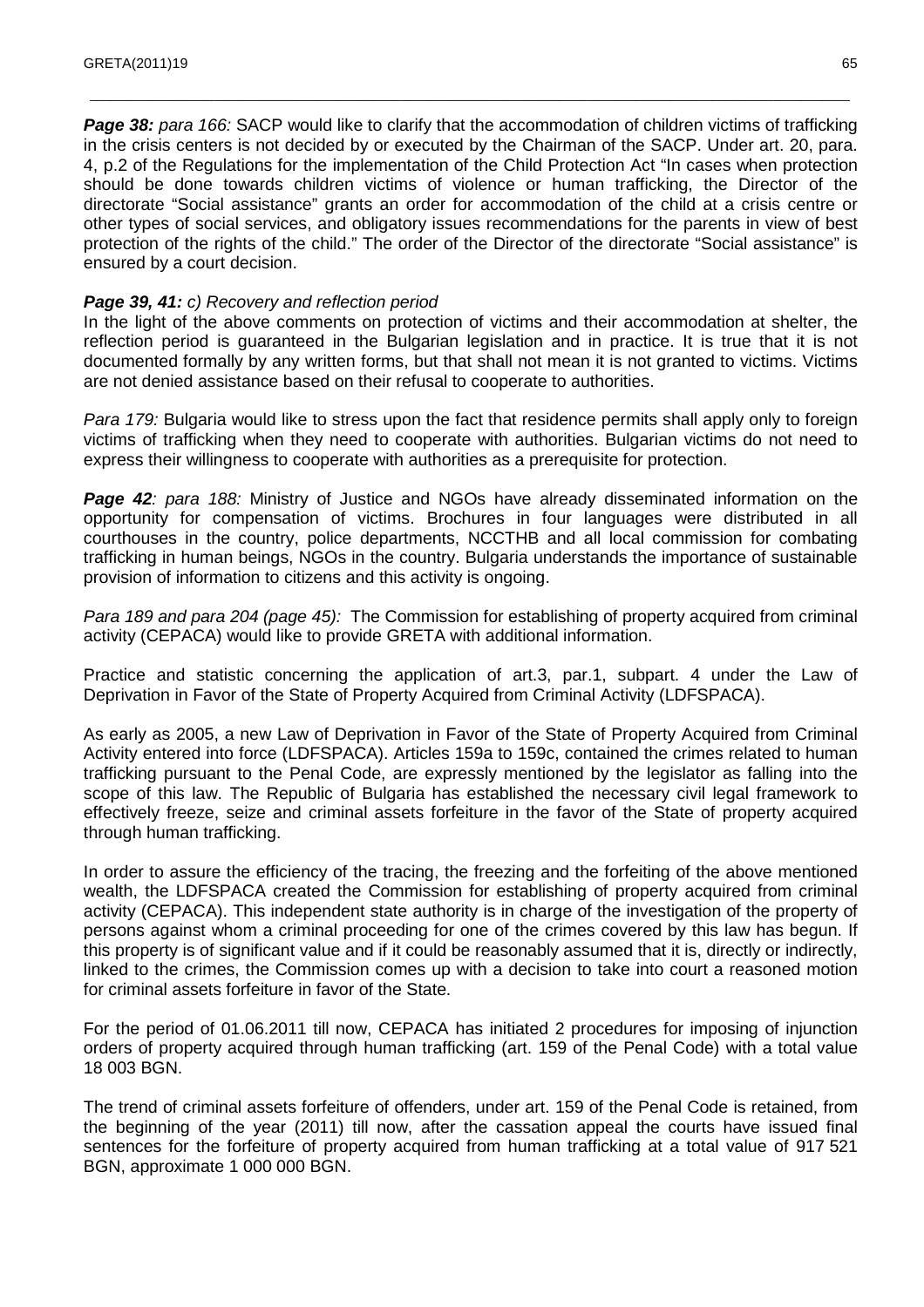***Page 38:*** *para 166:* SACP would like to clarify that the accommodation of children victims of trafficking in the crisis centers is not decided by or executed by the Chairman of the SACP. Under art. 20, para. 4, p.2 of the Regulations for the implementation of the Child Protection Act "In cases when protection should be done towards children victims of violence or human trafficking, the Director of the directorate "Social assistance" grants an order for accommodation of the child at a crisis centre or other types of social services, and obligatory issues recommendations for the parents in view of best protection of the rights of the child." The order of the Director of the directorate "Social assistance" is ensured by a court decision.

***Page 39, 41:*** *c) Recovery and reflection period*

In the light of the above comments on protection of victims and their accommodation at shelter, the reflection period is guaranteed in the Bulgarian legislation and in practice. It is true that it is not documented formally by any written forms, but that shall not mean it is not granted to victims. Victims are not denied assistance based on their refusal to cooperate to authorities.

*Para 179:* Bulgaria would like to stress upon the fact that residence permits shall apply only to foreign victims of trafficking when they need to cooperate with authorities. Bulgarian victims do not need to express their willingness to cooperate with authorities as a prerequisite for protection.

***Page 42****: para 188:* Ministry of Justice and NGOs have already disseminated information on the opportunity for compensation of victims. Brochures in four languages were distributed in all courthouses in the country, police departments, NCCTHB and all local commission for combating trafficking in human beings, NGOs in the country. Bulgaria understands the importance of sustainable provision of information to citizens and this activity is ongoing.

*Para 189 and para 204 (page 45):* The Commission for establishing of property acquired from criminal activity (CEPACA) would like to provide GRETA with additional information.

Practice and statistic concerning the application of art.3, par.1, subpart. 4 under the Law of Deprivation in Favor of the State of Property Acquired from Criminal Activity (LDFSPACA).

As early as 2005, a new Law of Deprivation in Favor of the State of Property Acquired from Criminal Activity entered into force (LDFSPACA). Articles 159a to 159c, contained the crimes related to human trafficking pursuant to the Penal Code, are expressly mentioned by the legislator as falling into the scope of this law. The Republic of Bulgaria has established the necessary civil legal framework to effectively freeze, seize and criminal assets forfeiture in the favor of the State of property acquired through human trafficking.

In order to assure the efficiency of the tracing, the freezing and the forfeiting of the above mentioned wealth, the LDFSPACA created the Commission for establishing of property acquired from criminal activity (CEPACA). This independent state authority is in charge of the investigation of the property of persons against whom a criminal proceeding for one of the crimes covered by this law has begun. If this property is of significant value and if it could be reasonably assumed that it is, directly or indirectly, linked to the crimes, the Commission comes up with a decision to take into court a reasoned motion for criminal assets forfeiture in favor of the State.

For the period of 01.06.2011 till now, CEPACA has initiated 2 procedures for imposing of injunction orders of property acquired through human trafficking (art. 159 of the Penal Code) with a total value 18 003 BGN.

The trend of criminal assets forfeiture of offenders, under art. 159 of the Penal Code is retained, from the beginning of the year (2011) till now, after the cassation appeal the courts have issued final sentences for the forfeiture of property acquired from human trafficking at a total value of 917 521 BGN, approximate 1 000 000 BGN.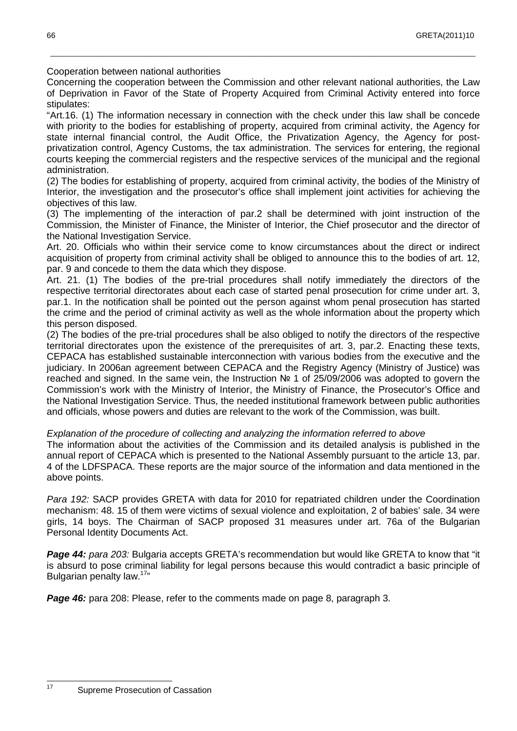Cooperation between national authorities

Concerning the cooperation between the Commission and other relevant national authorities, the Law of Deprivation in Favor of the State of Property Acquired from Criminal Activity entered into force stipulates:

"Art.16. (1) The information necessary in connection with the check under this law shall be concede with priority to the bodies for establishing of property, acquired from criminal activity, the Agency for state internal financial control, the Audit Office, the Privatization Agency, the Agency for post-privatization control, Agency Customs, the tax administration. The services for entering, the regional courts keeping the commercial registers and the respective services of the municipal and the regional administration.

(2) The bodies for establishing of property, acquired from criminal activity, the bodies of the Ministry of Interior, the investigation and the prosecutor's office shall implement joint activities for achieving the objectives of this law.

(3) The implementing of the interaction of par.2 shall be determined with joint instruction of the Commission, the Minister of Finance, the Minister of Interior, the Chief prosecutor and the director of the National Investigation Service.

Art. 20. Officials who within their service come to know circumstances about the direct or indirect acquisition of property from criminal activity shall be obliged to announce this to the bodies of art. 12, par. 9 and concede to them the data which they dispose.

Art. 21. (1) The bodies of the pre-trial procedures shall notify immediately the directors of the respective territorial directorates about each case of started penal prosecution for crime under art. 3, par.1. In the notification shall be pointed out the person against whom penal prosecution has started the crime and the period of criminal activity as well as the whole information about the property which this person disposed.

(2) The bodies of the pre-trial procedures shall be also obliged to notify the directors of the respective territorial directorates upon the existence of the prerequisites of art. 3, par.2. Enacting these texts, CEPACA has established sustainable interconnection with various bodies from the executive and the judiciary. In 2006an agreement between CEPACA and the Registry Agency (Ministry of Justice) was reached and signed. In the same vein, the Instruction № 1 of 25/09/2006 was adopted to govern the Commission's work with the Ministry of Interior, the Ministry of Finance, the Prosecutor's Office and the National Investigation Service. Thus, the needed institutional framework between public authorities and officials, whose powers and duties are relevant to the work of the Commission, was built.

*Explanation of the procedure of collecting and analyzing the information referred to above*

The information about the activities of the Commission and its detailed analysis is published in the annual report of CEPACA which is presented to the National Assembly pursuant to the article 13, par. 4 of the LDFSPACA. These reports are the major source of the information and data mentioned in the above points.

*Para 192:* SACP provides GRETA with data for 2010 for repatriated children under the Coordination mechanism: 48. 15 of them were victims of sexual violence and exploitation, 2 of babies' sale. 34 were girls, 14 boys. The Chairman of SACP proposed 31 measures under art. 76a of the Bulgarian Personal Identity Documents Act.

***Page 44:*** *para 203:* Bulgaria accepts GRETA's recommendation but would like GRETA to know that "it is absurd to pose criminal liability for legal persons because this would contradict a basic principle of Bulgarian penalty law.[17]"

***Page 46:*** para 208: Please, refer to the comments made on page 8, paragraph 3.

[17] Supreme Prosecution of Cassation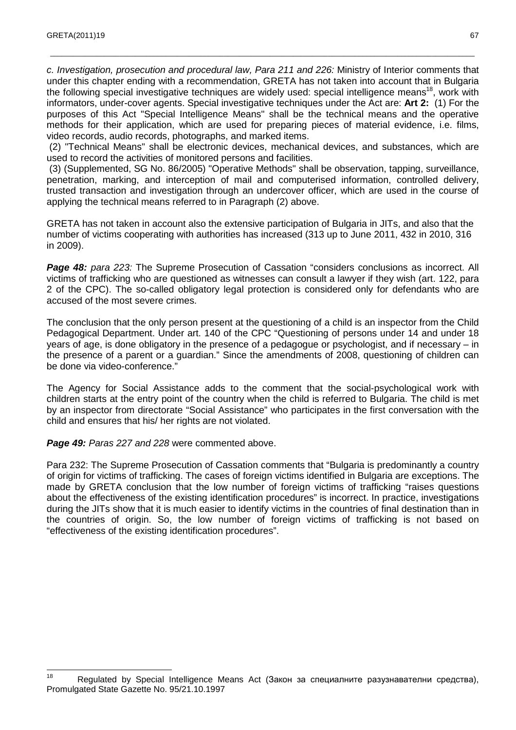*c. Investigation, prosecution and procedural law, Para 211 and 226:* Ministry of Interior comments that under this chapter ending with a recommendation, GRETA has not taken into account that in Bulgaria the following special investigative techniques are widely used: special intelligence means[18], work with informators, under-cover agents. Special investigative techniques under the Act are: **Art 2:** (1) For the purposes of this Act "Special Intelligence Means" shall be the technical means and the operative methods for their application, which are used for preparing pieces of material evidence, i.e. films, video records, audio records, photographs, and marked items.

(2) "Technical Means" shall be electronic devices, mechanical devices, and substances, which are used to record the activities of monitored persons and facilities.

(3) (Supplemented, SG No. 86/2005) "Operative Methods" shall be observation, tapping, surveillance, penetration, marking, and interception of mail and computerised information, controlled delivery, trusted transaction and investigation through an undercover officer, which are used in the course of applying the technical means referred to in Paragraph (2) above.

GRETA has not taken in account also the extensive participation of Bulgaria in JITs, and also that the number of victims cooperating with authorities has increased (313 up to June 2011, 432 in 2010, 316 in 2009).

***Page 48:*** *para 223:* The Supreme Prosecution of Cassation "considers conclusions as incorrect. All victims of trafficking who are questioned as witnesses can consult a lawyer if they wish (art. 122, para 2 of the CPC). The so-called obligatory legal protection is considered only for defendants who are accused of the most severe crimes.

The conclusion that the only person present at the questioning of a child is an inspector from the Child Pedagogical Department. Under art. 140 of the CPC "Questioning of persons under 14 and under 18 years of age, is done obligatory in the presence of a pedagogue or psychologist, and if necessary – in the presence of a parent or a guardian." Since the amendments of 2008, questioning of children can be done via video-conference."

The Agency for Social Assistance adds to the comment that the social-psychological work with children starts at the entry point of the country when the child is referred to Bulgaria. The child is met by an inspector from directorate "Social Assistance" who participates in the first conversation with the child and ensures that his/ her rights are not violated.

***Page 49:*** *Paras 227 and 228* were commented above.

Para 232: The Supreme Prosecution of Cassation comments that "Bulgaria is predominantly a country of origin for victims of trafficking. The cases of foreign victims identified in Bulgaria are exceptions. The made by GRETA conclusion that the low number of foreign victims of trafficking "raises questions about the effectiveness of the existing identification procedures" is incorrect. In practice, investigations during the JITs show that it is much easier to identify victims in the countries of final destination than in the countries of origin. So, the low number of foreign victims of trafficking is not based on "effectiveness of the existing identification procedures".

---

[18] Regulated by Special Intelligence Means Act (Закон за специалните разузнавателни средства), Promulgated State Gazette No. 95/21.10.1997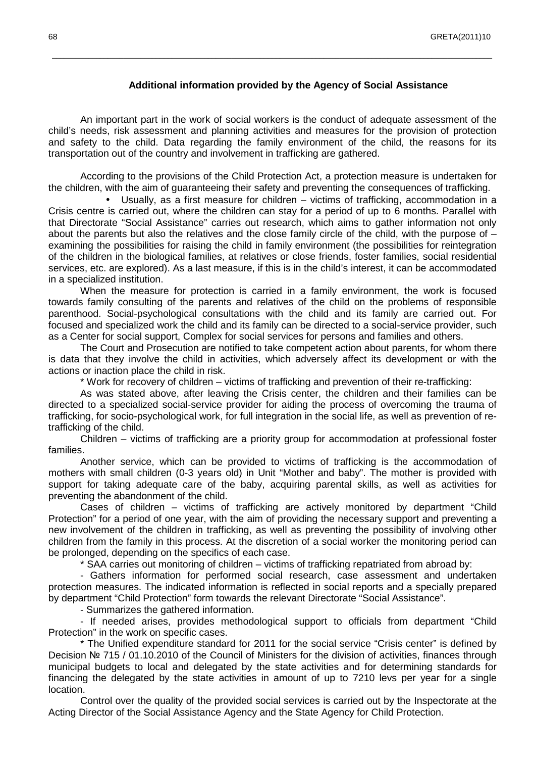**Additional information provided by the Agency of Social Assistance**

An important part in the work of social workers is the conduct of adequate assessment of the child's needs, risk assessment and planning activities and measures for the provision of protection and safety to the child. Data regarding the family environment of the child, the reasons for its transportation out of the country and involvement in trafficking are gathered.

According to the provisions of the Child Protection Act, a protection measure is undertaken for the children, with the aim of guaranteeing their safety and preventing the consequences of trafficking.

- Usually, as a first measure for children – victims of trafficking, accommodation in a Crisis centre is carried out, where the children can stay for a period of up to 6 months. Parallel with that Directorate "Social Assistance" carries out research, which aims to gather information not only about the parents but also the relatives and the close family circle of the child, with the purpose of – examining the possibilities for raising the child in family environment (the possibilities for reintegration of the children in the biological families, at relatives or close friends, foster families, social residential services, etc. are explored). As a last measure, if this is in the child's interest, it can be accommodated in a specialized institution.

When the measure for protection is carried in a family environment, the work is focused towards family consulting of the parents and relatives of the child on the problems of responsible parenthood. Social-psychological consultations with the child and its family are carried out. For focused and specialized work the child and its family can be directed to a social-service provider, such as a Center for social support, Complex for social services for persons and families and others.

The Court and Prosecution are notified to take competent action about parents, for whom there is data that they involve the child in activities, which adversely affect its development or with the actions or inaction place the child in risk.

* Work for recovery of children – victims of trafficking and prevention of their re-trafficking:

As was stated above, after leaving the Crisis center, the children and their families can be directed to a specialized social-service provider for aiding the process of overcoming the trauma of trafficking, for socio-psychological work, for full integration in the social life, as well as prevention of re-trafficking of the child.

Children – victims of trafficking are a priority group for accommodation at professional foster families.

Another service, which can be provided to victims of trafficking is the accommodation of mothers with small children (0-3 years old) in Unit "Mother and baby". The mother is provided with support for taking adequate care of the baby, acquiring parental skills, as well as activities for preventing the abandonment of the child.

Cases of children – victims of trafficking are actively monitored by department "Child Protection" for a period of one year, with the aim of providing the necessary support and preventing a new involvement of the children in trafficking, as well as preventing the possibility of involving other children from the family in this process. At the discretion of a social worker the monitoring period can be prolonged, depending on the specifics of each case.

* SAA carries out monitoring of children – victims of trafficking repatriated from abroad by:

- Gathers information for performed social research, case assessment and undertaken protection measures. The indicated information is reflected in social reports and a specially prepared by department "Child Protection" form towards the relevant Directorate "Social Assistance".

- Summarizes the gathered information.

- If needed arises, provides methodological support to officials from department "Child Protection" in the work on specific cases.

* The Unified expenditure standard for 2011 for the social service "Crisis center" is defined by Decision № 715 / 01.10.2010 of the Council of Ministers for the division of activities, finances through municipal budgets to local and delegated by the state activities and for determining standards for financing the delegated by the state activities in amount of up to 7210 levs per year for a single location.

Control over the quality of the provided social services is carried out by the Inspectorate at the Acting Director of the Social Assistance Agency and the State Agency for Child Protection.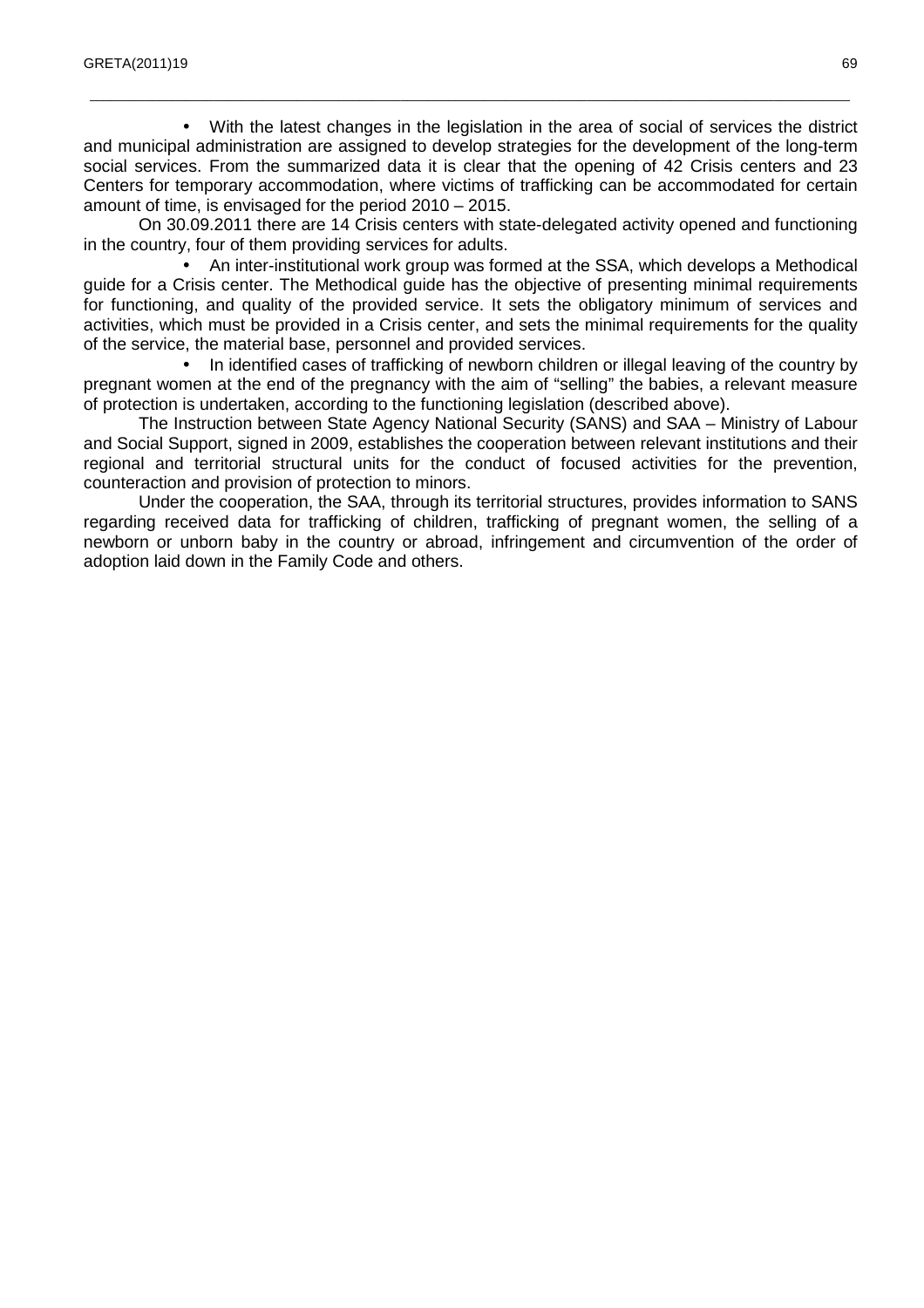- With the latest changes in the legislation in the area of social of services the district and municipal administration are assigned to develop strategies for the development of the long-term social services. From the summarized data it is clear that the opening of 42 Crisis centers and 23 Centers for temporary accommodation, where victims of trafficking can be accommodated for certain amount of time, is envisaged for the period 2010 – 2015.

On 30.09.2011 there are 14 Crisis centers with state-delegated activity opened and functioning in the country, four of them providing services for adults.

- An inter-institutional work group was formed at the SSA, which develops a Methodical guide for a Crisis center. The Methodical guide has the objective of presenting minimal requirements for functioning, and quality of the provided service. It sets the obligatory minimum of services and activities, which must be provided in a Crisis center, and sets the minimal requirements for the quality of the service, the material base, personnel and provided services.

- In identified cases of trafficking of newborn children or illegal leaving of the country by pregnant women at the end of the pregnancy with the aim of "selling" the babies, a relevant measure of protection is undertaken, according to the functioning legislation (described above).

The Instruction between State Agency National Security (SANS) and SAA – Ministry of Labour and Social Support, signed in 2009, establishes the cooperation between relevant institutions and their regional and territorial structural units for the conduct of focused activities for the prevention, counteraction and provision of protection to minors.

Under the cooperation, the SAA, through its territorial structures, provides information to SANS regarding received data for trafficking of children, trafficking of pregnant women, the selling of a newborn or unborn baby in the country or abroad, infringement and circumvention of the order of adoption laid down in the Family Code and others.